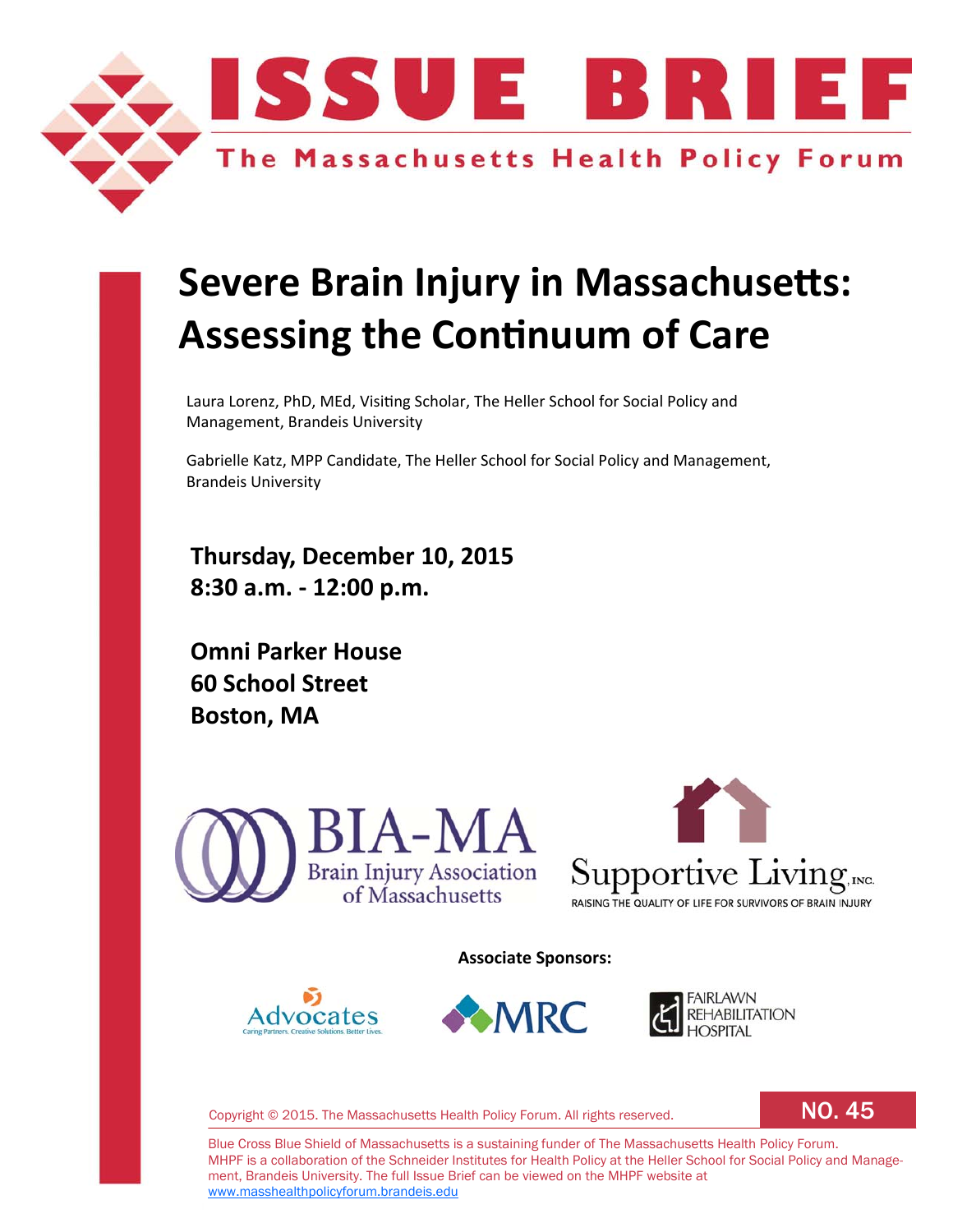# ISSUE BRIEF

## The Massachusetts Health Policy Forum

# Severe Brain Injury in Massachusetts: Assessing the Continuum of Care

Laura Lorenz, PhD, MEd, Visiting Scholar, The Heller School for Social Policy and Management, Brandeis University

Gabrielle Katz, MPP Candidate, The Heller School for Social Policy and Management, Brandeis University

**Thursday, December 10, 2015**
**8:30 a.m. - 12:00 p.m.**

**Omni Parker House**
**60 School Street**
**Boston, MA**

BIA-MA Brain Injury Association of Massachusetts

Supportive Living, Inc. RAISING THE QUALITY OF LIFE FOR SURVIVORS OF BRAIN INJURY

**Associate Sponsors:**

Advocates — Caring Partners. Creative Solutions. Better Lives.

MRC

Fairlawn Rehabilitation Hospital

Copyright © 2015. The Massachusetts Health Policy Forum. All rights reserved.

NO. 45

Blue Cross Blue Shield of Massachusetts is a sustaining funder of The Massachusetts Health Policy Forum. MHPF is a collaboration of the Schneider Institutes for Health Policy at the Heller School for Social Policy and Management, Brandeis University. The full Issue Brief can be viewed on the MHPF website at www.masshealthpolicyforum.brandeis.edu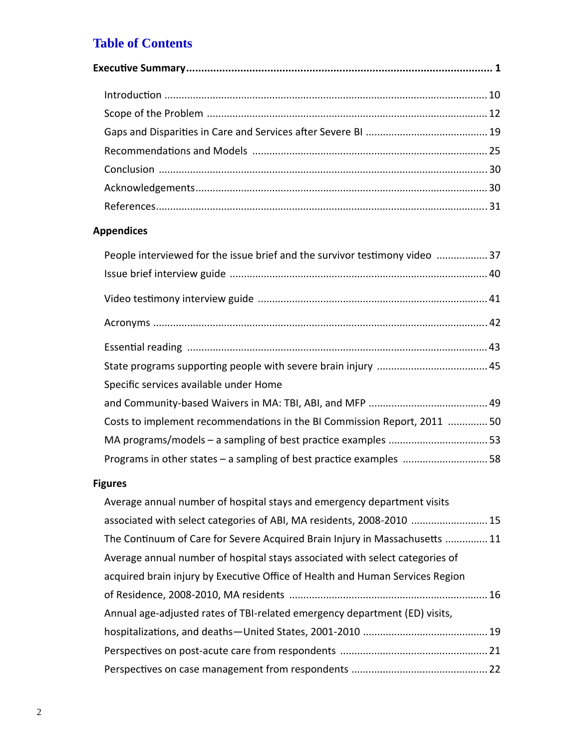# Table of Contents

**Executive Summary ........................................................................................................ 1**

Introduction ................................................................................................................ 10

Scope of the Problem ................................................................................................ 12

Gaps and Disparities in Care and Services after Severe BI ......................................... 19

Recommendations and Models ................................................................................. 25

Conclusion ................................................................................................................. 30

Acknowledgements .................................................................................................... 30

References .................................................................................................................. 31

## Appendices

People interviewed for the issue brief and the survivor testimony video .................. 37

Issue brief interview guide ......................................................................................... 40

Video testimony interview guide ............................................................................... 41

Acronyms ................................................................................................................... 42

Essential reading ........................................................................................................ 43

State programs supporting people with severe brain injury ...................................... 45

Specific services available under Home and Community-based Waivers in MA: TBI, ABI, and MFP ......................................... 49

Costs to implement recommendations in the BI Commission Report, 2011 .............. 50

MA programs/models – a sampling of best practice examples .................................. 53

Programs in other states – a sampling of best practice examples ............................. 58

## Figures

Average annual number of hospital stays and emergency department visits associated with select categories of ABI, MA residents, 2008-2010 .......................... 15

The Continuum of Care for Severe Acquired Brain Injury in Massachusetts ............... 11

Average annual number of hospital stays associated with select categories of acquired brain injury by Executive Office of Health and Human Services Region of Residence, 2008-2010, MA residents ..................................................................... 16

Annual age-adjusted rates of TBI-related emergency department (ED) visits, hospitalizations, and deaths—United States, 2001-2010 ........................................... 19

Perspectives on post-acute care from respondents ................................................... 21

Perspectives on case management from respondents ............................................... 22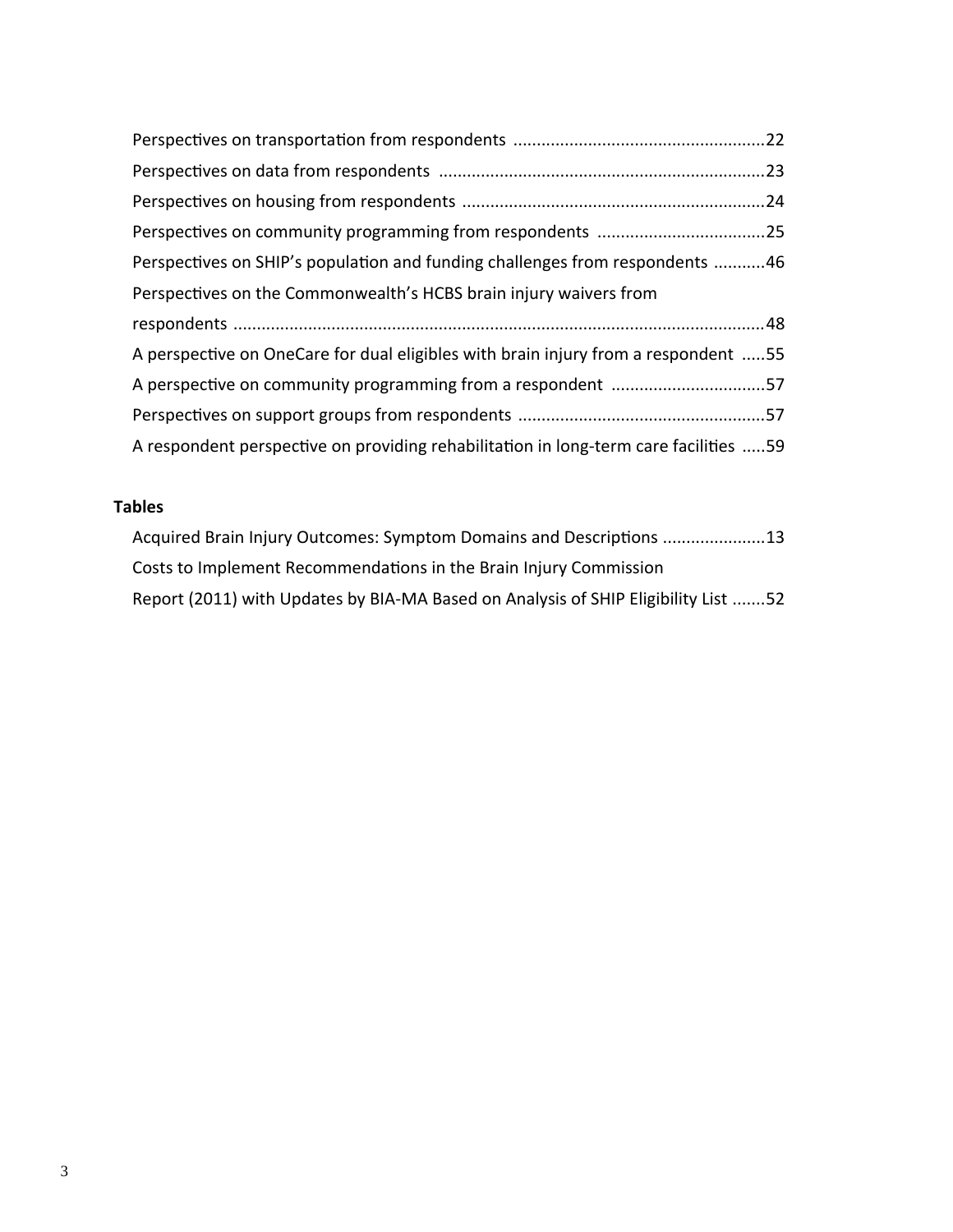Perspectives on transportation from respondents ......................................................22

Perspectives on data from respondents ......................................................................23

Perspectives on housing from respondents .................................................................24

Perspectives on community programming from respondents ....................................25

Perspectives on SHIP's population and funding challenges from respondents ...........46

Perspectives on the Commonwealth's HCBS brain injury waivers from respondents ..................................................................................................................48

A perspective on OneCare for dual eligibles with brain injury from a respondent .....55

A perspective on community programming from a respondent .................................57

Perspectives on support groups from respondents .....................................................57

A respondent perspective on providing rehabilitation in long-term care facilities .....59

**Tables**

Acquired Brain Injury Outcomes: Symptom Domains and Descriptions ......................13

Costs to Implement Recommendations in the Brain Injury Commission Report (2011) with Updates by BIA-MA Based on Analysis of SHIP Eligibility List .......52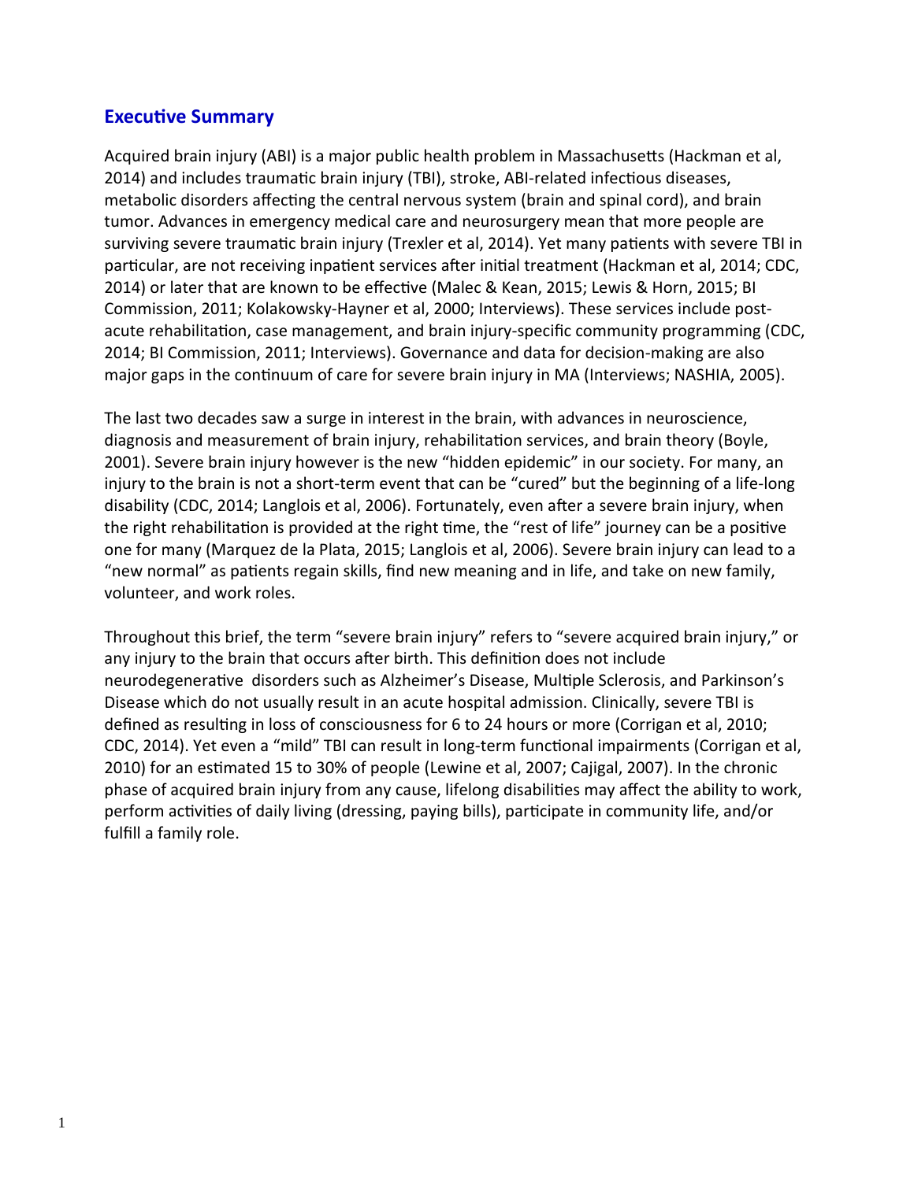## Executive Summary

Acquired brain injury (ABI) is a major public health problem in Massachusetts (Hackman et al, 2014) and includes traumatic brain injury (TBI), stroke, ABI-related infectious diseases, metabolic disorders affecting the central nervous system (brain and spinal cord), and brain tumor. Advances in emergency medical care and neurosurgery mean that more people are surviving severe traumatic brain injury (Trexler et al, 2014). Yet many patients with severe TBI in particular, are not receiving inpatient services after initial treatment (Hackman et al, 2014; CDC, 2014) or later that are known to be effective (Malec & Kean, 2015; Lewis & Horn, 2015; BI Commission, 2011; Kolakowsky-Hayner et al, 2000; Interviews). These services include post-acute rehabilitation, case management, and brain injury-specific community programming (CDC, 2014; BI Commission, 2011; Interviews). Governance and data for decision-making are also major gaps in the continuum of care for severe brain injury in MA (Interviews; NASHIA, 2005).

The last two decades saw a surge in interest in the brain, with advances in neuroscience, diagnosis and measurement of brain injury, rehabilitation services, and brain theory (Boyle, 2001). Severe brain injury however is the new "hidden epidemic" in our society. For many, an injury to the brain is not a short-term event that can be "cured" but the beginning of a life-long disability (CDC, 2014; Langlois et al, 2006). Fortunately, even after a severe brain injury, when the right rehabilitation is provided at the right time, the "rest of life" journey can be a positive one for many (Marquez de la Plata, 2015; Langlois et al, 2006). Severe brain injury can lead to a "new normal" as patients regain skills, find new meaning and in life, and take on new family, volunteer, and work roles.

Throughout this brief, the term "severe brain injury" refers to "severe acquired brain injury," or any injury to the brain that occurs after birth. This definition does not include neurodegenerative disorders such as Alzheimer's Disease, Multiple Sclerosis, and Parkinson's Disease which do not usually result in an acute hospital admission. Clinically, severe TBI is defined as resulting in loss of consciousness for 6 to 24 hours or more (Corrigan et al, 2010; CDC, 2014). Yet even a "mild" TBI can result in long-term functional impairments (Corrigan et al, 2010) for an estimated 15 to 30% of people (Lewine et al, 2007; Cajigal, 2007). In the chronic phase of acquired brain injury from any cause, lifelong disabilities may affect the ability to work, perform activities of daily living (dressing, paying bills), participate in community life, and/or fulfill a family role.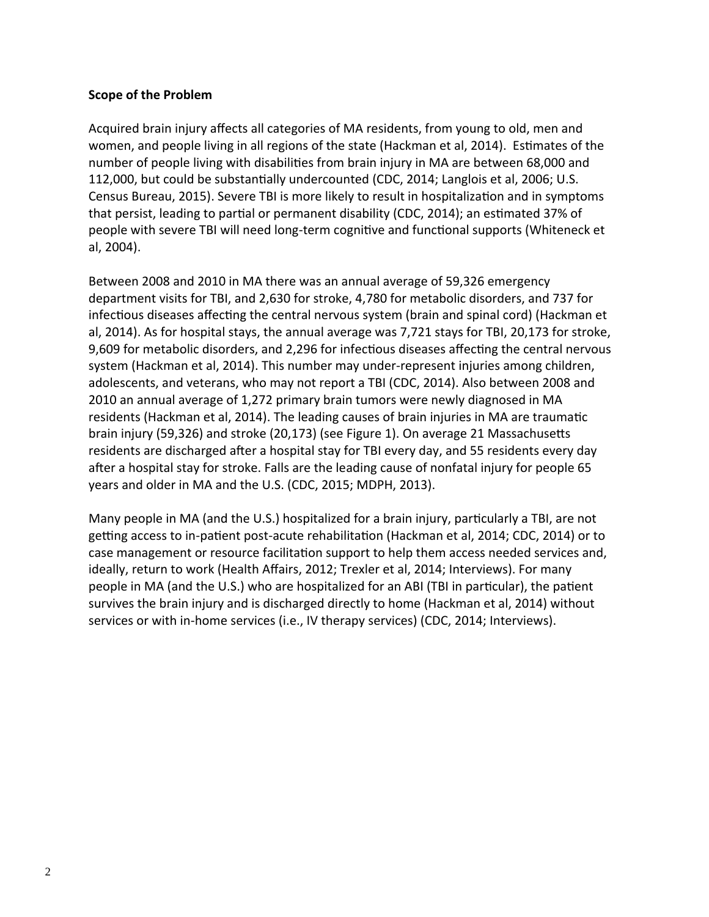**Scope of the Problem**

Acquired brain injury affects all categories of MA residents, from young to old, men and women, and people living in all regions of the state (Hackman et al, 2014). Estimates of the number of people living with disabilities from brain injury in MA are between 68,000 and 112,000, but could be substantially undercounted (CDC, 2014; Langlois et al, 2006; U.S. Census Bureau, 2015). Severe TBI is more likely to result in hospitalization and in symptoms that persist, leading to partial or permanent disability (CDC, 2014); an estimated 37% of people with severe TBI will need long-term cognitive and functional supports (Whiteneck et al, 2004).

Between 2008 and 2010 in MA there was an annual average of 59,326 emergency department visits for TBI, and 2,630 for stroke, 4,780 for metabolic disorders, and 737 for infectious diseases affecting the central nervous system (brain and spinal cord) (Hackman et al, 2014). As for hospital stays, the annual average was 7,721 stays for TBI, 20,173 for stroke, 9,609 for metabolic disorders, and 2,296 for infectious diseases affecting the central nervous system (Hackman et al, 2014). This number may under-represent injuries among children, adolescents, and veterans, who may not report a TBI (CDC, 2014). Also between 2008 and 2010 an annual average of 1,272 primary brain tumors were newly diagnosed in MA residents (Hackman et al, 2014). The leading causes of brain injuries in MA are traumatic brain injury (59,326) and stroke (20,173) (see Figure 1). On average 21 Massachusetts residents are discharged after a hospital stay for TBI every day, and 55 residents every day after a hospital stay for stroke. Falls are the leading cause of nonfatal injury for people 65 years and older in MA and the U.S. (CDC, 2015; MDPH, 2013).

Many people in MA (and the U.S.) hospitalized for a brain injury, particularly a TBI, are not getting access to in-patient post-acute rehabilitation (Hackman et al, 2014; CDC, 2014) or to case management or resource facilitation support to help them access needed services and, ideally, return to work (Health Affairs, 2012; Trexler et al, 2014; Interviews). For many people in MA (and the U.S.) who are hospitalized for an ABI (TBI in particular), the patient survives the brain injury and is discharged directly to home (Hackman et al, 2014) without services or with in-home services (i.e., IV therapy services) (CDC, 2014; Interviews).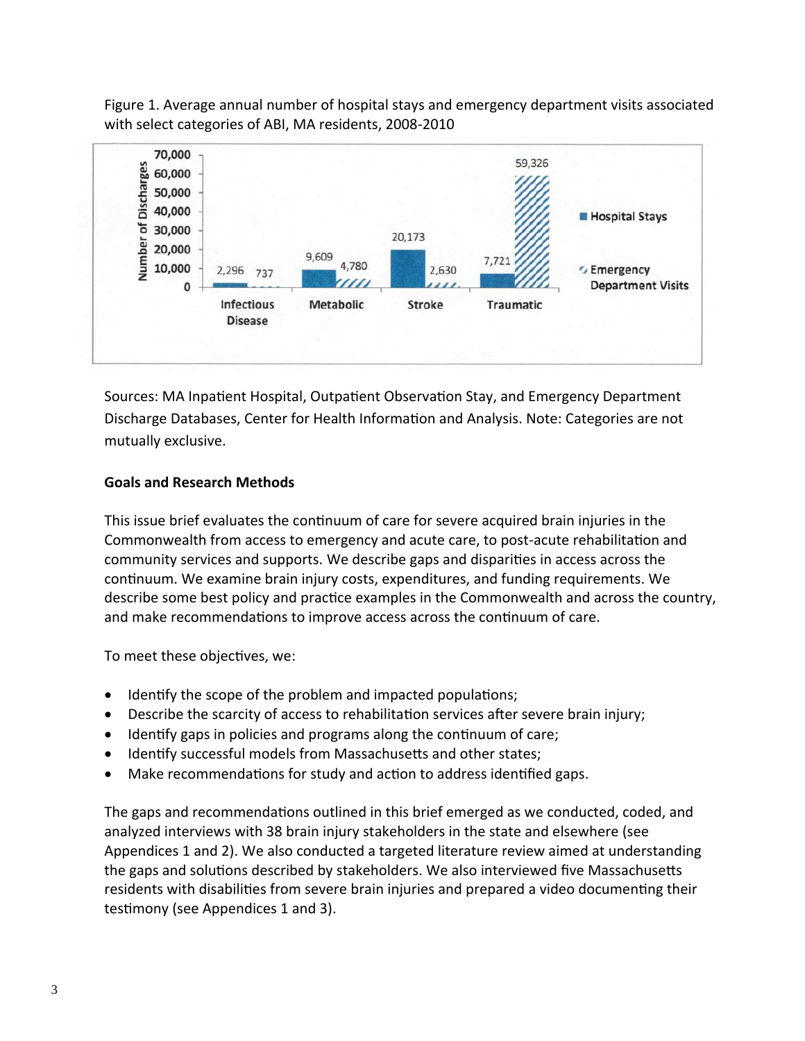Figure 1. Average annual number of hospital stays and emergency department visits associated with select categories of ABI, MA residents, 2008-2010

| Category | Hospital Stays | Emergency Department Visits |
|---|---|---|
| Infectious Disease | 2,296 | 737 |
| Metabolic | 9,609 | 4,780 |
| Stroke | 20,173 | 2,630 |
| Traumatic | 7,721 | 59,326 |

Sources: MA Inpatient Hospital, Outpatient Observation Stay, and Emergency Department Discharge Databases, Center for Health Information and Analysis. Note: Categories are not mutually exclusive.

**Goals and Research Methods**

This issue brief evaluates the continuum of care for severe acquired brain injuries in the Commonwealth from access to emergency and acute care, to post-acute rehabilitation and community services and supports. We describe gaps and disparities in access across the continuum. We examine brain injury costs, expenditures, and funding requirements. We describe some best policy and practice examples in the Commonwealth and across the country, and make recommendations to improve access across the continuum of care.

To meet these objectives, we:

- Identify the scope of the problem and impacted populations;
- Describe the scarcity of access to rehabilitation services after severe brain injury;
- Identify gaps in policies and programs along the continuum of care;
- Identify successful models from Massachusetts and other states;
- Make recommendations for study and action to address identified gaps.

The gaps and recommendations outlined in this brief emerged as we conducted, coded, and analyzed interviews with 38 brain injury stakeholders in the state and elsewhere (see Appendices 1 and 2). We also conducted a targeted literature review aimed at understanding the gaps and solutions described by stakeholders. We also interviewed five Massachusetts residents with disabilities from severe brain injuries and prepared a video documenting their testimony (see Appendices 1 and 3).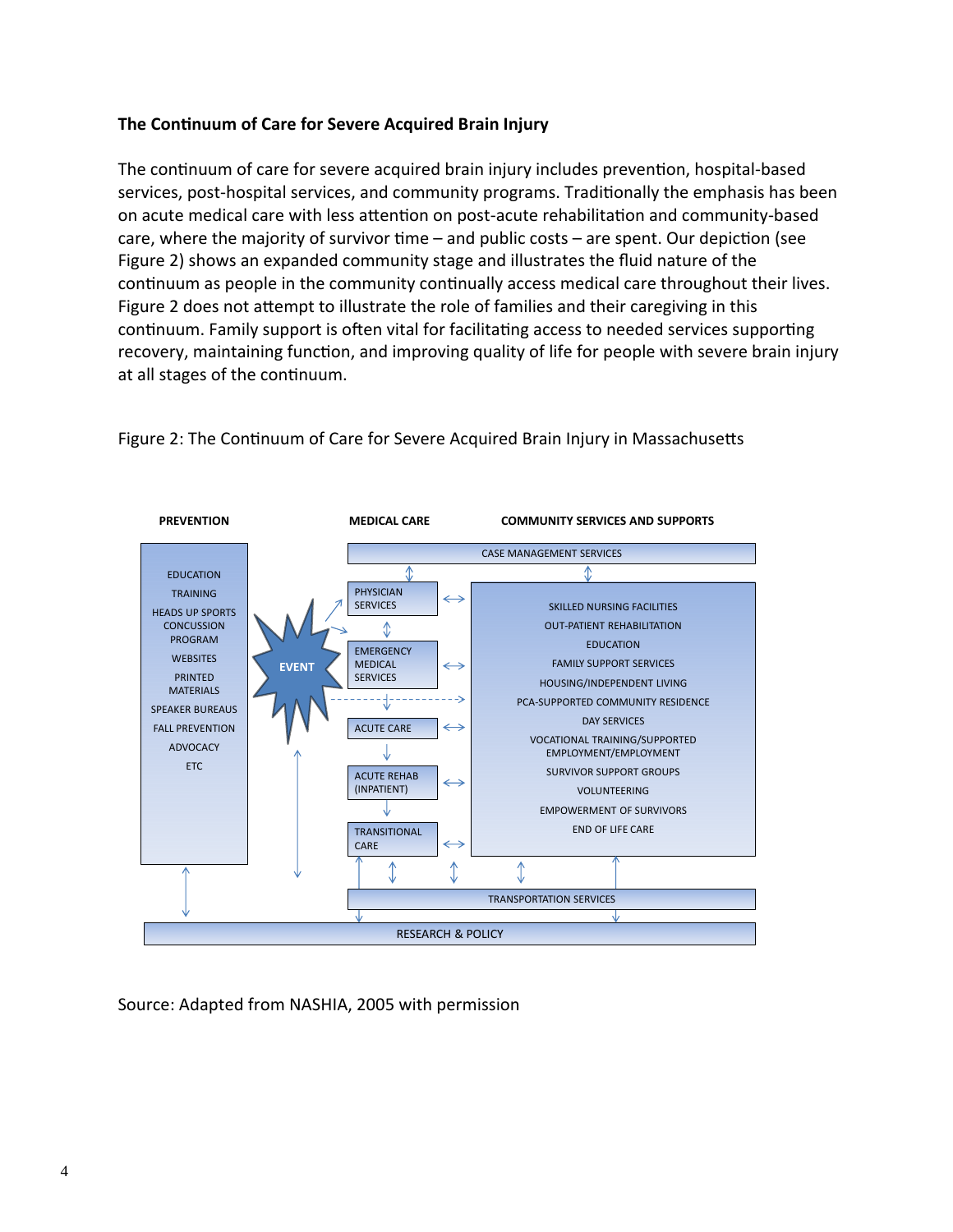**The Continuum of Care for Severe Acquired Brain Injury**

The continuum of care for severe acquired brain injury includes prevention, hospital-based services, post-hospital services, and community programs. Traditionally the emphasis has been on acute medical care with less attention on post-acute rehabilitation and community-based care, where the majority of survivor time – and public costs – are spent. Our depiction (see Figure 2) shows an expanded community stage and illustrates the fluid nature of the continuum as people in the community continually access medical care throughout their lives. Figure 2 does not attempt to illustrate the role of families and their caregiving in this continuum. Family support is often vital for facilitating access to needed services supporting recovery, maintaining function, and improving quality of life for people with severe brain injury at all stages of the continuum.

Figure 2: The Continuum of Care for Severe Acquired Brain Injury in Massachusetts

PREVENTION

- EDUCATION
- TRAINING
- HEADS UP SPORTS CONCUSSION PROGRAM
- WEBSITES
- PRINTED MATERIALS
- SPEAKER BUREAUS
- FALL PREVENTION
- ADVOCACY
- ETC

EVENT

MEDICAL CARE

- PHYSICIAN SERVICES
- EMERGENCY MEDICAL SERVICES
- ACUTE CARE
- ACUTE REHAB (INPATIENT)
- TRANSITIONAL CARE

COMMUNITY SERVICES AND SUPPORTS

CASE MANAGEMENT SERVICES

- SKILLED NURSING FACILITIES
- OUT-PATIENT REHABILITATION
- EDUCATION
- FAMILY SUPPORT SERVICES
- HOUSING/INDEPENDENT LIVING
- PCA-SUPPORTED COMMUNITY RESIDENCE
- DAY SERVICES
- VOCATIONAL TRAINING/SUPPORTED EMPLOYMENT/EMPLOYMENT
- SURVIVOR SUPPORT GROUPS
- VOLUNTEERING
- EMPOWERMENT OF SURVIVORS
- END OF LIFE CARE

TRANSPORTATION SERVICES

RESEARCH & POLICY

Source: Adapted from NASHIA, 2005 with permission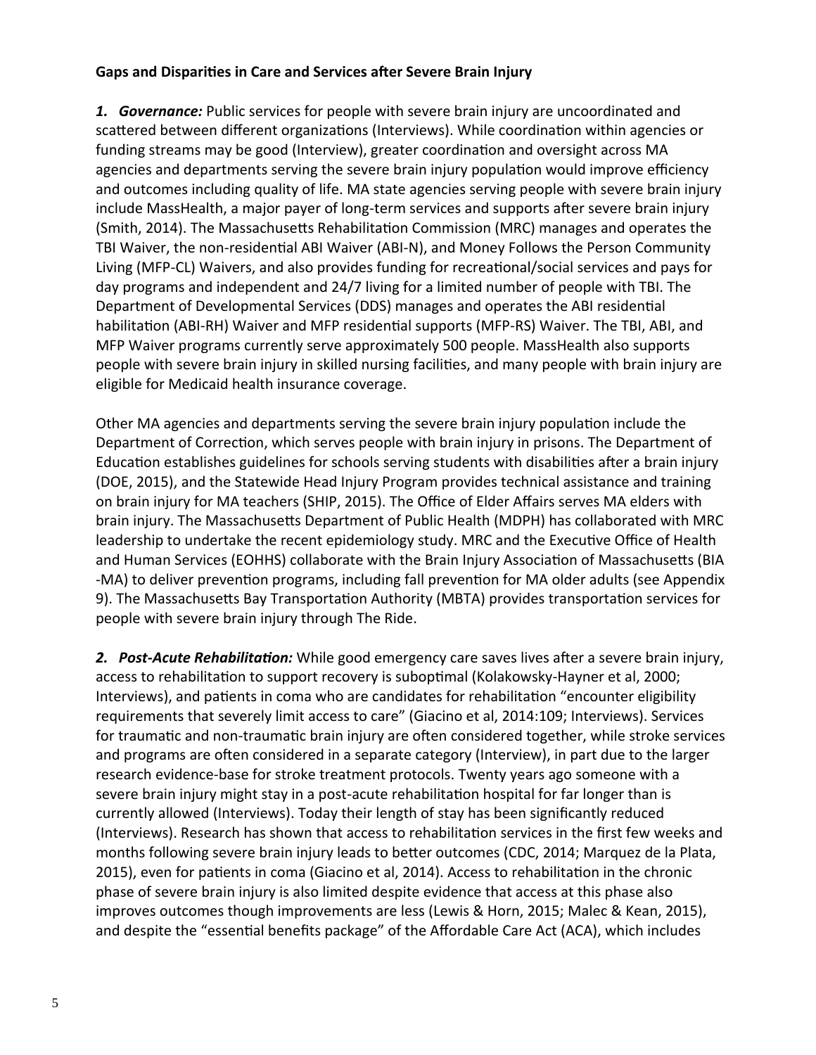**Gaps and Disparities in Care and Services after Severe Brain Injury**

***1. Governance:*** Public services for people with severe brain injury are uncoordinated and scattered between different organizations (Interviews). While coordination within agencies or funding streams may be good (Interview), greater coordination and oversight across MA agencies and departments serving the severe brain injury population would improve efficiency and outcomes including quality of life. MA state agencies serving people with severe brain injury include MassHealth, a major payer of long-term services and supports after severe brain injury (Smith, 2014). The Massachusetts Rehabilitation Commission (MRC) manages and operates the TBI Waiver, the non-residential ABI Waiver (ABI-N), and Money Follows the Person Community Living (MFP-CL) Waivers, and also provides funding for recreational/social services and pays for day programs and independent and 24/7 living for a limited number of people with TBI. The Department of Developmental Services (DDS) manages and operates the ABI residential habilitation (ABI-RH) Waiver and MFP residential supports (MFP-RS) Waiver. The TBI, ABI, and MFP Waiver programs currently serve approximately 500 people. MassHealth also supports people with severe brain injury in skilled nursing facilities, and many people with brain injury are eligible for Medicaid health insurance coverage.

Other MA agencies and departments serving the severe brain injury population include the Department of Correction, which serves people with brain injury in prisons. The Department of Education establishes guidelines for schools serving students with disabilities after a brain injury (DOE, 2015), and the Statewide Head Injury Program provides technical assistance and training on brain injury for MA teachers (SHIP, 2015). The Office of Elder Affairs serves MA elders with brain injury. The Massachusetts Department of Public Health (MDPH) has collaborated with MRC leadership to undertake the recent epidemiology study. MRC and the Executive Office of Health and Human Services (EOHHS) collaborate with the Brain Injury Association of Massachusetts (BIA -MA) to deliver prevention programs, including fall prevention for MA older adults (see Appendix 9). The Massachusetts Bay Transportation Authority (MBTA) provides transportation services for people with severe brain injury through The Ride.

***2. Post-Acute Rehabilitation:*** While good emergency care saves lives after a severe brain injury, access to rehabilitation to support recovery is suboptimal (Kolakowsky-Hayner et al, 2000; Interviews), and patients in coma who are candidates for rehabilitation "encounter eligibility requirements that severely limit access to care" (Giacino et al, 2014:109; Interviews). Services for traumatic and non-traumatic brain injury are often considered together, while stroke services and programs are often considered in a separate category (Interview), in part due to the larger research evidence-base for stroke treatment protocols. Twenty years ago someone with a severe brain injury might stay in a post-acute rehabilitation hospital for far longer than is currently allowed (Interviews). Today their length of stay has been significantly reduced (Interviews). Research has shown that access to rehabilitation services in the first few weeks and months following severe brain injury leads to better outcomes (CDC, 2014; Marquez de la Plata, 2015), even for patients in coma (Giacino et al, 2014). Access to rehabilitation in the chronic phase of severe brain injury is also limited despite evidence that access at this phase also improves outcomes though improvements are less (Lewis & Horn, 2015; Malec & Kean, 2015), and despite the "essential benefits package" of the Affordable Care Act (ACA), which includes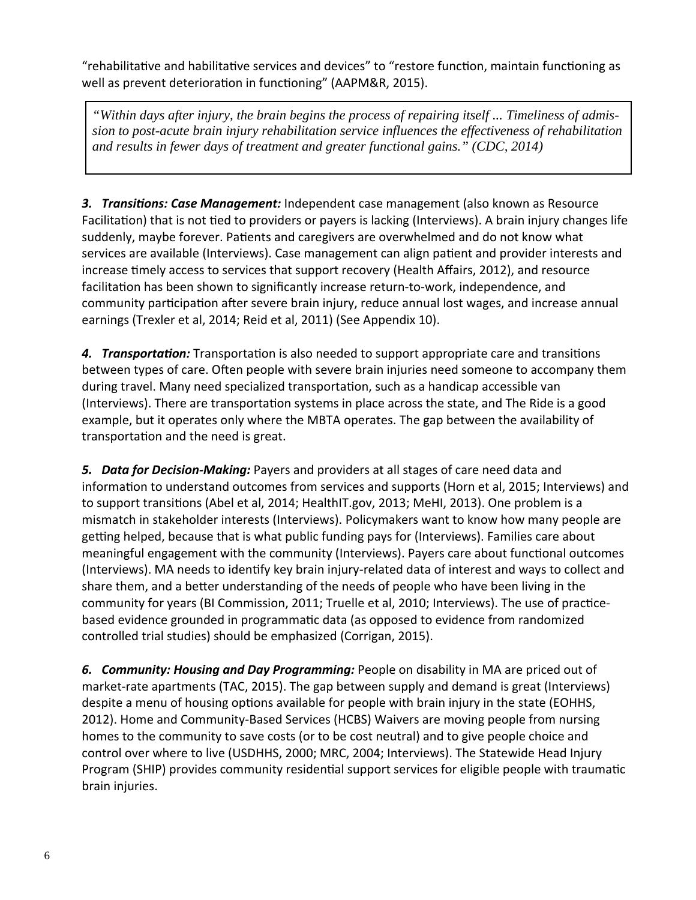"rehabilitative and habilitative services and devices" to "restore function, maintain functioning as well as prevent deterioration in functioning" (AAPM&R, 2015).

> *"Within days after injury, the brain begins the process of repairing itself ... Timeliness of admission to post-acute brain injury rehabilitation service influences the effectiveness of rehabilitation and results in fewer days of treatment and greater functional gains." (CDC, 2014)*

***3. Transitions: Case Management:*** Independent case management (also known as Resource Facilitation) that is not tied to providers or payers is lacking (Interviews). A brain injury changes life suddenly, maybe forever. Patients and caregivers are overwhelmed and do not know what services are available (Interviews). Case management can align patient and provider interests and increase timely access to services that support recovery (Health Affairs, 2012), and resource facilitation has been shown to significantly increase return-to-work, independence, and community participation after severe brain injury, reduce annual lost wages, and increase annual earnings (Trexler et al, 2014; Reid et al, 2011) (See Appendix 10).

***4. Transportation:*** Transportation is also needed to support appropriate care and transitions between types of care. Often people with severe brain injuries need someone to accompany them during travel. Many need specialized transportation, such as a handicap accessible van (Interviews). There are transportation systems in place across the state, and The Ride is a good example, but it operates only where the MBTA operates. The gap between the availability of transportation and the need is great.

***5. Data for Decision-Making:*** Payers and providers at all stages of care need data and information to understand outcomes from services and supports (Horn et al, 2015; Interviews) and to support transitions (Abel et al, 2014; HealthIT.gov, 2013; MeHI, 2013). One problem is a mismatch in stakeholder interests (Interviews). Policymakers want to know how many people are getting helped, because that is what public funding pays for (Interviews). Families care about meaningful engagement with the community (Interviews). Payers care about functional outcomes (Interviews). MA needs to identify key brain injury-related data of interest and ways to collect and share them, and a better understanding of the needs of people who have been living in the community for years (BI Commission, 2011; Truelle et al, 2010; Interviews). The use of practice-based evidence grounded in programmatic data (as opposed to evidence from randomized controlled trial studies) should be emphasized (Corrigan, 2015).

***6. Community: Housing and Day Programming:*** People on disability in MA are priced out of market-rate apartments (TAC, 2015). The gap between supply and demand is great (Interviews) despite a menu of housing options available for people with brain injury in the state (EOHHS, 2012). Home and Community-Based Services (HCBS) Waivers are moving people from nursing homes to the community to save costs (or to be cost neutral) and to give people choice and control over where to live (USDHHS, 2000; MRC, 2004; Interviews). The Statewide Head Injury Program (SHIP) provides community residential support services for eligible people with traumatic brain injuries.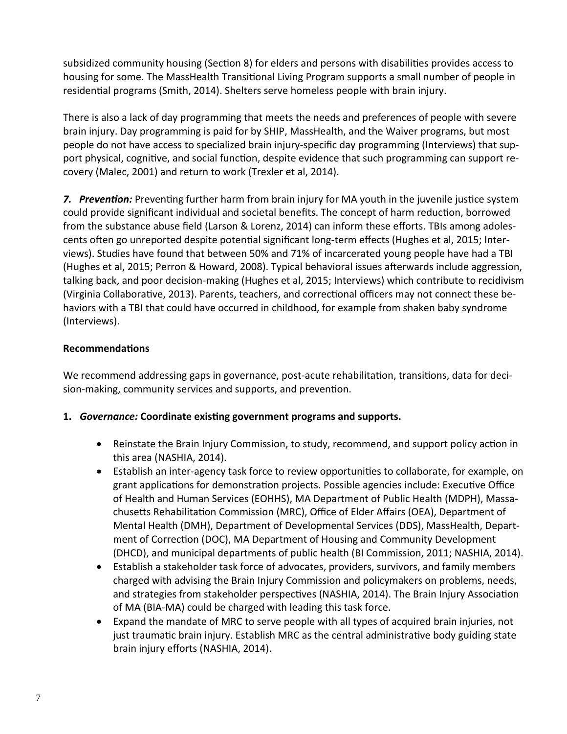subsidized community housing (Section 8) for elders and persons with disabilities provides access to housing for some. The MassHealth Transitional Living Program supports a small number of people in residential programs (Smith, 2014). Shelters serve homeless people with brain injury.

There is also a lack of day programming that meets the needs and preferences of people with severe brain injury. Day programming is paid for by SHIP, MassHealth, and the Waiver programs, but most people do not have access to specialized brain injury-specific day programming (Interviews) that support physical, cognitive, and social function, despite evidence that such programming can support recovery (Malec, 2001) and return to work (Trexler et al, 2014).

***7. Prevention:*** Preventing further harm from brain injury for MA youth in the juvenile justice system could provide significant individual and societal benefits. The concept of harm reduction, borrowed from the substance abuse field (Larson & Lorenz, 2014) can inform these efforts. TBIs among adolescents often go unreported despite potential significant long-term effects (Hughes et al, 2015; Interviews). Studies have found that between 50% and 71% of incarcerated young people have had a TBI (Hughes et al, 2015; Perron & Howard, 2008). Typical behavioral issues afterwards include aggression, talking back, and poor decision-making (Hughes et al, 2015; Interviews) which contribute to recidivism (Virginia Collaborative, 2013). Parents, teachers, and correctional officers may not connect these behaviors with a TBI that could have occurred in childhood, for example from shaken baby syndrome (Interviews).

**Recommendations**

We recommend addressing gaps in governance, post-acute rehabilitation, transitions, data for decision-making, community services and supports, and prevention.

1. ***Governance:*** **Coordinate existing government programs and supports.**
    - Reinstate the Brain Injury Commission, to study, recommend, and support policy action in this area (NASHIA, 2014).
    - Establish an inter-agency task force to review opportunities to collaborate, for example, on grant applications for demonstration projects. Possible agencies include: Executive Office of Health and Human Services (EOHHS), MA Department of Public Health (MDPH), Massachusetts Rehabilitation Commission (MRC), Office of Elder Affairs (OEA), Department of Mental Health (DMH), Department of Developmental Services (DDS), MassHealth, Department of Correction (DOC), MA Department of Housing and Community Development (DHCD), and municipal departments of public health (BI Commission, 2011; NASHIA, 2014).
    - Establish a stakeholder task force of advocates, providers, survivors, and family members charged with advising the Brain Injury Commission and policymakers on problems, needs, and strategies from stakeholder perspectives (NASHIA, 2014). The Brain Injury Association of MA (BIA-MA) could be charged with leading this task force.
    - Expand the mandate of MRC to serve people with all types of acquired brain injuries, not just traumatic brain injury. Establish MRC as the central administrative body guiding state brain injury efforts (NASHIA, 2014).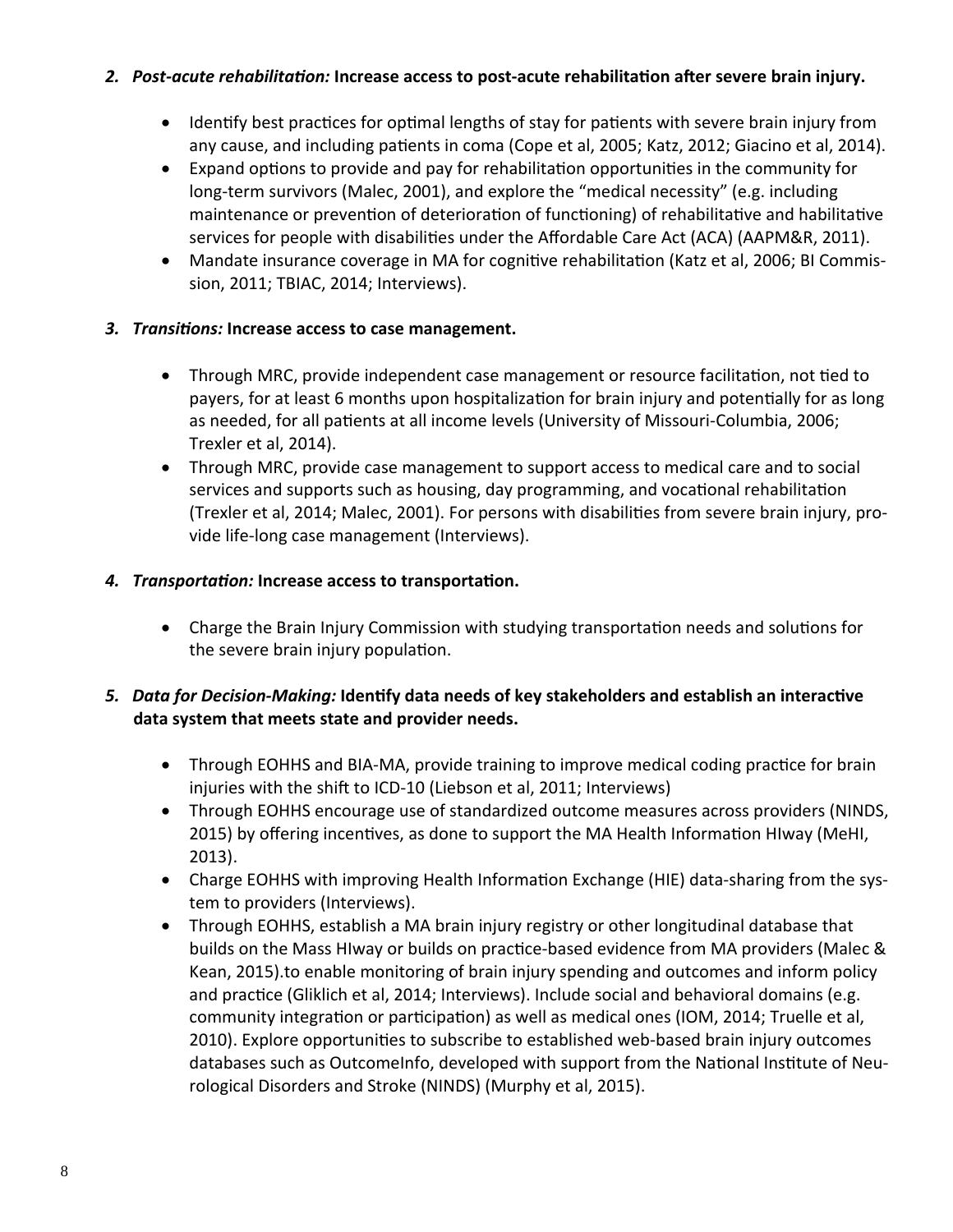2. ***Post-acute rehabilitation:*** **Increase access to post-acute rehabilitation after severe brain injury.**

    - Identify best practices for optimal lengths of stay for patients with severe brain injury from any cause, and including patients in coma (Cope et al, 2005; Katz, 2012; Giacino et al, 2014).
    - Expand options to provide and pay for rehabilitation opportunities in the community for long-term survivors (Malec, 2001), and explore the "medical necessity" (e.g. including maintenance or prevention of deterioration of functioning) of rehabilitative and habilitative services for people with disabilities under the Affordable Care Act (ACA) (AAPM&R, 2011).
    - Mandate insurance coverage in MA for cognitive rehabilitation (Katz et al, 2006; BI Commission, 2011; TBIAC, 2014; Interviews).

3. ***Transitions:*** **Increase access to case management.**

    - Through MRC, provide independent case management or resource facilitation, not tied to payers, for at least 6 months upon hospitalization for brain injury and potentially for as long as needed, for all patients at all income levels (University of Missouri-Columbia, 2006; Trexler et al, 2014).
    - Through MRC, provide case management to support access to medical care and to social services and supports such as housing, day programming, and vocational rehabilitation (Trexler et al, 2014; Malec, 2001). For persons with disabilities from severe brain injury, provide life-long case management (Interviews).

4. ***Transportation:*** **Increase access to transportation.**

    - Charge the Brain Injury Commission with studying transportation needs and solutions for the severe brain injury population.

5. ***Data for Decision-Making:*** **Identify data needs of key stakeholders and establish an interactive data system that meets state and provider needs.**

    - Through EOHHS and BIA-MA, provide training to improve medical coding practice for brain injuries with the shift to ICD-10 (Liebson et al, 2011; Interviews)
    - Through EOHHS encourage use of standardized outcome measures across providers (NINDS, 2015) by offering incentives, as done to support the MA Health Information HIway (MeHI, 2013).
    - Charge EOHHS with improving Health Information Exchange (HIE) data-sharing from the system to providers (Interviews).
    - Through EOHHS, establish a MA brain injury registry or other longitudinal database that builds on the Mass HIway or builds on practice-based evidence from MA providers (Malec & Kean, 2015).to enable monitoring of brain injury spending and outcomes and inform policy and practice (Gliklich et al, 2014; Interviews). Include social and behavioral domains (e.g. community integration or participation) as well as medical ones (IOM, 2014; Truelle et al, 2010). Explore opportunities to subscribe to established web-based brain injury outcomes databases such as OutcomeInfo, developed with support from the National Institute of Neurological Disorders and Stroke (NINDS) (Murphy et al, 2015).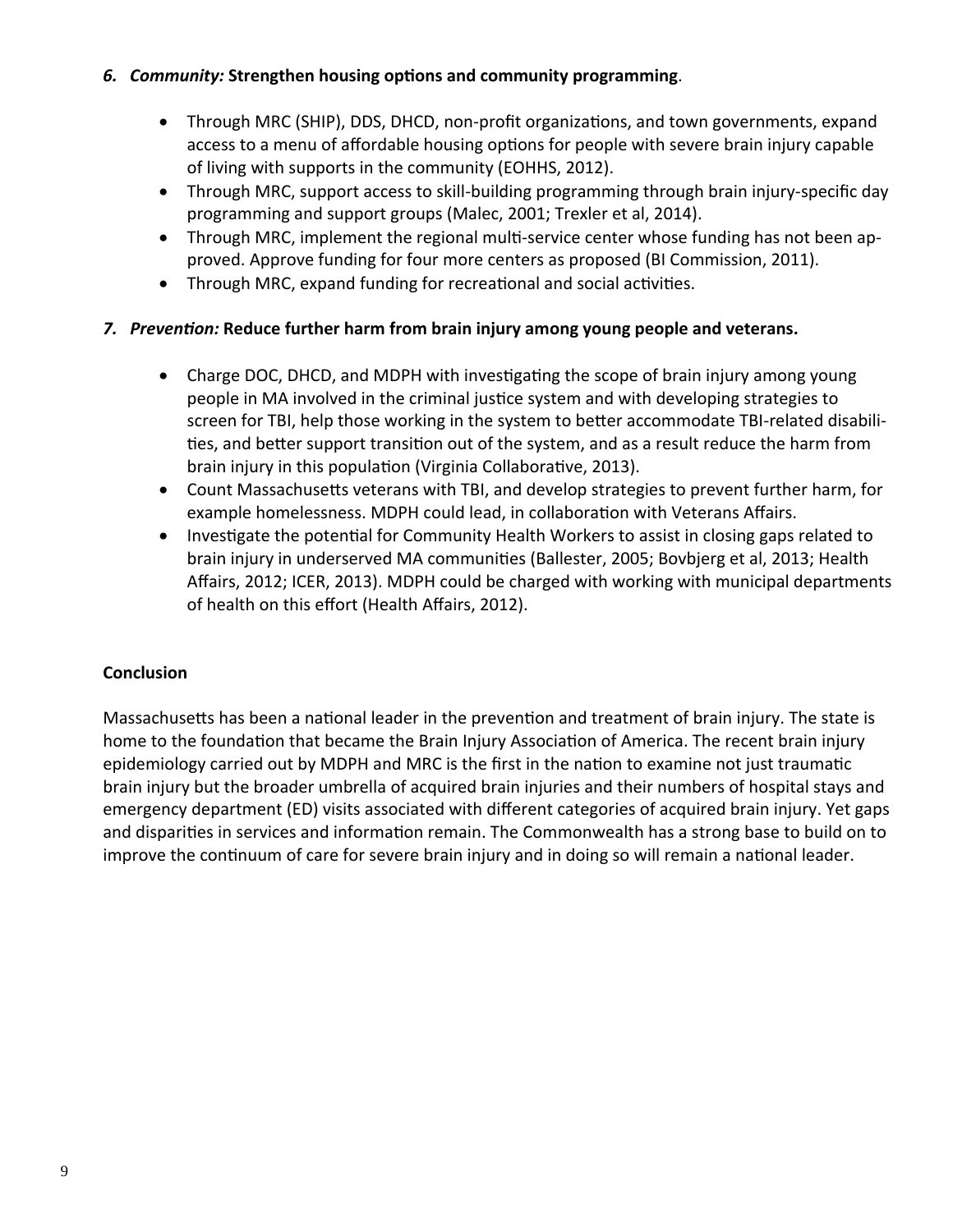6. ***Community:*** **Strengthen housing options and community programming**.

- Through MRC (SHIP), DDS, DHCD, non-profit organizations, and town governments, expand access to a menu of affordable housing options for people with severe brain injury capable of living with supports in the community (EOHHS, 2012).
- Through MRC, support access to skill-building programming through brain injury-specific day programming and support groups (Malec, 2001; Trexler et al, 2014).
- Through MRC, implement the regional multi-service center whose funding has not been approved. Approve funding for four more centers as proposed (BI Commission, 2011).
- Through MRC, expand funding for recreational and social activities.

7. ***Prevention:*** **Reduce further harm from brain injury among young people and veterans.**

- Charge DOC, DHCD, and MDPH with investigating the scope of brain injury among young people in MA involved in the criminal justice system and with developing strategies to screen for TBI, help those working in the system to better accommodate TBI-related disabilities, and better support transition out of the system, and as a result reduce the harm from brain injury in this population (Virginia Collaborative, 2013).
- Count Massachusetts veterans with TBI, and develop strategies to prevent further harm, for example homelessness. MDPH could lead, in collaboration with Veterans Affairs.
- Investigate the potential for Community Health Workers to assist in closing gaps related to brain injury in underserved MA communities (Ballester, 2005; Bovbjerg et al, 2013; Health Affairs, 2012; ICER, 2013). MDPH could be charged with working with municipal departments of health on this effort (Health Affairs, 2012).

**Conclusion**

Massachusetts has been a national leader in the prevention and treatment of brain injury. The state is home to the foundation that became the Brain Injury Association of America. The recent brain injury epidemiology carried out by MDPH and MRC is the first in the nation to examine not just traumatic brain injury but the broader umbrella of acquired brain injuries and their numbers of hospital stays and emergency department (ED) visits associated with different categories of acquired brain injury. Yet gaps and disparities in services and information remain. The Commonwealth has a strong base to build on to improve the continuum of care for severe brain injury and in doing so will remain a national leader.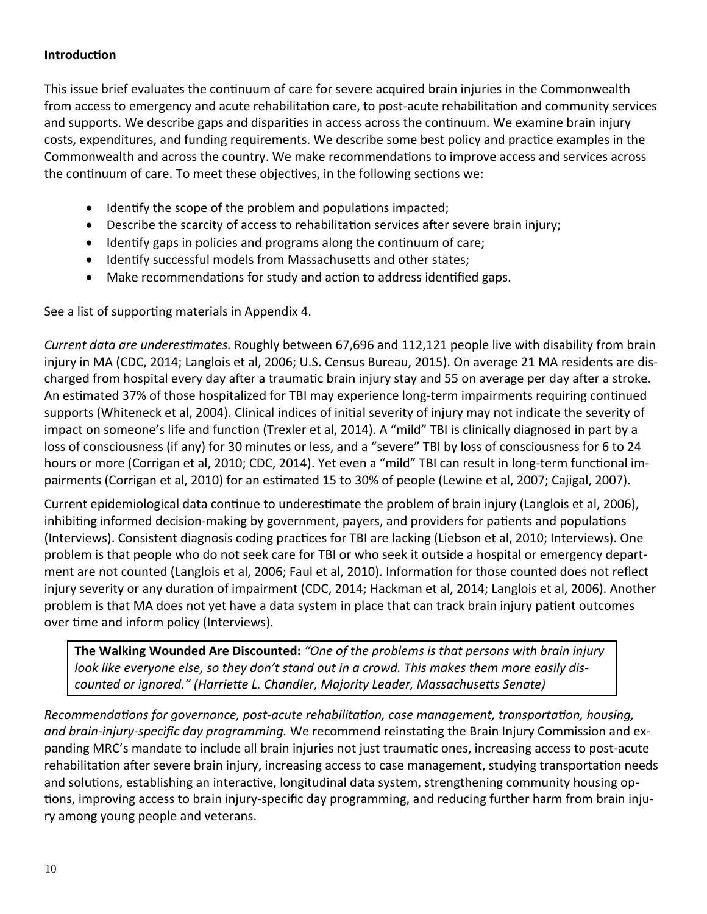**Introduction**

This issue brief evaluates the continuum of care for severe acquired brain injuries in the Commonwealth from access to emergency and acute rehabilitation care, to post-acute rehabilitation and community services and supports. We describe gaps and disparities in access across the continuum. We examine brain injury costs, expenditures, and funding requirements. We describe some best policy and practice examples in the Commonwealth and across the country. We make recommendations to improve access and services across the continuum of care. To meet these objectives, in the following sections we:

- Identify the scope of the problem and populations impacted;
- Describe the scarcity of access to rehabilitation services after severe brain injury;
- Identify gaps in policies and programs along the continuum of care;
- Identify successful models from Massachusetts and other states;
- Make recommendations for study and action to address identified gaps.

See a list of supporting materials in Appendix 4.

*Current data are underestimates.* Roughly between 67,696 and 112,121 people live with disability from brain injury in MA (CDC, 2014; Langlois et al, 2006; U.S. Census Bureau, 2015). On average 21 MA residents are discharged from hospital every day after a traumatic brain injury stay and 55 on average per day after a stroke. An estimated 37% of those hospitalized for TBI may experience long-term impairments requiring continued supports (Whiteneck et al, 2004). Clinical indices of initial severity of injury may not indicate the severity of impact on someone's life and function (Trexler et al, 2014). A "mild" TBI is clinically diagnosed in part by a loss of consciousness (if any) for 30 minutes or less, and a "severe" TBI by loss of consciousness for 6 to 24 hours or more (Corrigan et al, 2010; CDC, 2014). Yet even a "mild" TBI can result in long-term functional impairments (Corrigan et al, 2010) for an estimated 15 to 30% of people (Lewine et al, 2007; Cajigal, 2007).

Current epidemiological data continue to underestimate the problem of brain injury (Langlois et al, 2006), inhibiting informed decision-making by government, payers, and providers for patients and populations (Interviews). Consistent diagnosis coding practices for TBI are lacking (Liebson et al, 2010; Interviews). One problem is that people who do not seek care for TBI or who seek it outside a hospital or emergency department are not counted (Langlois et al, 2006; Faul et al, 2010). Information for those counted does not reflect injury severity or any duration of impairment (CDC, 2014; Hackman et al, 2014; Langlois et al, 2006). Another problem is that MA does not yet have a data system in place that can track brain injury patient outcomes over time and inform policy (Interviews).

> **The Walking Wounded Are Discounted:** *"One of the problems is that persons with brain injury look like everyone else, so they don't stand out in a crowd. This makes them more easily discounted or ignored." (Harriette L. Chandler, Majority Leader, Massachusetts Senate)*

*Recommendations for governance, post-acute rehabilitation, case management, transportation, housing, and brain-injury-specific day programming.* We recommend reinstating the Brain Injury Commission and expanding MRC's mandate to include all brain injuries not just traumatic ones, increasing access to post-acute rehabilitation after severe brain injury, increasing access to case management, studying transportation needs and solutions, establishing an interactive, longitudinal data system, strengthening community housing options, improving access to brain injury-specific day programming, and reducing further harm from brain injury among young people and veterans.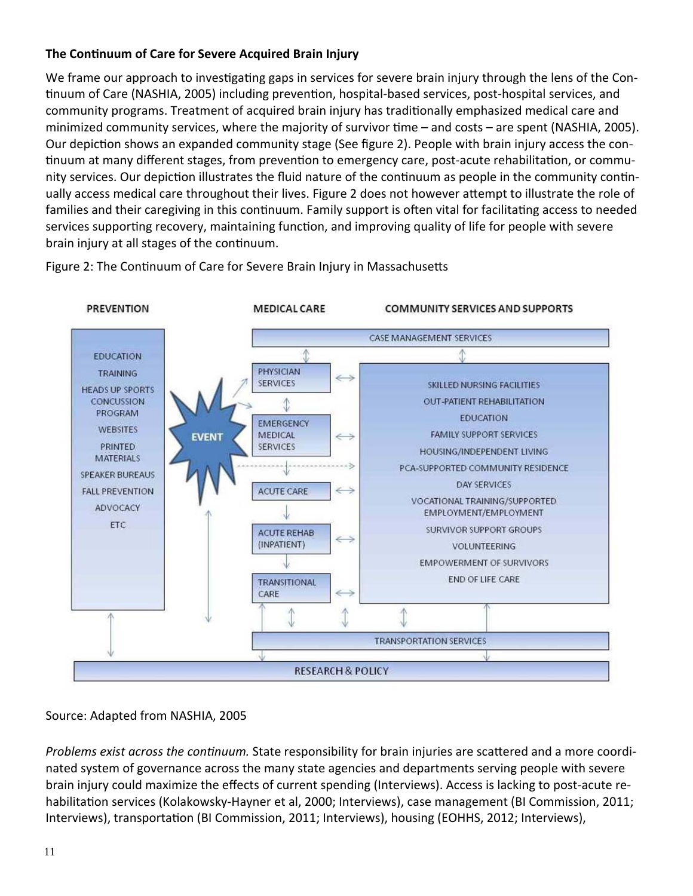**The Continuum of Care for Severe Acquired Brain Injury**

We frame our approach to investigating gaps in services for severe brain injury through the lens of the Continuum of Care (NASHIA, 2005) including prevention, hospital-based services, post-hospital services, and community programs. Treatment of acquired brain injury has traditionally emphasized medical care and minimized community services, where the majority of survivor time – and costs – are spent (NASHIA, 2005). Our depiction shows an expanded community stage (See figure 2). People with brain injury access the continuum at many different stages, from prevention to emergency care, post-acute rehabilitation, or community services. Our depiction illustrates the fluid nature of the continuum as people in the community continually access medical care throughout their lives. Figure 2 does not however attempt to illustrate the role of families and their caregiving in this continuum. Family support is often vital for facilitating access to needed services supporting recovery, maintaining function, and improving quality of life for people with severe brain injury at all stages of the continuum.

Figure 2: The Continuum of Care for Severe Brain Injury in Massachusetts

**PREVENTION**

- EDUCATION
- TRAINING
- HEADS UP SPORTS CONCUSSION PROGRAM
- WEBSITES
- PRINTED MATERIALS
- SPEAKER BUREAUS
- FALL PREVENTION
- ADVOCACY
- ETC

**EVENT**

**MEDICAL CARE**

- PHYSICIAN SERVICES
- EMERGENCY MEDICAL SERVICES
- ACUTE CARE
- ACUTE REHAB (INPATIENT)
- TRANSITIONAL CARE

**COMMUNITY SERVICES AND SUPPORTS**

CASE MANAGEMENT SERVICES

- SKILLED NURSING FACILITIES
- OUT-PATIENT REHABILITATION
- EDUCATION
- FAMILY SUPPORT SERVICES
- HOUSING/INDEPENDENT LIVING
- PCA-SUPPORTED COMMUNITY RESIDENCE
- DAY SERVICES
- VOCATIONAL TRAINING/SUPPORTED EMPLOYMENT/EMPLOYMENT
- SURVIVOR SUPPORT GROUPS
- VOLUNTEERING
- EMPOWERMENT OF SURVIVORS
- END OF LIFE CARE

TRANSPORTATION SERVICES

RESEARCH & POLICY

Source: Adapted from NASHIA, 2005

*Problems exist across the continuum.* State responsibility for brain injuries are scattered and a more coordinated system of governance across the many state agencies and departments serving people with severe brain injury could maximize the effects of current spending (Interviews). Access is lacking to post-acute rehabilitation services (Kolakowsky-Hayner et al, 2000; Interviews), case management (BI Commission, 2011; Interviews), transportation (BI Commission, 2011; Interviews), housing (EOHHS, 2012; Interviews),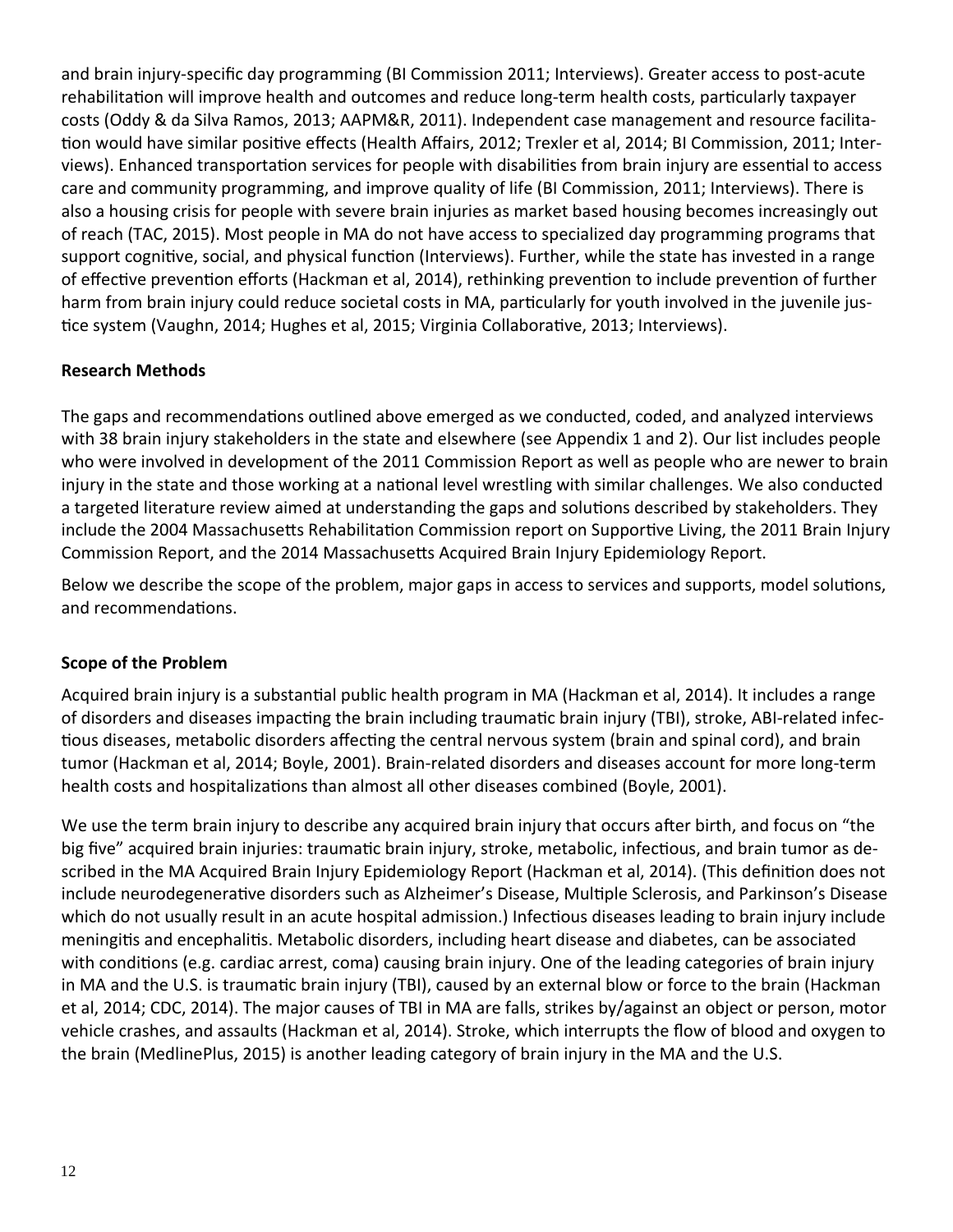and brain injury-specific day programming (BI Commission 2011; Interviews). Greater access to post-acute rehabilitation will improve health and outcomes and reduce long-term health costs, particularly taxpayer costs (Oddy & da Silva Ramos, 2013; AAPM&R, 2011). Independent case management and resource facilitation would have similar positive effects (Health Affairs, 2012; Trexler et al, 2014; BI Commission, 2011; Interviews). Enhanced transportation services for people with disabilities from brain injury are essential to access care and community programming, and improve quality of life (BI Commission, 2011; Interviews). There is also a housing crisis for people with severe brain injuries as market based housing becomes increasingly out of reach (TAC, 2015). Most people in MA do not have access to specialized day programming programs that support cognitive, social, and physical function (Interviews). Further, while the state has invested in a range of effective prevention efforts (Hackman et al, 2014), rethinking prevention to include prevention of further harm from brain injury could reduce societal costs in MA, particularly for youth involved in the juvenile justice system (Vaughn, 2014; Hughes et al, 2015; Virginia Collaborative, 2013; Interviews).

**Research Methods**

The gaps and recommendations outlined above emerged as we conducted, coded, and analyzed interviews with 38 brain injury stakeholders in the state and elsewhere (see Appendix 1 and 2). Our list includes people who were involved in development of the 2011 Commission Report as well as people who are newer to brain injury in the state and those working at a national level wrestling with similar challenges. We also conducted a targeted literature review aimed at understanding the gaps and solutions described by stakeholders. They include the 2004 Massachusetts Rehabilitation Commission report on Supportive Living, the 2011 Brain Injury Commission Report, and the 2014 Massachusetts Acquired Brain Injury Epidemiology Report.

Below we describe the scope of the problem, major gaps in access to services and supports, model solutions, and recommendations.

**Scope of the Problem**

Acquired brain injury is a substantial public health program in MA (Hackman et al, 2014). It includes a range of disorders and diseases impacting the brain including traumatic brain injury (TBI), stroke, ABI-related infectious diseases, metabolic disorders affecting the central nervous system (brain and spinal cord), and brain tumor (Hackman et al, 2014; Boyle, 2001). Brain-related disorders and diseases account for more long-term health costs and hospitalizations than almost all other diseases combined (Boyle, 2001).

We use the term brain injury to describe any acquired brain injury that occurs after birth, and focus on "the big five" acquired brain injuries: traumatic brain injury, stroke, metabolic, infectious, and brain tumor as described in the MA Acquired Brain Injury Epidemiology Report (Hackman et al, 2014). (This definition does not include neurodegenerative disorders such as Alzheimer's Disease, Multiple Sclerosis, and Parkinson's Disease which do not usually result in an acute hospital admission.) Infectious diseases leading to brain injury include meningitis and encephalitis. Metabolic disorders, including heart disease and diabetes, can be associated with conditions (e.g. cardiac arrest, coma) causing brain injury. One of the leading categories of brain injury in MA and the U.S. is traumatic brain injury (TBI), caused by an external blow or force to the brain (Hackman et al, 2014; CDC, 2014). The major causes of TBI in MA are falls, strikes by/against an object or person, motor vehicle crashes, and assaults (Hackman et al, 2014). Stroke, which interrupts the flow of blood and oxygen to the brain (MedlinePlus, 2015) is another leading category of brain injury in the MA and the U.S.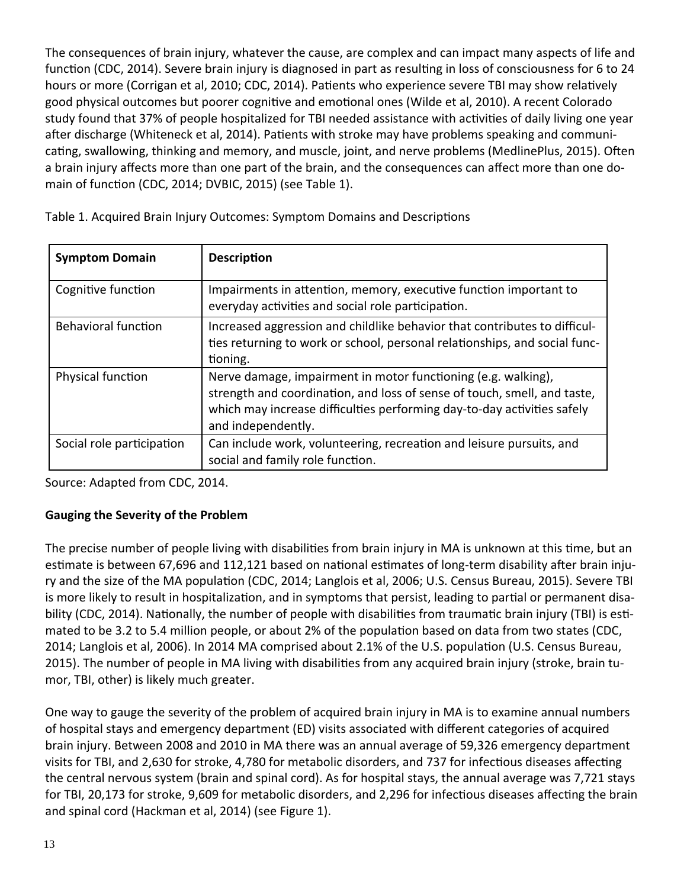The consequences of brain injury, whatever the cause, are complex and can impact many aspects of life and function (CDC, 2014). Severe brain injury is diagnosed in part as resulting in loss of consciousness for 6 to 24 hours or more (Corrigan et al, 2010; CDC, 2014). Patients who experience severe TBI may show relatively good physical outcomes but poorer cognitive and emotional ones (Wilde et al, 2010). A recent Colorado study found that 37% of people hospitalized for TBI needed assistance with activities of daily living one year after discharge (Whiteneck et al, 2014). Patients with stroke may have problems speaking and communicating, swallowing, thinking and memory, and muscle, joint, and nerve problems (MedlinePlus, 2015). Often a brain injury affects more than one part of the brain, and the consequences can affect more than one domain of function (CDC, 2014; DVBIC, 2015) (see Table 1).

Table 1. Acquired Brain Injury Outcomes: Symptom Domains and Descriptions

| Symptom Domain | Description |
|---|---|
| Cognitive function | Impairments in attention, memory, executive function important to everyday activities and social role participation. |
| Behavioral function | Increased aggression and childlike behavior that contributes to difficulties returning to work or school, personal relationships, and social functioning. |
| Physical function | Nerve damage, impairment in motor functioning (e.g. walking), strength and coordination, and loss of sense of touch, smell, and taste, which may increase difficulties performing day-to-day activities safely and independently. |
| Social role participation | Can include work, volunteering, recreation and leisure pursuits, and social and family role function. |

Source: Adapted from CDC, 2014.

**Gauging the Severity of the Problem**

The precise number of people living with disabilities from brain injury in MA is unknown at this time, but an estimate is between 67,696 and 112,121 based on national estimates of long-term disability after brain injury and the size of the MA population (CDC, 2014; Langlois et al, 2006; U.S. Census Bureau, 2015). Severe TBI is more likely to result in hospitalization, and in symptoms that persist, leading to partial or permanent disability (CDC, 2014). Nationally, the number of people with disabilities from traumatic brain injury (TBI) is estimated to be 3.2 to 5.4 million people, or about 2% of the population based on data from two states (CDC, 2014; Langlois et al, 2006). In 2014 MA comprised about 2.1% of the U.S. population (U.S. Census Bureau, 2015). The number of people in MA living with disabilities from any acquired brain injury (stroke, brain tumor, TBI, other) is likely much greater.

One way to gauge the severity of the problem of acquired brain injury in MA is to examine annual numbers of hospital stays and emergency department (ED) visits associated with different categories of acquired brain injury. Between 2008 and 2010 in MA there was an annual average of 59,326 emergency department visits for TBI, and 2,630 for stroke, 4,780 for metabolic disorders, and 737 for infectious diseases affecting the central nervous system (brain and spinal cord). As for hospital stays, the annual average was 7,721 stays for TBI, 20,173 for stroke, 9,609 for metabolic disorders, and 2,296 for infectious diseases affecting the brain and spinal cord (Hackman et al, 2014) (see Figure 1).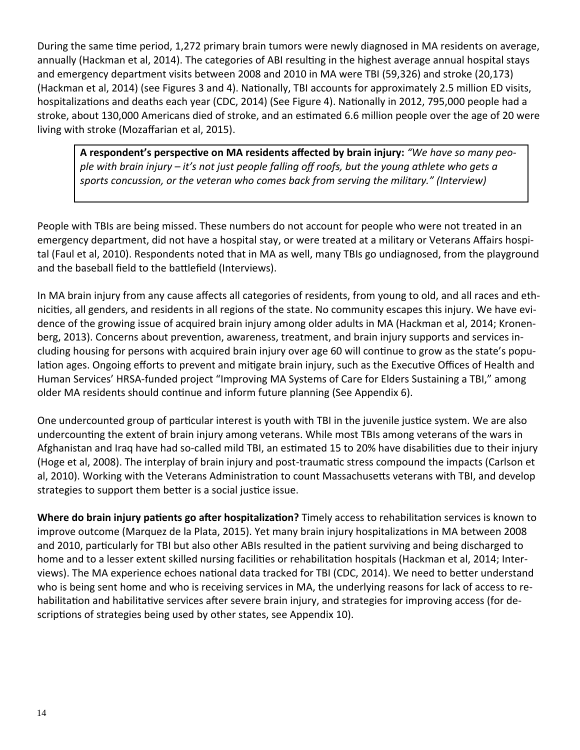During the same time period, 1,272 primary brain tumors were newly diagnosed in MA residents on average, annually (Hackman et al, 2014). The categories of ABI resulting in the highest average annual hospital stays and emergency department visits between 2008 and 2010 in MA were TBI (59,326) and stroke (20,173) (Hackman et al, 2014) (see Figures 3 and 4). Nationally, TBI accounts for approximately 2.5 million ED visits, hospitalizations and deaths each year (CDC, 2014) (See Figure 4). Nationally in 2012, 795,000 people had a stroke, about 130,000 Americans died of stroke, and an estimated 6.6 million people over the age of 20 were living with stroke (Mozaffarian et al, 2015).

> **A respondent's perspective on MA residents affected by brain injury:** *"We have so many people with brain injury – it's not just people falling off roofs, but the young athlete who gets a sports concussion, or the veteran who comes back from serving the military." (Interview)*

People with TBIs are being missed. These numbers do not account for people who were not treated in an emergency department, did not have a hospital stay, or were treated at a military or Veterans Affairs hospital (Faul et al, 2010). Respondents noted that in MA as well, many TBIs go undiagnosed, from the playground and the baseball field to the battlefield (Interviews).

In MA brain injury from any cause affects all categories of residents, from young to old, and all races and ethnicities, all genders, and residents in all regions of the state. No community escapes this injury. We have evidence of the growing issue of acquired brain injury among older adults in MA (Hackman et al, 2014; Kronenberg, 2013). Concerns about prevention, awareness, treatment, and brain injury supports and services including housing for persons with acquired brain injury over age 60 will continue to grow as the state's population ages. Ongoing efforts to prevent and mitigate brain injury, such as the Executive Offices of Health and Human Services' HRSA-funded project "Improving MA Systems of Care for Elders Sustaining a TBI," among older MA residents should continue and inform future planning (See Appendix 6).

One undercounted group of particular interest is youth with TBI in the juvenile justice system. We are also undercounting the extent of brain injury among veterans. While most TBIs among veterans of the wars in Afghanistan and Iraq have had so-called mild TBI, an estimated 15 to 20% have disabilities due to their injury (Hoge et al, 2008). The interplay of brain injury and post-traumatic stress compound the impacts (Carlson et al, 2010). Working with the Veterans Administration to count Massachusetts veterans with TBI, and develop strategies to support them better is a social justice issue.

**Where do brain injury patients go after hospitalization?** Timely access to rehabilitation services is known to improve outcome (Marquez de la Plata, 2015). Yet many brain injury hospitalizations in MA between 2008 and 2010, particularly for TBI but also other ABIs resulted in the patient surviving and being discharged to home and to a lesser extent skilled nursing facilities or rehabilitation hospitals (Hackman et al, 2014; Interviews). The MA experience echoes national data tracked for TBI (CDC, 2014). We need to better understand who is being sent home and who is receiving services in MA, the underlying reasons for lack of access to rehabilitation and habilitative services after severe brain injury, and strategies for improving access (for descriptions of strategies being used by other states, see Appendix 10).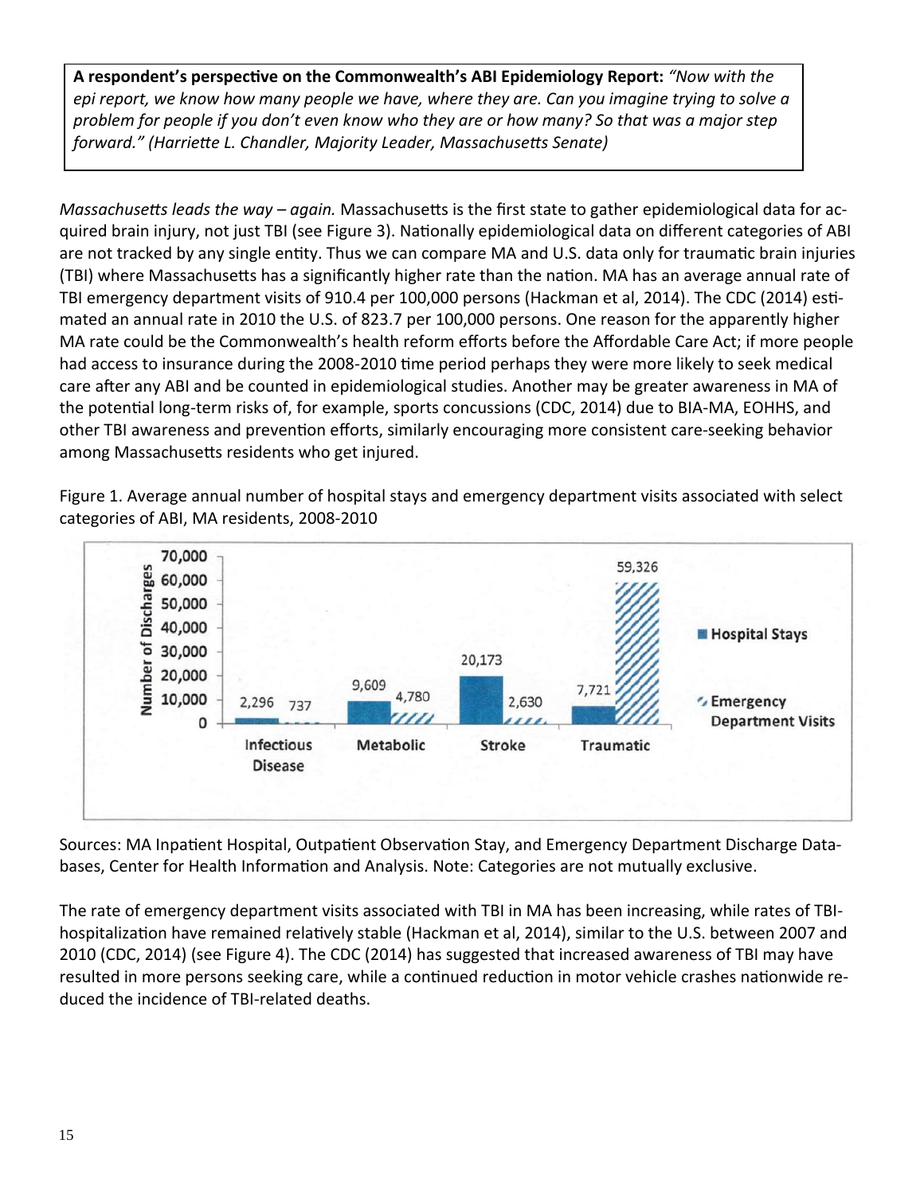**A respondent's perspective on the Commonwealth's ABI Epidemiology Report:** *"Now with the epi report, we know how many people we have, where they are. Can you imagine trying to solve a problem for people if you don't even know who they are or how many? So that was a major step forward." (Harriette L. Chandler, Majority Leader, Massachusetts Senate)*

*Massachusetts leads the way – again.* Massachusetts is the first state to gather epidemiological data for acquired brain injury, not just TBI (see Figure 3). Nationally epidemiological data on different categories of ABI are not tracked by any single entity. Thus we can compare MA and U.S. data only for traumatic brain injuries (TBI) where Massachusetts has a significantly higher rate than the nation. MA has an average annual rate of TBI emergency department visits of 910.4 per 100,000 persons (Hackman et al, 2014). The CDC (2014) estimated an annual rate in 2010 the U.S. of 823.7 per 100,000 persons. One reason for the apparently higher MA rate could be the Commonwealth's health reform efforts before the Affordable Care Act; if more people had access to insurance during the 2008-2010 time period perhaps they were more likely to seek medical care after any ABI and be counted in epidemiological studies. Another may be greater awareness in MA of the potential long-term risks of, for example, sports concussions (CDC, 2014) due to BIA-MA, EOHHS, and other TBI awareness and prevention efforts, similarly encouraging more consistent care-seeking behavior among Massachusetts residents who get injured.

Figure 1. Average annual number of hospital stays and emergency department visits associated with select categories of ABI, MA residents, 2008-2010

| Category | Hospital Stays | Emergency Department Visits |
| --- | --- | --- |
| Infectious Disease | 2,296 | 737 |
| Metabolic | 9,609 | 4,780 |
| Stroke | 20,173 | 2,630 |
| Traumatic | 7,721 | 59,326 |

Sources: MA Inpatient Hospital, Outpatient Observation Stay, and Emergency Department Discharge Databases, Center for Health Information and Analysis. Note: Categories are not mutually exclusive.

The rate of emergency department visits associated with TBI in MA has been increasing, while rates of TBI-hospitalization have remained relatively stable (Hackman et al, 2014), similar to the U.S. between 2007 and 2010 (CDC, 2014) (see Figure 4). The CDC (2014) has suggested that increased awareness of TBI may have resulted in more persons seeking care, while a continued reduction in motor vehicle crashes nationwide reduced the incidence of TBI-related deaths.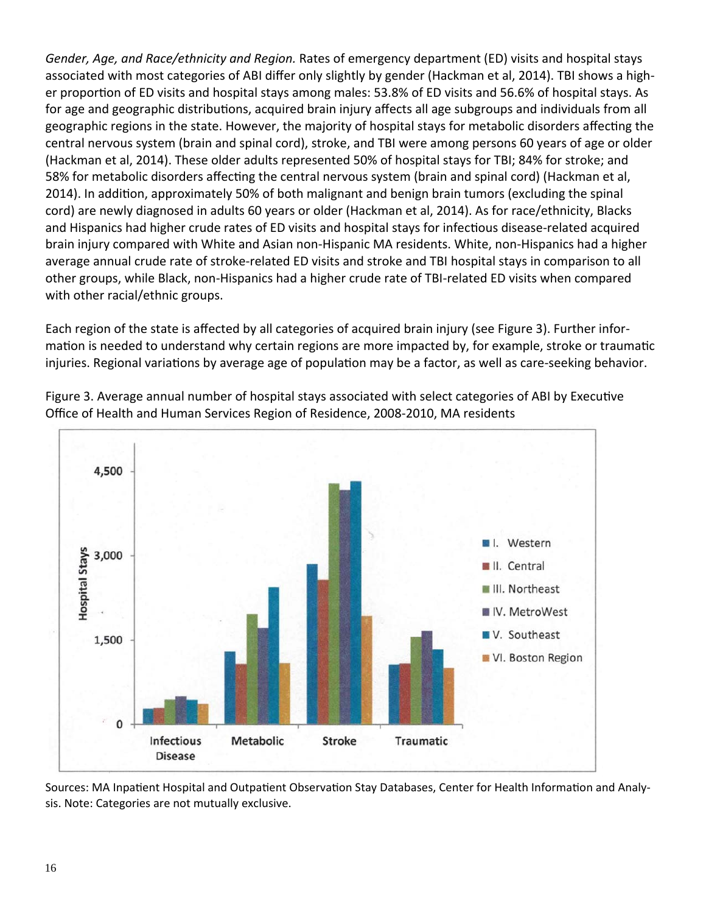*Gender, Age, and Race/ethnicity and Region.* Rates of emergency department (ED) visits and hospital stays associated with most categories of ABI differ only slightly by gender (Hackman et al, 2014). TBI shows a higher proportion of ED visits and hospital stays among males: 53.8% of ED visits and 56.6% of hospital stays. As for age and geographic distributions, acquired brain injury affects all age subgroups and individuals from all geographic regions in the state. However, the majority of hospital stays for metabolic disorders affecting the central nervous system (brain and spinal cord), stroke, and TBI were among persons 60 years of age or older (Hackman et al, 2014). These older adults represented 50% of hospital stays for TBI; 84% for stroke; and 58% for metabolic disorders affecting the central nervous system (brain and spinal cord) (Hackman et al, 2014). In addition, approximately 50% of both malignant and benign brain tumors (excluding the spinal cord) are newly diagnosed in adults 60 years or older (Hackman et al, 2014). As for race/ethnicity, Blacks and Hispanics had higher crude rates of ED visits and hospital stays for infectious disease-related acquired brain injury compared with White and Asian non-Hispanic MA residents. White, non-Hispanics had a higher average annual crude rate of stroke-related ED visits and stroke and TBI hospital stays in comparison to all other groups, while Black, non-Hispanics had a higher crude rate of TBI-related ED visits when compared with other racial/ethnic groups.

Each region of the state is affected by all categories of acquired brain injury (see Figure 3). Further information is needed to understand why certain regions are more impacted by, for example, stroke or traumatic injuries. Regional variations by average age of population may be a factor, as well as care-seeking behavior.

Figure 3. Average annual number of hospital stays associated with select categories of ABI by Executive Office of Health and Human Services Region of Residence, 2008-2010, MA residents

Sources: MA Inpatient Hospital and Outpatient Observation Stay Databases, Center for Health Information and Analysis. Note: Categories are not mutually exclusive.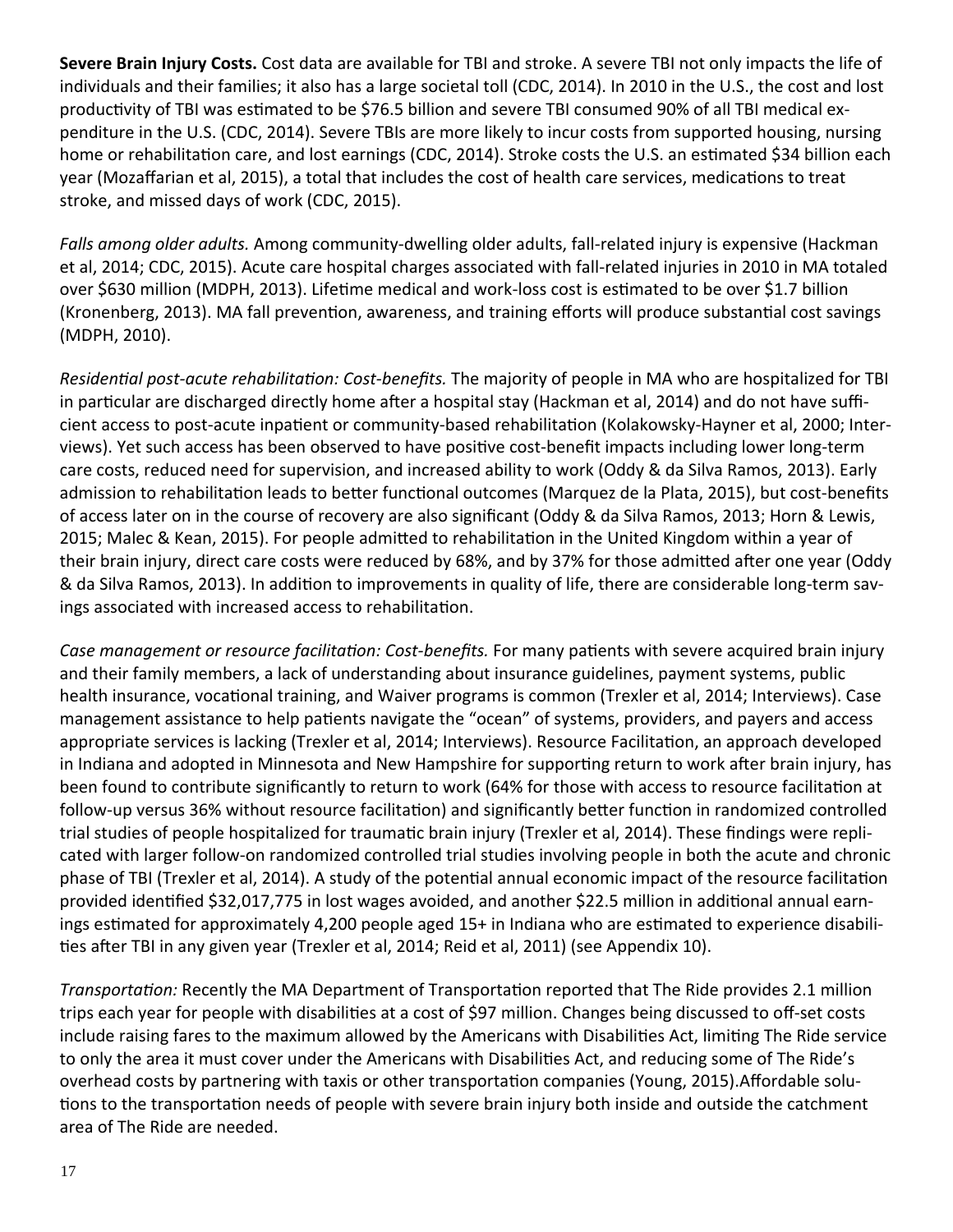**Severe Brain Injury Costs.** Cost data are available for TBI and stroke. A severe TBI not only impacts the life of individuals and their families; it also has a large societal toll (CDC, 2014). In 2010 in the U.S., the cost and lost productivity of TBI was estimated to be $76.5 billion and severe TBI consumed 90% of all TBI medical expenditure in the U.S. (CDC, 2014). Severe TBIs are more likely to incur costs from supported housing, nursing home or rehabilitation care, and lost earnings (CDC, 2014). Stroke costs the U.S. an estimated $34 billion each year (Mozaffarian et al, 2015), a total that includes the cost of health care services, medications to treat stroke, and missed days of work (CDC, 2015).

*Falls among older adults.* Among community-dwelling older adults, fall-related injury is expensive (Hackman et al, 2014; CDC, 2015). Acute care hospital charges associated with fall-related injuries in 2010 in MA totaled over $630 million (MDPH, 2013). Lifetime medical and work-loss cost is estimated to be over $1.7 billion (Kronenberg, 2013). MA fall prevention, awareness, and training efforts will produce substantial cost savings (MDPH, 2010).

*Residential post-acute rehabilitation: Cost-benefits.* The majority of people in MA who are hospitalized for TBI in particular are discharged directly home after a hospital stay (Hackman et al, 2014) and do not have sufficient access to post-acute inpatient or community-based rehabilitation (Kolakowsky-Hayner et al, 2000; Interviews). Yet such access has been observed to have positive cost-benefit impacts including lower long-term care costs, reduced need for supervision, and increased ability to work (Oddy & da Silva Ramos, 2013). Early admission to rehabilitation leads to better functional outcomes (Marquez de la Plata, 2015), but cost-benefits of access later on in the course of recovery are also significant (Oddy & da Silva Ramos, 2013; Horn & Lewis, 2015; Malec & Kean, 2015). For people admitted to rehabilitation in the United Kingdom within a year of their brain injury, direct care costs were reduced by 68%, and by 37% for those admitted after one year (Oddy & da Silva Ramos, 2013). In addition to improvements in quality of life, there are considerable long-term savings associated with increased access to rehabilitation.

*Case management or resource facilitation: Cost-benefits.* For many patients with severe acquired brain injury and their family members, a lack of understanding about insurance guidelines, payment systems, public health insurance, vocational training, and Waiver programs is common (Trexler et al, 2014; Interviews). Case management assistance to help patients navigate the "ocean" of systems, providers, and payers and access appropriate services is lacking (Trexler et al, 2014; Interviews). Resource Facilitation, an approach developed in Indiana and adopted in Minnesota and New Hampshire for supporting return to work after brain injury, has been found to contribute significantly to return to work (64% for those with access to resource facilitation at follow-up versus 36% without resource facilitation) and significantly better function in randomized controlled trial studies of people hospitalized for traumatic brain injury (Trexler et al, 2014). These findings were replicated with larger follow-on randomized controlled trial studies involving people in both the acute and chronic phase of TBI (Trexler et al, 2014). A study of the potential annual economic impact of the resource facilitation provided identified $32,017,775 in lost wages avoided, and another $22.5 million in additional annual earnings estimated for approximately 4,200 people aged 15+ in Indiana who are estimated to experience disabilities after TBI in any given year (Trexler et al, 2014; Reid et al, 2011) (see Appendix 10).

*Transportation:* Recently the MA Department of Transportation reported that The Ride provides 2.1 million trips each year for people with disabilities at a cost of $97 million. Changes being discussed to off-set costs include raising fares to the maximum allowed by the Americans with Disabilities Act, limiting The Ride service to only the area it must cover under the Americans with Disabilities Act, and reducing some of The Ride's overhead costs by partnering with taxis or other transportation companies (Young, 2015).Affordable solutions to the transportation needs of people with severe brain injury both inside and outside the catchment area of The Ride are needed.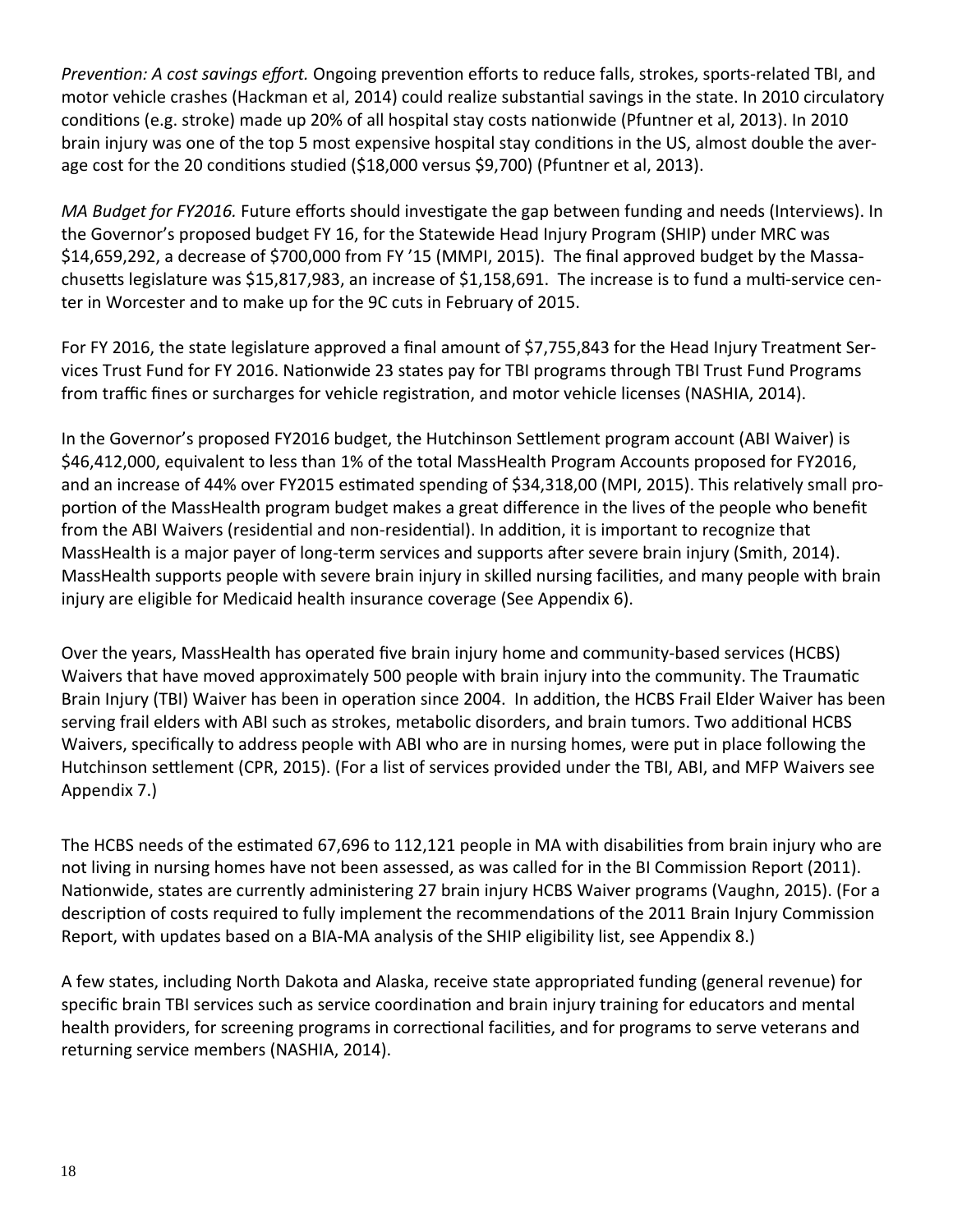*Prevention: A cost savings effort.* Ongoing prevention efforts to reduce falls, strokes, sports-related TBI, and motor vehicle crashes (Hackman et al, 2014) could realize substantial savings in the state. In 2010 circulatory conditions (e.g. stroke) made up 20% of all hospital stay costs nationwide (Pfuntner et al, 2013). In 2010 brain injury was one of the top 5 most expensive hospital stay conditions in the US, almost double the average cost for the 20 conditions studied ($18,000 versus $9,700) (Pfuntner et al, 2013).

*MA Budget for FY2016.* Future efforts should investigate the gap between funding and needs (Interviews). In the Governor's proposed budget FY 16, for the Statewide Head Injury Program (SHIP) under MRC was $14,659,292, a decrease of $700,000 from FY '15 (MMPI, 2015). The final approved budget by the Massachusetts legislature was $15,817,983, an increase of $1,158,691. The increase is to fund a multi-service center in Worcester and to make up for the 9C cuts in February of 2015.

For FY 2016, the state legislature approved a final amount of $7,755,843 for the Head Injury Treatment Services Trust Fund for FY 2016. Nationwide 23 states pay for TBI programs through TBI Trust Fund Programs from traffic fines or surcharges for vehicle registration, and motor vehicle licenses (NASHIA, 2014).

In the Governor's proposed FY2016 budget, the Hutchinson Settlement program account (ABI Waiver) is $46,412,000, equivalent to less than 1% of the total MassHealth Program Accounts proposed for FY2016, and an increase of 44% over FY2015 estimated spending of $34,318,00 (MPI, 2015). This relatively small proportion of the MassHealth program budget makes a great difference in the lives of the people who benefit from the ABI Waivers (residential and non-residential). In addition, it is important to recognize that MassHealth is a major payer of long-term services and supports after severe brain injury (Smith, 2014). MassHealth supports people with severe brain injury in skilled nursing facilities, and many people with brain injury are eligible for Medicaid health insurance coverage (See Appendix 6).

Over the years, MassHealth has operated five brain injury home and community-based services (HCBS) Waivers that have moved approximately 500 people with brain injury into the community. The Traumatic Brain Injury (TBI) Waiver has been in operation since 2004. In addition, the HCBS Frail Elder Waiver has been serving frail elders with ABI such as strokes, metabolic disorders, and brain tumors. Two additional HCBS Waivers, specifically to address people with ABI who are in nursing homes, were put in place following the Hutchinson settlement (CPR, 2015). (For a list of services provided under the TBI, ABI, and MFP Waivers see Appendix 7.)

The HCBS needs of the estimated 67,696 to 112,121 people in MA with disabilities from brain injury who are not living in nursing homes have not been assessed, as was called for in the BI Commission Report (2011). Nationwide, states are currently administering 27 brain injury HCBS Waiver programs (Vaughn, 2015). (For a description of costs required to fully implement the recommendations of the 2011 Brain Injury Commission Report, with updates based on a BIA-MA analysis of the SHIP eligibility list, see Appendix 8.)

A few states, including North Dakota and Alaska, receive state appropriated funding (general revenue) for specific brain TBI services such as service coordination and brain injury training for educators and mental health providers, for screening programs in correctional facilities, and for programs to serve veterans and returning service members (NASHIA, 2014).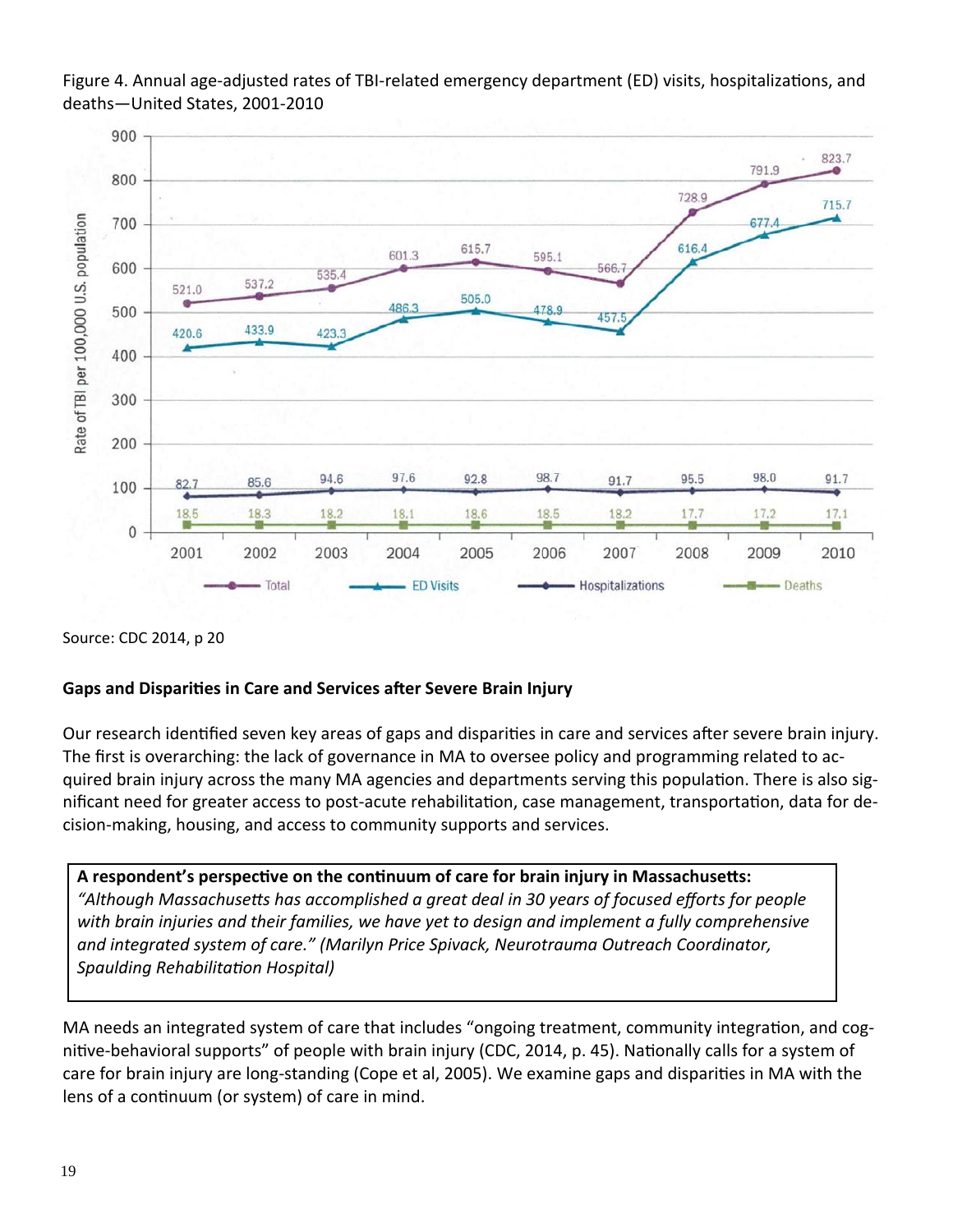Figure 4. Annual age-adjusted rates of TBI-related emergency department (ED) visits, hospitalizations, and deaths—United States, 2001-2010

| Year | Total | ED Visits | Hospitalizations | Deaths |
|---|---|---|---|---|
| 2001 | 521.0 | 420.6 | 82.7 | 18.5 |
| 2002 | 537.2 | 433.9 | 85.6 | 18.3 |
| 2003 | 535.4 | 423.3 | 94.6 | 18.2 |
| 2004 | 601.3 | 486.3 | 97.6 | 18.1 |
| 2005 | 615.7 | 505.0 | 92.8 | 18.6 |
| 2006 | 595.1 | 478.9 | 98.7 | 18.5 |
| 2007 | 566.7 | 457.5 | 91.7 | 18.2 |
| 2008 | 728.9 | 616.4 | 95.5 | 17.7 |
| 2009 | 791.9 | 677.4 | 98.0 | 17.2 |
| 2010 | 823.7 | 715.7 | 91.7 | 17.1 |

Rate of TBI per 100,000 U.S. population

Source: CDC 2014, p 20

**Gaps and Disparities in Care and Services after Severe Brain Injury**

Our research identified seven key areas of gaps and disparities in care and services after severe brain injury. The first is overarching: the lack of governance in MA to oversee policy and programming related to acquired brain injury across the many MA agencies and departments serving this population. There is also significant need for greater access to post-acute rehabilitation, case management, transportation, data for decision-making, housing, and access to community supports and services.

> **A respondent's perspective on the continuum of care for brain injury in Massachusetts:**
> *"Although Massachusetts has accomplished a great deal in 30 years of focused efforts for people with brain injuries and their families, we have yet to design and implement a fully comprehensive and integrated system of care." (Marilyn Price Spivack, Neurotrauma Outreach Coordinator, Spaulding Rehabilitation Hospital)*

MA needs an integrated system of care that includes "ongoing treatment, community integration, and cognitive-behavioral supports" of people with brain injury (CDC, 2014, p. 45). Nationally calls for a system of care for brain injury are long-standing (Cope et al, 2005). We examine gaps and disparities in MA with the lens of a continuum (or system) of care in mind.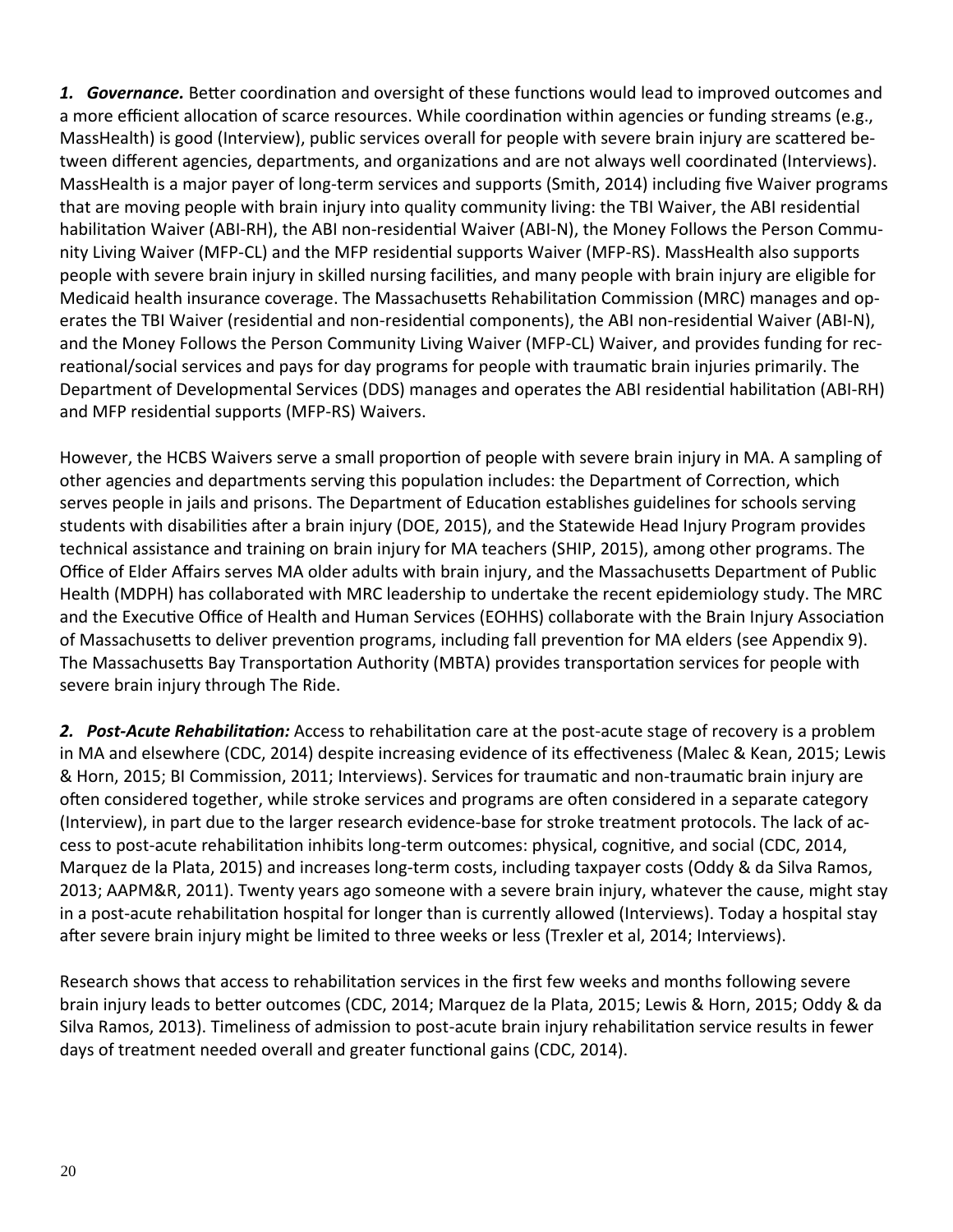***1. Governance.*** Better coordination and oversight of these functions would lead to improved outcomes and a more efficient allocation of scarce resources. While coordination within agencies or funding streams (e.g., MassHealth) is good (Interview), public services overall for people with severe brain injury are scattered between different agencies, departments, and organizations and are not always well coordinated (Interviews). MassHealth is a major payer of long-term services and supports (Smith, 2014) including five Waiver programs that are moving people with brain injury into quality community living: the TBI Waiver, the ABI residential habilitation Waiver (ABI-RH), the ABI non-residential Waiver (ABI-N), the Money Follows the Person Community Living Waiver (MFP-CL) and the MFP residential supports Waiver (MFP-RS). MassHealth also supports people with severe brain injury in skilled nursing facilities, and many people with brain injury are eligible for Medicaid health insurance coverage. The Massachusetts Rehabilitation Commission (MRC) manages and operates the TBI Waiver (residential and non-residential components), the ABI non-residential Waiver (ABI-N), and the Money Follows the Person Community Living Waiver (MFP-CL) Waiver, and provides funding for recreational/social services and pays for day programs for people with traumatic brain injuries primarily. The Department of Developmental Services (DDS) manages and operates the ABI residential habilitation (ABI-RH) and MFP residential supports (MFP-RS) Waivers.

However, the HCBS Waivers serve a small proportion of people with severe brain injury in MA. A sampling of other agencies and departments serving this population includes: the Department of Correction, which serves people in jails and prisons. The Department of Education establishes guidelines for schools serving students with disabilities after a brain injury (DOE, 2015), and the Statewide Head Injury Program provides technical assistance and training on brain injury for MA teachers (SHIP, 2015), among other programs. The Office of Elder Affairs serves MA older adults with brain injury, and the Massachusetts Department of Public Health (MDPH) has collaborated with MRC leadership to undertake the recent epidemiology study. The MRC and the Executive Office of Health and Human Services (EOHHS) collaborate with the Brain Injury Association of Massachusetts to deliver prevention programs, including fall prevention for MA elders (see Appendix 9). The Massachusetts Bay Transportation Authority (MBTA) provides transportation services for people with severe brain injury through The Ride.

***2. Post-Acute Rehabilitation:*** Access to rehabilitation care at the post-acute stage of recovery is a problem in MA and elsewhere (CDC, 2014) despite increasing evidence of its effectiveness (Malec & Kean, 2015; Lewis & Horn, 2015; BI Commission, 2011; Interviews). Services for traumatic and non-traumatic brain injury are often considered together, while stroke services and programs are often considered in a separate category (Interview), in part due to the larger research evidence-base for stroke treatment protocols. The lack of access to post-acute rehabilitation inhibits long-term outcomes: physical, cognitive, and social (CDC, 2014, Marquez de la Plata, 2015) and increases long-term costs, including taxpayer costs (Oddy & da Silva Ramos, 2013; AAPM&R, 2011). Twenty years ago someone with a severe brain injury, whatever the cause, might stay in a post-acute rehabilitation hospital for longer than is currently allowed (Interviews). Today a hospital stay after severe brain injury might be limited to three weeks or less (Trexler et al, 2014; Interviews).

Research shows that access to rehabilitation services in the first few weeks and months following severe brain injury leads to better outcomes (CDC, 2014; Marquez de la Plata, 2015; Lewis & Horn, 2015; Oddy & da Silva Ramos, 2013). Timeliness of admission to post-acute brain injury rehabilitation service results in fewer days of treatment needed overall and greater functional gains (CDC, 2014).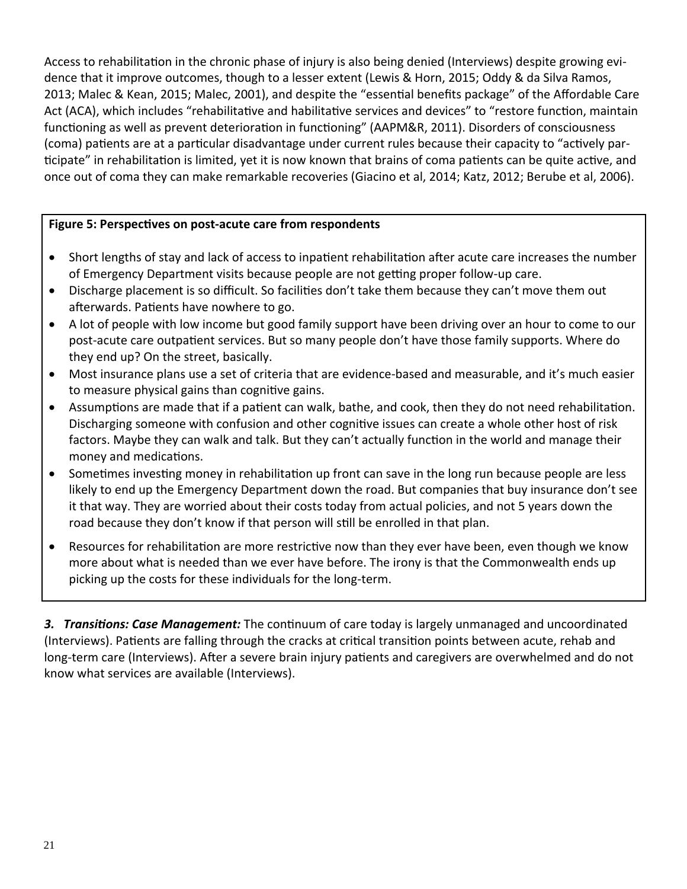Access to rehabilitation in the chronic phase of injury is also being denied (Interviews) despite growing evidence that it improve outcomes, though to a lesser extent (Lewis & Horn, 2015; Oddy & da Silva Ramos, 2013; Malec & Kean, 2015; Malec, 2001), and despite the "essential benefits package" of the Affordable Care Act (ACA), which includes "rehabilitative and habilitative services and devices" to "restore function, maintain functioning as well as prevent deterioration in functioning" (AAPM&R, 2011). Disorders of consciousness (coma) patients are at a particular disadvantage under current rules because their capacity to "actively participate" in rehabilitation is limited, yet it is now known that brains of coma patients can be quite active, and once out of coma they can make remarkable recoveries (Giacino et al, 2014; Katz, 2012; Berube et al, 2006).

**Figure 5: Perspectives on post-acute care from respondents**

- Short lengths of stay and lack of access to inpatient rehabilitation after acute care increases the number of Emergency Department visits because people are not getting proper follow-up care.
- Discharge placement is so difficult. So facilities don't take them because they can't move them out afterwards. Patients have nowhere to go.
- A lot of people with low income but good family support have been driving over an hour to come to our post-acute care outpatient services. But so many people don't have those family supports. Where do they end up? On the street, basically.
- Most insurance plans use a set of criteria that are evidence-based and measurable, and it's much easier to measure physical gains than cognitive gains.
- Assumptions are made that if a patient can walk, bathe, and cook, then they do not need rehabilitation. Discharging someone with confusion and other cognitive issues can create a whole other host of risk factors. Maybe they can walk and talk. But they can't actually function in the world and manage their money and medications.
- Sometimes investing money in rehabilitation up front can save in the long run because people are less likely to end up the Emergency Department down the road. But companies that buy insurance don't see it that way. They are worried about their costs today from actual policies, and not 5 years down the road because they don't know if that person will still be enrolled in that plan.
- Resources for rehabilitation are more restrictive now than they ever have been, even though we know more about what is needed than we ever have before. The irony is that the Commonwealth ends up picking up the costs for these individuals for the long-term.

***3. Transitions: Case Management:*** The continuum of care today is largely unmanaged and uncoordinated (Interviews). Patients are falling through the cracks at critical transition points between acute, rehab and long-term care (Interviews). After a severe brain injury patients and caregivers are overwhelmed and do not know what services are available (Interviews).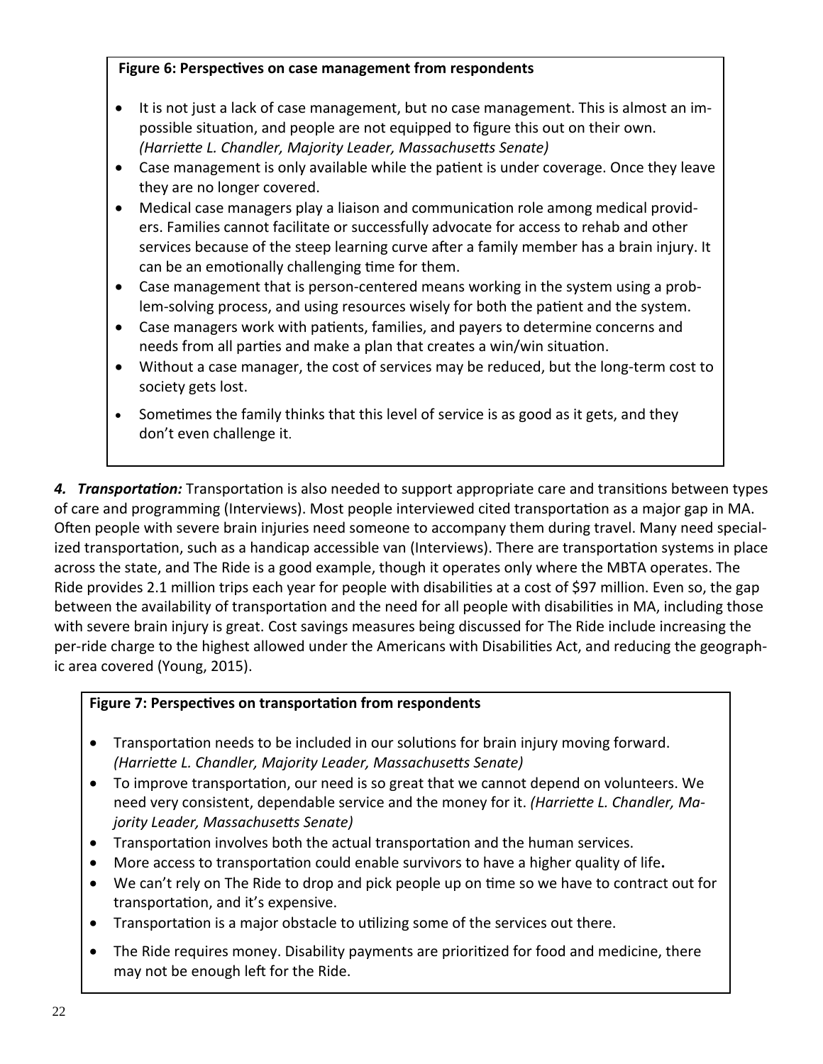**Figure 6: Perspectives on case management from respondents**

- It is not just a lack of case management, but no case management. This is almost an impossible situation, and people are not equipped to figure this out on their own. *(Harriette L. Chandler, Majority Leader, Massachusetts Senate)*
- Case management is only available while the patient is under coverage. Once they leave they are no longer covered.
- Medical case managers play a liaison and communication role among medical providers. Families cannot facilitate or successfully advocate for access to rehab and other services because of the steep learning curve after a family member has a brain injury. It can be an emotionally challenging time for them.
- Case management that is person-centered means working in the system using a problem-solving process, and using resources wisely for both the patient and the system.
- Case managers work with patients, families, and payers to determine concerns and needs from all parties and make a plan that creates a win/win situation.
- Without a case manager, the cost of services may be reduced, but the long-term cost to society gets lost.
- Sometimes the family thinks that this level of service is as good as it gets, and they don't even challenge it.

***4. Transportation:*** Transportation is also needed to support appropriate care and transitions between types of care and programming (Interviews). Most people interviewed cited transportation as a major gap in MA. Often people with severe brain injuries need someone to accompany them during travel. Many need specialized transportation, such as a handicap accessible van (Interviews). There are transportation systems in place across the state, and The Ride is a good example, though it operates only where the MBTA operates. The Ride provides 2.1 million trips each year for people with disabilities at a cost of $97 million. Even so, the gap between the availability of transportation and the need for all people with disabilities in MA, including those with severe brain injury is great. Cost savings measures being discussed for The Ride include increasing the per-ride charge to the highest allowed under the Americans with Disabilities Act, and reducing the geographic area covered (Young, 2015).

**Figure 7: Perspectives on transportation from respondents**

- Transportation needs to be included in our solutions for brain injury moving forward. *(Harriette L. Chandler, Majority Leader, Massachusetts Senate)*
- To improve transportation, our need is so great that we cannot depend on volunteers. We need very consistent, dependable service and the money for it. *(Harriette L. Chandler, Majority Leader, Massachusetts Senate)*
- Transportation involves both the actual transportation and the human services.
- More access to transportation could enable survivors to have a higher quality of life**.**
- We can't rely on The Ride to drop and pick people up on time so we have to contract out for transportation, and it's expensive.
- Transportation is a major obstacle to utilizing some of the services out there.
- The Ride requires money. Disability payments are prioritized for food and medicine, there may not be enough left for the Ride.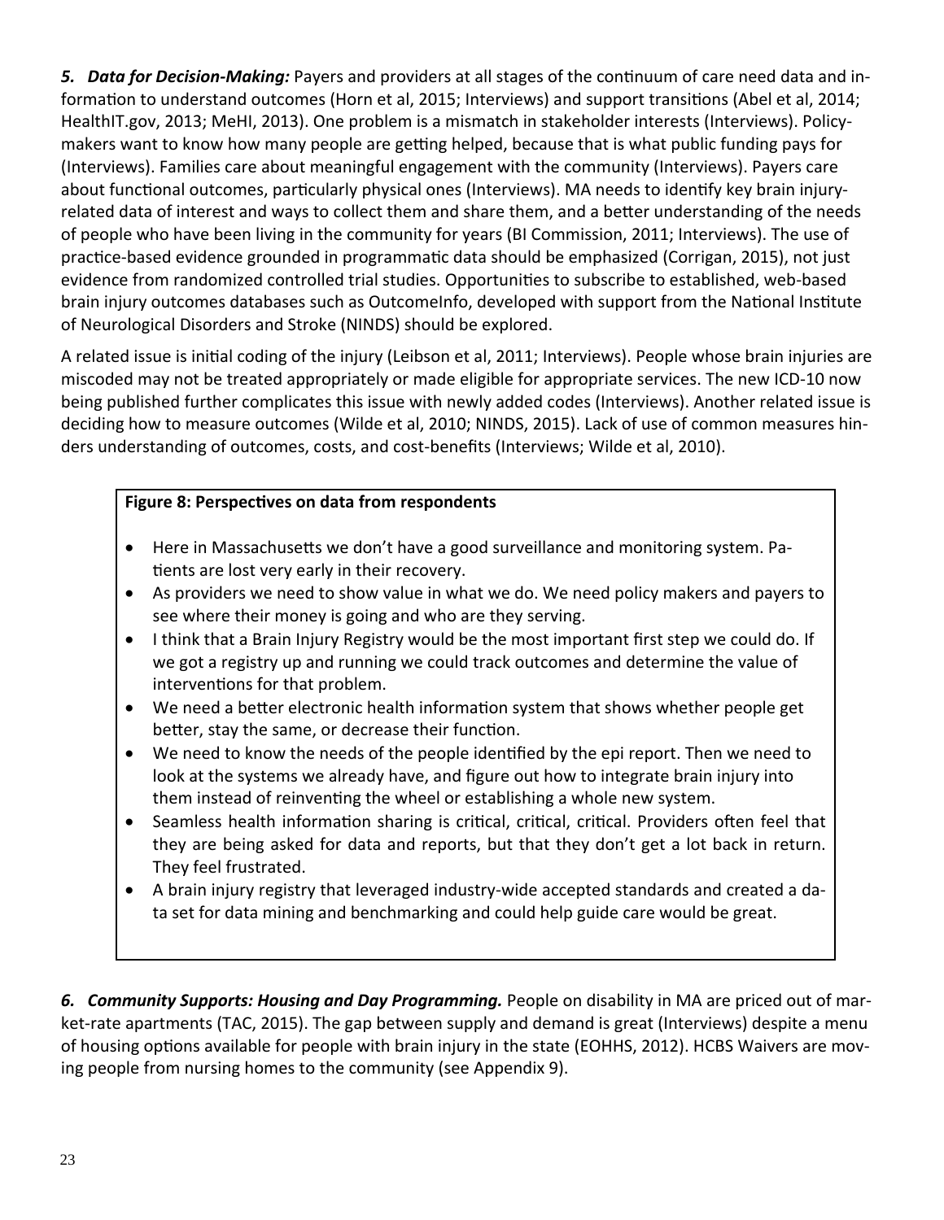***5. Data for Decision-Making:*** Payers and providers at all stages of the continuum of care need data and information to understand outcomes (Horn et al, 2015; Interviews) and support transitions (Abel et al, 2014; HealthIT.gov, 2013; MeHI, 2013). One problem is a mismatch in stakeholder interests (Interviews). Policymakers want to know how many people are getting helped, because that is what public funding pays for (Interviews). Families care about meaningful engagement with the community (Interviews). Payers care about functional outcomes, particularly physical ones (Interviews). MA needs to identify key brain injury-related data of interest and ways to collect them and share them, and a better understanding of the needs of people who have been living in the community for years (BI Commission, 2011; Interviews). The use of practice-based evidence grounded in programmatic data should be emphasized (Corrigan, 2015), not just evidence from randomized controlled trial studies. Opportunities to subscribe to established, web-based brain injury outcomes databases such as OutcomeInfo, developed with support from the National Institute of Neurological Disorders and Stroke (NINDS) should be explored.

A related issue is initial coding of the injury (Leibson et al, 2011; Interviews). People whose brain injuries are miscoded may not be treated appropriately or made eligible for appropriate services. The new ICD-10 now being published further complicates this issue with newly added codes (Interviews). Another related issue is deciding how to measure outcomes (Wilde et al, 2010; NINDS, 2015). Lack of use of common measures hinders understanding of outcomes, costs, and cost-benefits (Interviews; Wilde et al, 2010).

**Figure 8: Perspectives on data from respondents**

- Here in Massachusetts we don't have a good surveillance and monitoring system. Patients are lost very early in their recovery.
- As providers we need to show value in what we do. We need policy makers and payers to see where their money is going and who are they serving.
- I think that a Brain Injury Registry would be the most important first step we could do. If we got a registry up and running we could track outcomes and determine the value of interventions for that problem.
- We need a better electronic health information system that shows whether people get better, stay the same, or decrease their function.
- We need to know the needs of the people identified by the epi report. Then we need to look at the systems we already have, and figure out how to integrate brain injury into them instead of reinventing the wheel or establishing a whole new system.
- Seamless health information sharing is critical, critical, critical. Providers often feel that they are being asked for data and reports, but that they don't get a lot back in return. They feel frustrated.
- A brain injury registry that leveraged industry-wide accepted standards and created a data set for data mining and benchmarking and could help guide care would be great.

***6. Community Supports: Housing and Day Programming.*** People on disability in MA are priced out of market-rate apartments (TAC, 2015). The gap between supply and demand is great (Interviews) despite a menu of housing options available for people with brain injury in the state (EOHHS, 2012). HCBS Waivers are moving people from nursing homes to the community (see Appendix 9).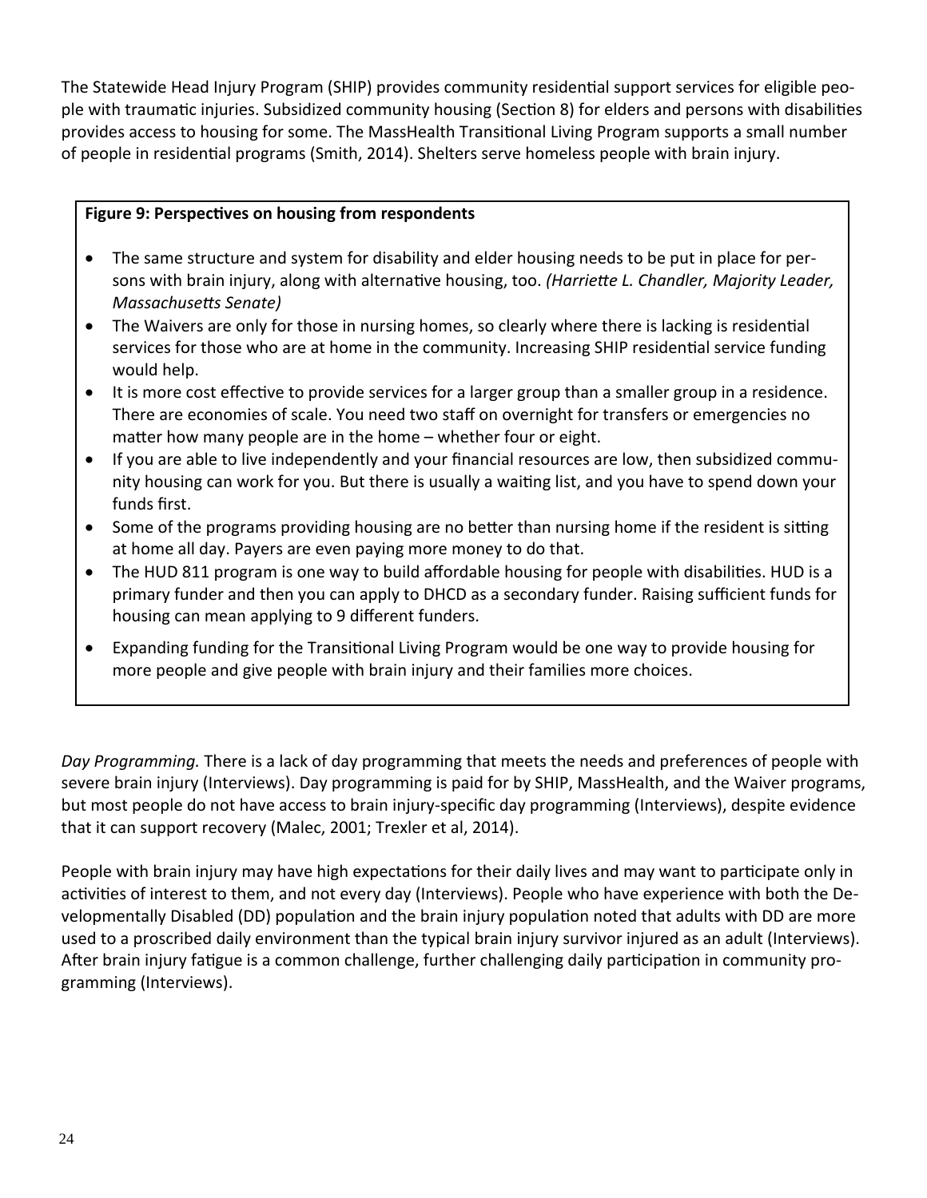The Statewide Head Injury Program (SHIP) provides community residential support services for eligible people with traumatic injuries. Subsidized community housing (Section 8) for elders and persons with disabilities provides access to housing for some. The MassHealth Transitional Living Program supports a small number of people in residential programs (Smith, 2014). Shelters serve homeless people with brain injury.

**Figure 9: Perspectives on housing from respondents**

- The same structure and system for disability and elder housing needs to be put in place for persons with brain injury, along with alternative housing, too. *(Harriette L. Chandler, Majority Leader, Massachusetts Senate)*
- The Waivers are only for those in nursing homes, so clearly where there is lacking is residential services for those who are at home in the community. Increasing SHIP residential service funding would help.
- It is more cost effective to provide services for a larger group than a smaller group in a residence. There are economies of scale. You need two staff on overnight for transfers or emergencies no matter how many people are in the home – whether four or eight.
- If you are able to live independently and your financial resources are low, then subsidized community housing can work for you. But there is usually a waiting list, and you have to spend down your funds first.
- Some of the programs providing housing are no better than nursing home if the resident is sitting at home all day. Payers are even paying more money to do that.
- The HUD 811 program is one way to build affordable housing for people with disabilities. HUD is a primary funder and then you can apply to DHCD as a secondary funder. Raising sufficient funds for housing can mean applying to 9 different funders.
- Expanding funding for the Transitional Living Program would be one way to provide housing for more people and give people with brain injury and their families more choices.

*Day Programming.* There is a lack of day programming that meets the needs and preferences of people with severe brain injury (Interviews). Day programming is paid for by SHIP, MassHealth, and the Waiver programs, but most people do not have access to brain injury-specific day programming (Interviews), despite evidence that it can support recovery (Malec, 2001; Trexler et al, 2014).

People with brain injury may have high expectations for their daily lives and may want to participate only in activities of interest to them, and not every day (Interviews). People who have experience with both the Developmentally Disabled (DD) population and the brain injury population noted that adults with DD are more used to a proscribed daily environment than the typical brain injury survivor injured as an adult (Interviews). After brain injury fatigue is a common challenge, further challenging daily participation in community programming (Interviews).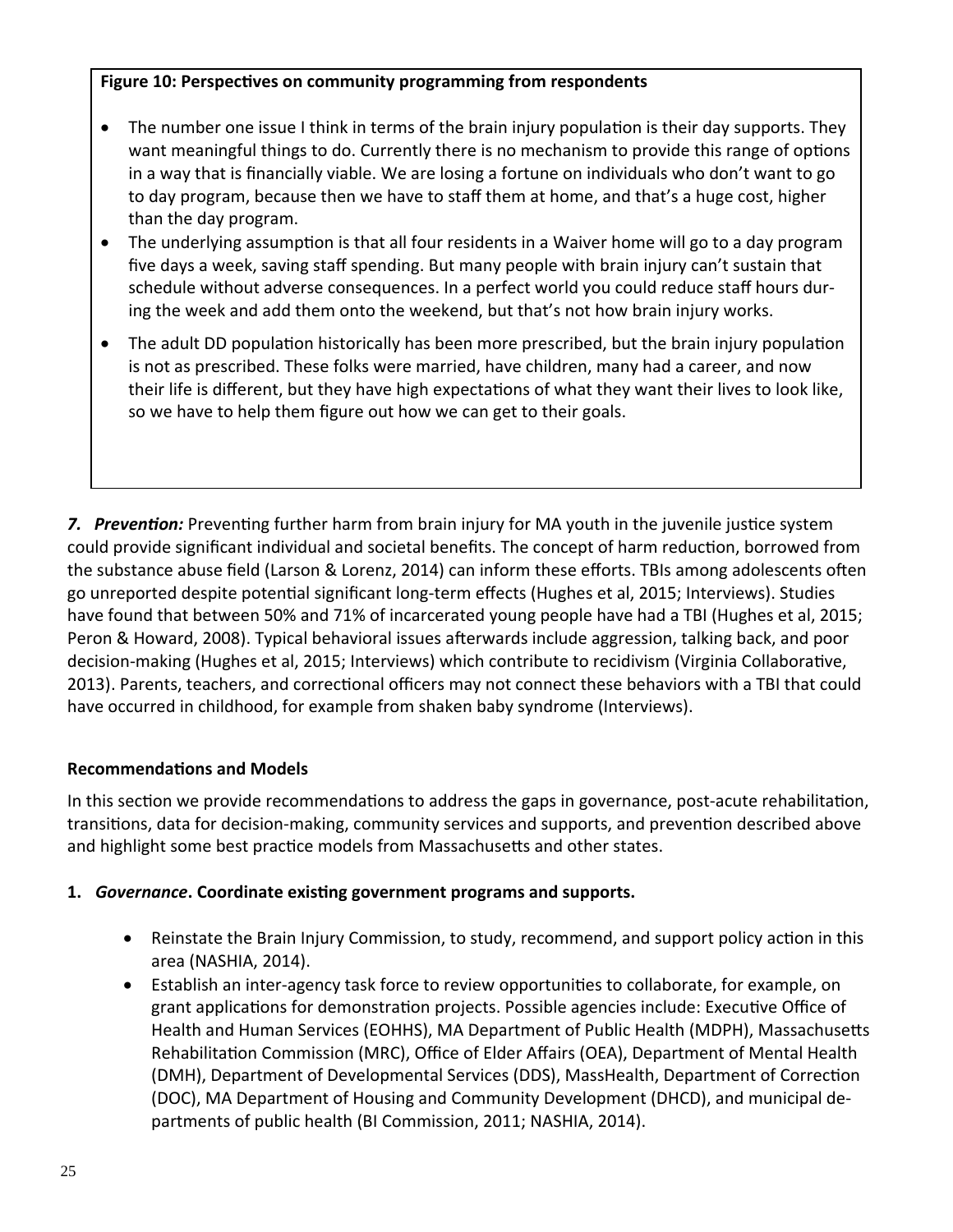**Figure 10: Perspectives on community programming from respondents**

- The number one issue I think in terms of the brain injury population is their day supports. They want meaningful things to do. Currently there is no mechanism to provide this range of options in a way that is financially viable. We are losing a fortune on individuals who don't want to go to day program, because then we have to staff them at home, and that's a huge cost, higher than the day program.
- The underlying assumption is that all four residents in a Waiver home will go to a day program five days a week, saving staff spending. But many people with brain injury can't sustain that schedule without adverse consequences. In a perfect world you could reduce staff hours during the week and add them onto the weekend, but that's not how brain injury works.
- The adult DD population historically has been more prescribed, but the brain injury population is not as prescribed. These folks were married, have children, many had a career, and now their life is different, but they have high expectations of what they want their lives to look like, so we have to help them figure out how we can get to their goals.

***7. Prevention:*** Preventing further harm from brain injury for MA youth in the juvenile justice system could provide significant individual and societal benefits. The concept of harm reduction, borrowed from the substance abuse field (Larson & Lorenz, 2014) can inform these efforts. TBIs among adolescents often go unreported despite potential significant long-term effects (Hughes et al, 2015; Interviews). Studies have found that between 50% and 71% of incarcerated young people have had a TBI (Hughes et al, 2015; Peron & Howard, 2008). Typical behavioral issues afterwards include aggression, talking back, and poor decision-making (Hughes et al, 2015; Interviews) which contribute to recidivism (Virginia Collaborative, 2013). Parents, teachers, and correctional officers may not connect these behaviors with a TBI that could have occurred in childhood, for example from shaken baby syndrome (Interviews).

**Recommendations and Models**

In this section we provide recommendations to address the gaps in governance, post-acute rehabilitation, transitions, data for decision-making, community services and supports, and prevention described above and highlight some best practice models from Massachusetts and other states.

**1. *Governance*. Coordinate existing government programs and supports.**

- Reinstate the Brain Injury Commission, to study, recommend, and support policy action in this area (NASHIA, 2014).
- Establish an inter-agency task force to review opportunities to collaborate, for example, on grant applications for demonstration projects. Possible agencies include: Executive Office of Health and Human Services (EOHHS), MA Department of Public Health (MDPH), Massachusetts Rehabilitation Commission (MRC), Office of Elder Affairs (OEA), Department of Mental Health (DMH), Department of Developmental Services (DDS), MassHealth, Department of Correction (DOC), MA Department of Housing and Community Development (DHCD), and municipal departments of public health (BI Commission, 2011; NASHIA, 2014).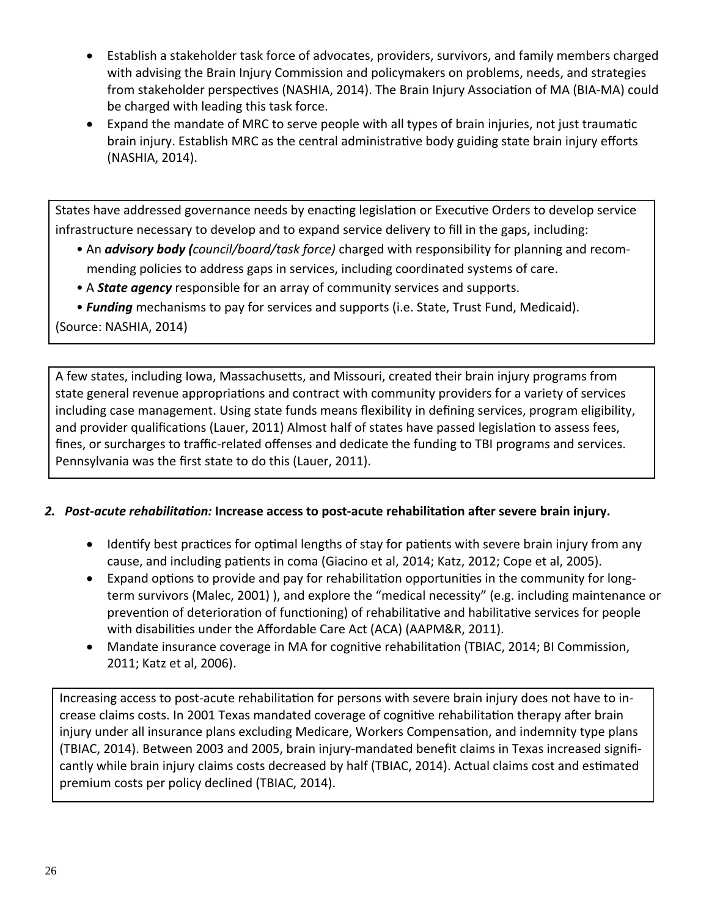- Establish a stakeholder task force of advocates, providers, survivors, and family members charged with advising the Brain Injury Commission and policymakers on problems, needs, and strategies from stakeholder perspectives (NASHIA, 2014). The Brain Injury Association of MA (BIA-MA) could be charged with leading this task force.
- Expand the mandate of MRC to serve people with all types of brain injuries, not just traumatic brain injury. Establish MRC as the central administrative body guiding state brain injury efforts (NASHIA, 2014).

States have addressed governance needs by enacting legislation or Executive Orders to develop service infrastructure necessary to develop and to expand service delivery to fill in the gaps, including:

- An ***advisory body (****council/board/task force)* charged with responsibility for planning and recommending policies to address gaps in services, including coordinated systems of care.
- A ***State agency*** responsible for an array of community services and supports.
- ***Funding*** mechanisms to pay for services and supports (i.e. State, Trust Fund, Medicaid).

(Source: NASHIA, 2014)

A few states, including Iowa, Massachusetts, and Missouri, created their brain injury programs from state general revenue appropriations and contract with community providers for a variety of services including case management. Using state funds means flexibility in defining services, program eligibility, and provider qualifications (Lauer, 2011) Almost half of states have passed legislation to assess fees, fines, or surcharges to traffic-related offenses and dedicate the funding to TBI programs and services. Pennsylvania was the first state to do this (Lauer, 2011).

## 2. *Post-acute rehabilitation:* Increase access to post-acute rehabilitation after severe brain injury.

- Identify best practices for optimal lengths of stay for patients with severe brain injury from any cause, and including patients in coma (Giacino et al, 2014; Katz, 2012; Cope et al, 2005).
- Expand options to provide and pay for rehabilitation opportunities in the community for long-term survivors (Malec, 2001) ), and explore the "medical necessity" (e.g. including maintenance or prevention of deterioration of functioning) of rehabilitative and habilitative services for people with disabilities under the Affordable Care Act (ACA) (AAPM&R, 2011).
- Mandate insurance coverage in MA for cognitive rehabilitation (TBIAC, 2014; BI Commission, 2011; Katz et al, 2006).

Increasing access to post-acute rehabilitation for persons with severe brain injury does not have to increase claims costs. In 2001 Texas mandated coverage of cognitive rehabilitation therapy after brain injury under all insurance plans excluding Medicare, Workers Compensation, and indemnity type plans (TBIAC, 2014). Between 2003 and 2005, brain injury-mandated benefit claims in Texas increased significantly while brain injury claims costs decreased by half (TBIAC, 2014). Actual claims cost and estimated premium costs per policy declined (TBIAC, 2014).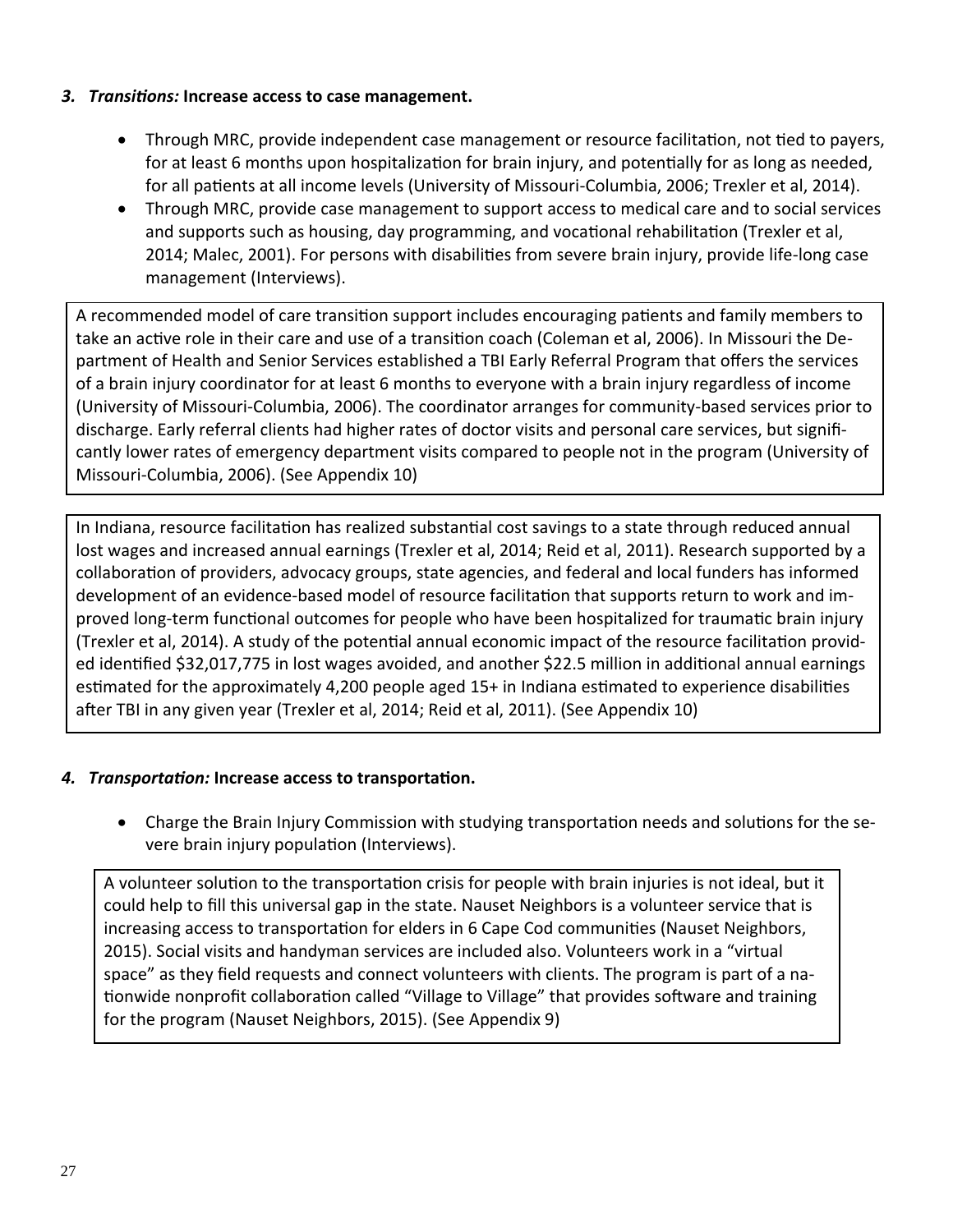### *3. Transitions:* **Increase access to case management.**

- Through MRC, provide independent case management or resource facilitation, not tied to payers, for at least 6 months upon hospitalization for brain injury, and potentially for as long as needed, for all patients at all income levels (University of Missouri-Columbia, 2006; Trexler et al, 2014).
- Through MRC, provide case management to support access to medical care and to social services and supports such as housing, day programming, and vocational rehabilitation (Trexler et al, 2014; Malec, 2001). For persons with disabilities from severe brain injury, provide life-long case management (Interviews).

A recommended model of care transition support includes encouraging patients and family members to take an active role in their care and use of a transition coach (Coleman et al, 2006). In Missouri the Department of Health and Senior Services established a TBI Early Referral Program that offers the services of a brain injury coordinator for at least 6 months to everyone with a brain injury regardless of income (University of Missouri-Columbia, 2006). The coordinator arranges for community-based services prior to discharge. Early referral clients had higher rates of doctor visits and personal care services, but significantly lower rates of emergency department visits compared to people not in the program (University of Missouri-Columbia, 2006). (See Appendix 10)

In Indiana, resource facilitation has realized substantial cost savings to a state through reduced annual lost wages and increased annual earnings (Trexler et al, 2014; Reid et al, 2011). Research supported by a collaboration of providers, advocacy groups, state agencies, and federal and local funders has informed development of an evidence-based model of resource facilitation that supports return to work and improved long-term functional outcomes for people who have been hospitalized for traumatic brain injury (Trexler et al, 2014). A study of the potential annual economic impact of the resource facilitation provided identified $32,017,775 in lost wages avoided, and another $22.5 million in additional annual earnings estimated for the approximately 4,200 people aged 15+ in Indiana estimated to experience disabilities after TBI in any given year (Trexler et al, 2014; Reid et al, 2011). (See Appendix 10)

### *4. Transportation:* **Increase access to transportation.**

- Charge the Brain Injury Commission with studying transportation needs and solutions for the severe brain injury population (Interviews).

A volunteer solution to the transportation crisis for people with brain injuries is not ideal, but it could help to fill this universal gap in the state. Nauset Neighbors is a volunteer service that is increasing access to transportation for elders in 6 Cape Cod communities (Nauset Neighbors, 2015). Social visits and handyman services are included also. Volunteers work in a "virtual space" as they field requests and connect volunteers with clients. The program is part of a nationwide nonprofit collaboration called "Village to Village" that provides software and training for the program (Nauset Neighbors, 2015). (See Appendix 9)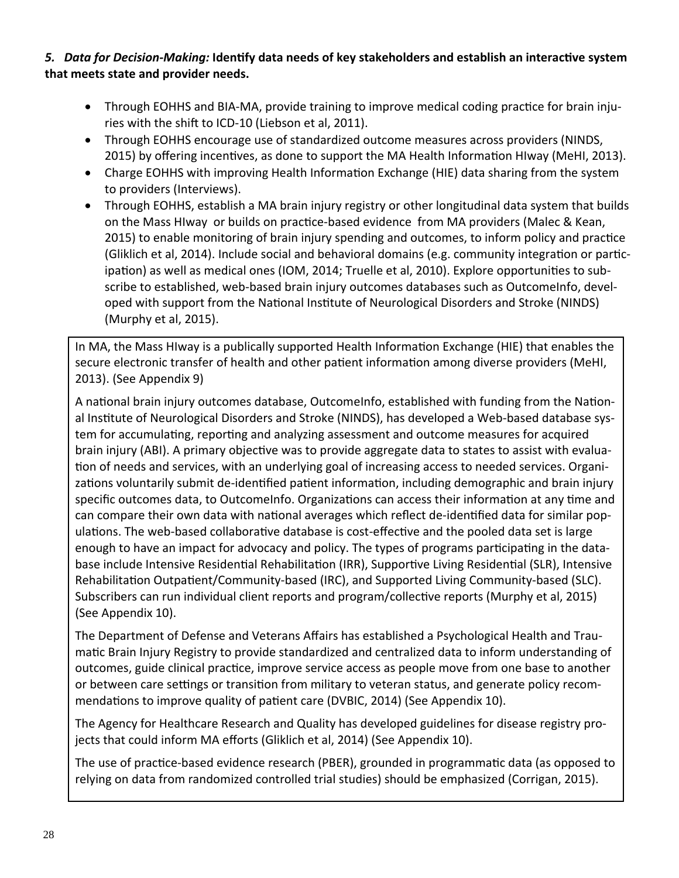***5. Data for Decision-Making:*** **Identify data needs of key stakeholders and establish an interactive system that meets state and provider needs.**

- Through EOHHS and BIA-MA, provide training to improve medical coding practice for brain injuries with the shift to ICD-10 (Liebson et al, 2011).
- Through EOHHS encourage use of standardized outcome measures across providers (NINDS, 2015) by offering incentives, as done to support the MA Health Information HIway (MeHI, 2013).
- Charge EOHHS with improving Health Information Exchange (HIE) data sharing from the system to providers (Interviews).
- Through EOHHS, establish a MA brain injury registry or other longitudinal data system that builds on the Mass HIway or builds on practice-based evidence from MA providers (Malec & Kean, 2015) to enable monitoring of brain injury spending and outcomes, to inform policy and practice (Gliklich et al, 2014). Include social and behavioral domains (e.g. community integration or participation) as well as medical ones (IOM, 2014; Truelle et al, 2010). Explore opportunities to subscribe to established, web-based brain injury outcomes databases such as OutcomeInfo, developed with support from the National Institute of Neurological Disorders and Stroke (NINDS) (Murphy et al, 2015).

In MA, the Mass HIway is a publically supported Health Information Exchange (HIE) that enables the secure electronic transfer of health and other patient information among diverse providers (MeHI, 2013). (See Appendix 9)

A national brain injury outcomes database, OutcomeInfo, established with funding from the National Institute of Neurological Disorders and Stroke (NINDS), has developed a Web-based database system for accumulating, reporting and analyzing assessment and outcome measures for acquired brain injury (ABI). A primary objective was to provide aggregate data to states to assist with evaluation of needs and services, with an underlying goal of increasing access to needed services. Organizations voluntarily submit de-identified patient information, including demographic and brain injury specific outcomes data, to OutcomeInfo. Organizations can access their information at any time and can compare their own data with national averages which reflect de-identified data for similar populations. The web-based collaborative database is cost-effective and the pooled data set is large enough to have an impact for advocacy and policy. The types of programs participating in the database include Intensive Residential Rehabilitation (IRR), Supportive Living Residential (SLR), Intensive Rehabilitation Outpatient/Community-based (IRC), and Supported Living Community-based (SLC). Subscribers can run individual client reports and program/collective reports (Murphy et al, 2015) (See Appendix 10).

The Department of Defense and Veterans Affairs has established a Psychological Health and Traumatic Brain Injury Registry to provide standardized and centralized data to inform understanding of outcomes, guide clinical practice, improve service access as people move from one base to another or between care settings or transition from military to veteran status, and generate policy recommendations to improve quality of patient care (DVBIC, 2014) (See Appendix 10).

The Agency for Healthcare Research and Quality has developed guidelines for disease registry projects that could inform MA efforts (Gliklich et al, 2014) (See Appendix 10).

The use of practice-based evidence research (PBER), grounded in programmatic data (as opposed to relying on data from randomized controlled trial studies) should be emphasized (Corrigan, 2015).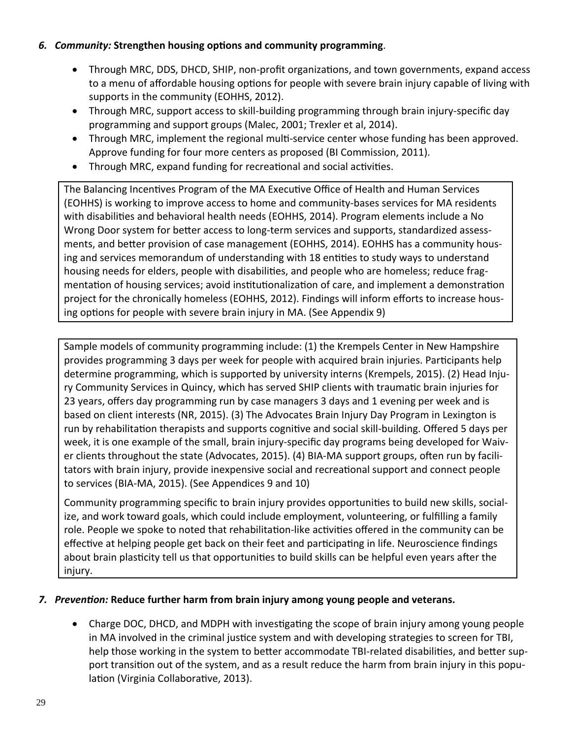### 6. *Community:* Strengthen housing options and community programming.

- Through MRC, DDS, DHCD, SHIP, non-profit organizations, and town governments, expand access to a menu of affordable housing options for people with severe brain injury capable of living with supports in the community (EOHHS, 2012).
- Through MRC, support access to skill-building programming through brain injury-specific day programming and support groups (Malec, 2001; Trexler et al, 2014).
- Through MRC, implement the regional multi-service center whose funding has been approved. Approve funding for four more centers as proposed (BI Commission, 2011).
- Through MRC, expand funding for recreational and social activities.

The Balancing Incentives Program of the MA Executive Office of Health and Human Services (EOHHS) is working to improve access to home and community-bases services for MA residents with disabilities and behavioral health needs (EOHHS, 2014). Program elements include a No Wrong Door system for better access to long-term services and supports, standardized assessments, and better provision of case management (EOHHS, 2014). EOHHS has a community housing and services memorandum of understanding with 18 entities to study ways to understand housing needs for elders, people with disabilities, and people who are homeless; reduce fragmentation of housing services; avoid institutionalization of care, and implement a demonstration project for the chronically homeless (EOHHS, 2012). Findings will inform efforts to increase housing options for people with severe brain injury in MA. (See Appendix 9)

Sample models of community programming include: (1) the Krempels Center in New Hampshire provides programming 3 days per week for people with acquired brain injuries. Participants help determine programming, which is supported by university interns (Krempels, 2015). (2) Head Injury Community Services in Quincy, which has served SHIP clients with traumatic brain injuries for 23 years, offers day programming run by case managers 3 days and 1 evening per week and is based on client interests (NR, 2015). (3) The Advocates Brain Injury Day Program in Lexington is run by rehabilitation therapists and supports cognitive and social skill-building. Offered 5 days per week, it is one example of the small, brain injury-specific day programs being developed for Waiver clients throughout the state (Advocates, 2015). (4) BIA-MA support groups, often run by facilitators with brain injury, provide inexpensive social and recreational support and connect people to services (BIA-MA, 2015). (See Appendices 9 and 10)

Community programming specific to brain injury provides opportunities to build new skills, socialize, and work toward goals, which could include employment, volunteering, or fulfilling a family role. People we spoke to noted that rehabilitation-like activities offered in the community can be effective at helping people get back on their feet and participating in life. Neuroscience findings about brain plasticity tell us that opportunities to build skills can be helpful even years after the injury.

### 7. *Prevention:* Reduce further harm from brain injury among young people and veterans.

- Charge DOC, DHCD, and MDPH with investigating the scope of brain injury among young people in MA involved in the criminal justice system and with developing strategies to screen for TBI, help those working in the system to better accommodate TBI-related disabilities, and better support transition out of the system, and as a result reduce the harm from brain injury in this population (Virginia Collaborative, 2013).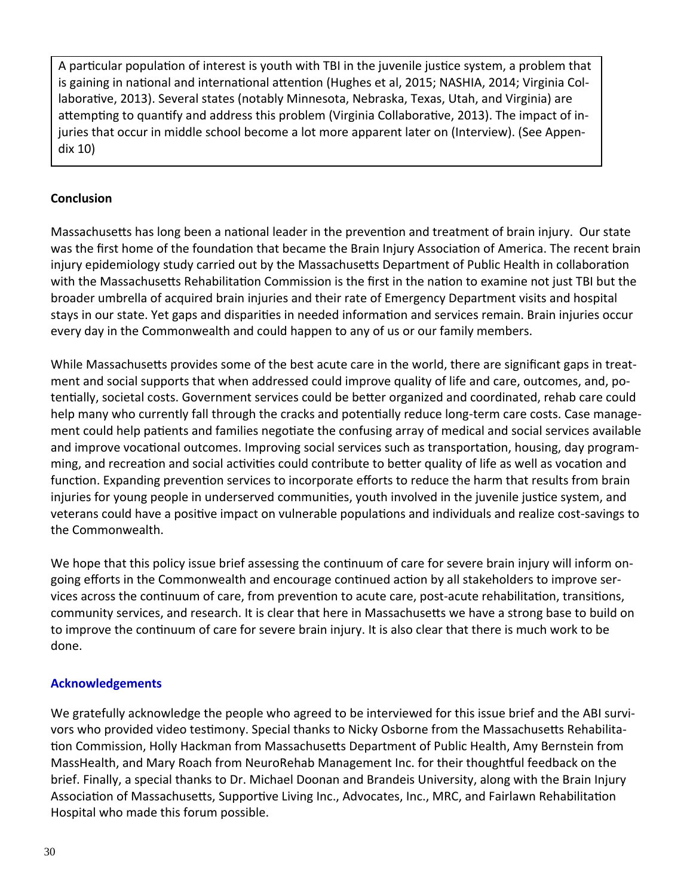A particular population of interest is youth with TBI in the juvenile justice system, a problem that is gaining in national and international attention (Hughes et al, 2015; NASHIA, 2014; Virginia Collaborative, 2013). Several states (notably Minnesota, Nebraska, Texas, Utah, and Virginia) are attempting to quantify and address this problem (Virginia Collaborative, 2013). The impact of injuries that occur in middle school become a lot more apparent later on (Interview). (See Appendix 10)

## Conclusion

Massachusetts has long been a national leader in the prevention and treatment of brain injury. Our state was the first home of the foundation that became the Brain Injury Association of America. The recent brain injury epidemiology study carried out by the Massachusetts Department of Public Health in collaboration with the Massachusetts Rehabilitation Commission is the first in the nation to examine not just TBI but the broader umbrella of acquired brain injuries and their rate of Emergency Department visits and hospital stays in our state. Yet gaps and disparities in needed information and services remain. Brain injuries occur every day in the Commonwealth and could happen to any of us or our family members.

While Massachusetts provides some of the best acute care in the world, there are significant gaps in treatment and social supports that when addressed could improve quality of life and care, outcomes, and, potentially, societal costs. Government services could be better organized and coordinated, rehab care could help many who currently fall through the cracks and potentially reduce long-term care costs. Case management could help patients and families negotiate the confusing array of medical and social services available and improve vocational outcomes. Improving social services such as transportation, housing, day programming, and recreation and social activities could contribute to better quality of life as well as vocation and function. Expanding prevention services to incorporate efforts to reduce the harm that results from brain injuries for young people in underserved communities, youth involved in the juvenile justice system, and veterans could have a positive impact on vulnerable populations and individuals and realize cost-savings to the Commonwealth.

We hope that this policy issue brief assessing the continuum of care for severe brain injury will inform ongoing efforts in the Commonwealth and encourage continued action by all stakeholders to improve services across the continuum of care, from prevention to acute care, post-acute rehabilitation, transitions, community services, and research. It is clear that here in Massachusetts we have a strong base to build on to improve the continuum of care for severe brain injury. It is also clear that there is much work to be done.

## Acknowledgements

We gratefully acknowledge the people who agreed to be interviewed for this issue brief and the ABI survivors who provided video testimony. Special thanks to Nicky Osborne from the Massachusetts Rehabilitation Commission, Holly Hackman from Massachusetts Department of Public Health, Amy Bernstein from MassHealth, and Mary Roach from NeuroRehab Management Inc. for their thoughtful feedback on the brief. Finally, a special thanks to Dr. Michael Doonan and Brandeis University, along with the Brain Injury Association of Massachusetts, Supportive Living Inc., Advocates, Inc., MRC, and Fairlawn Rehabilitation Hospital who made this forum possible.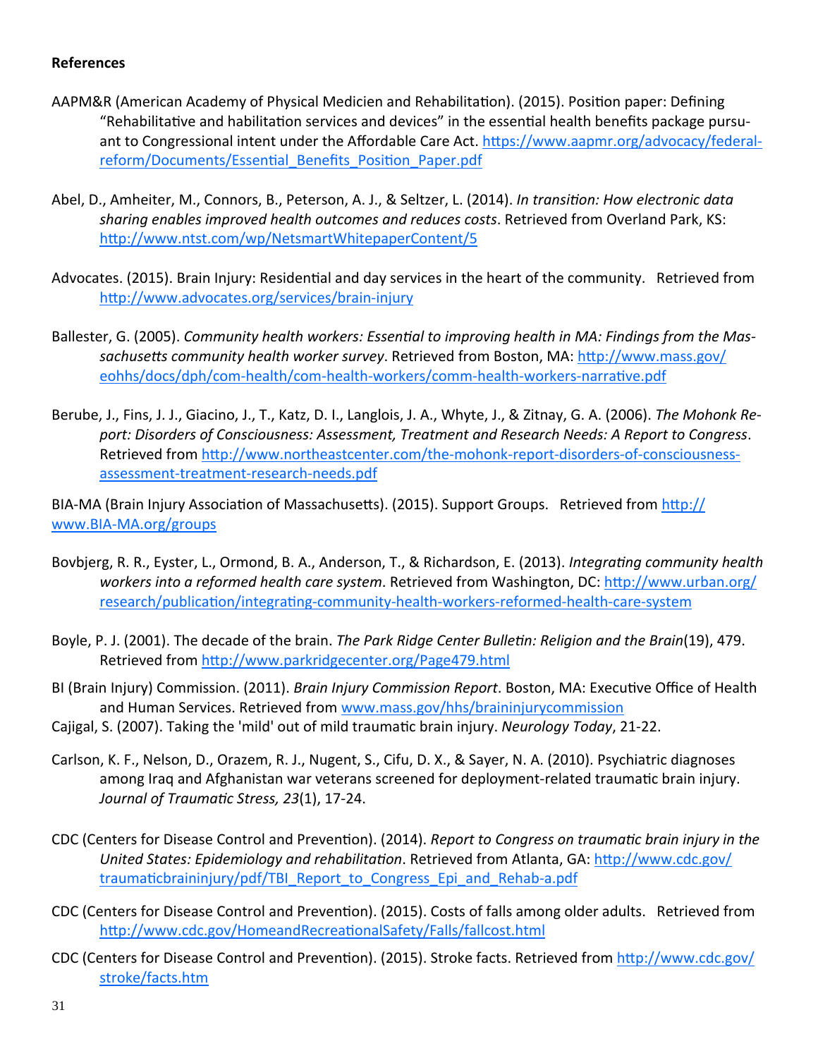**References**

AAPM&R (American Academy of Physical Medicien and Rehabilitation). (2015). Position paper: Defining "Rehabilitative and habilitation services and devices" in the essential health benefits package pursuant to Congressional intent under the Affordable Care Act. https://www.aapmr.org/advocacy/federal-reform/Documents/Essential_Benefits_Position_Paper.pdf

Abel, D., Amheiter, M., Connors, B., Peterson, A. J., & Seltzer, L. (2014). *In transition: How electronic data sharing enables improved health outcomes and reduces costs*. Retrieved from Overland Park, KS: http://www.ntst.com/wp/NetsmartWhitepaperContent/5

Advocates. (2015). Brain Injury: Residential and day services in the heart of the community. Retrieved from http://www.advocates.org/services/brain-injury

Ballester, G. (2005). *Community health workers: Essential to improving health in MA: Findings from the Massachusetts community health worker survey*. Retrieved from Boston, MA: http://www.mass.gov/eohhs/docs/dph/com-health/com-health-workers/comm-health-workers-narrative.pdf

Berube, J., Fins, J. J., Giacino, J., T., Katz, D. I., Langlois, J. A., Whyte, J., & Zitnay, G. A. (2006). *The Mohonk Report: Disorders of Consciousness: Assessment, Treatment and Research Needs: A Report to Congress*. Retrieved from http://www.northeastcenter.com/the-mohonk-report-disorders-of-consciousness-assessment-treatment-research-needs.pdf

BIA-MA (Brain Injury Association of Massachusetts). (2015). Support Groups. Retrieved from http://www.BIA-MA.org/groups

Bovbjerg, R. R., Eyster, L., Ormond, B. A., Anderson, T., & Richardson, E. (2013). *Integrating community health workers into a reformed health care system*. Retrieved from Washington, DC: http://www.urban.org/research/publication/integrating-community-health-workers-reformed-health-care-system

Boyle, P. J. (2001). The decade of the brain. *The Park Ridge Center Bulletin: Religion and the Brain*(19), 479. Retrieved from http://www.parkridgecenter.org/Page479.html

BI (Brain Injury) Commission. (2011). *Brain Injury Commission Report*. Boston, MA: Executive Office of Health and Human Services. Retrieved from www.mass.gov/hhs/braininjurycommission

Cajigal, S. (2007). Taking the 'mild' out of mild traumatic brain injury. *Neurology Today*, 21-22.

Carlson, K. F., Nelson, D., Orazem, R. J., Nugent, S., Cifu, D. X., & Sayer, N. A. (2010). Psychiatric diagnoses among Iraq and Afghanistan war veterans screened for deployment-related traumatic brain injury. *Journal of Traumatic Stress, 23*(1), 17-24.

CDC (Centers for Disease Control and Prevention). (2014). *Report to Congress on traumatic brain injury in the United States: Epidemiology and rehabilitation*. Retrieved from Atlanta, GA: http://www.cdc.gov/traumaticbraininjury/pdf/TBI_Report_to_Congress_Epi_and_Rehab-a.pdf

CDC (Centers for Disease Control and Prevention). (2015). Costs of falls among older adults. Retrieved from http://www.cdc.gov/HomeandRecreationalSafety/Falls/fallcost.html

CDC (Centers for Disease Control and Prevention). (2015). Stroke facts. Retrieved from http://www.cdc.gov/stroke/facts.htm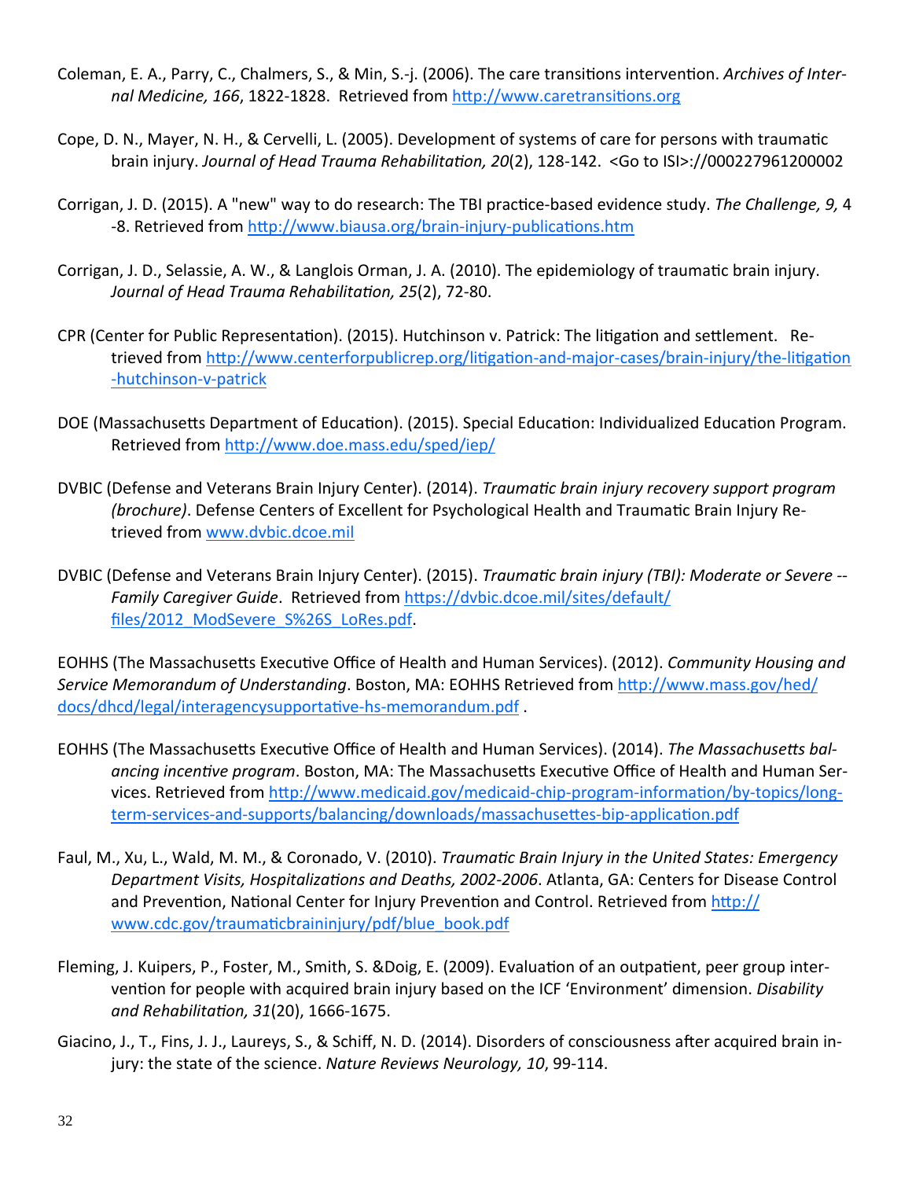Coleman, E. A., Parry, C., Chalmers, S., & Min, S.-j. (2006). The care transitions intervention. *Archives of Internal Medicine, 166*, 1822-1828. Retrieved from http://www.caretransitions.org

Cope, D. N., Mayer, N. H., & Cervelli, L. (2005). Development of systems of care for persons with traumatic brain injury. *Journal of Head Trauma Rehabilitation, 20*(2), 128-142. <Go to ISI>://000227961200002

Corrigan, J. D. (2015). A "new" way to do research: The TBI practice-based evidence study. *The Challenge, 9,* 4-8. Retrieved from http://www.biausa.org/brain-injury-publications.htm

Corrigan, J. D., Selassie, A. W., & Langlois Orman, J. A. (2010). The epidemiology of traumatic brain injury. *Journal of Head Trauma Rehabilitation, 25*(2), 72-80.

CPR (Center for Public Representation). (2015). Hutchinson v. Patrick: The litigation and settlement. Retrieved from http://www.centerforpublicrep.org/litigation-and-major-cases/brain-injury/the-litigation-hutchinson-v-patrick

DOE (Massachusetts Department of Education). (2015). Special Education: Individualized Education Program. Retrieved from http://www.doe.mass.edu/sped/iep/

DVBIC (Defense and Veterans Brain Injury Center). (2014). *Traumatic brain injury recovery support program (brochure)*. Defense Centers of Excellent for Psychological Health and Traumatic Brain Injury Retrieved from www.dvbic.dcoe.mil

DVBIC (Defense and Veterans Brain Injury Center). (2015). *Traumatic brain injury (TBI): Moderate or Severe -- Family Caregiver Guide*. Retrieved from https://dvbic.dcoe.mil/sites/default/files/2012_ModSevere_S%26S_LoRes.pdf.

EOHHS (The Massachusetts Executive Office of Health and Human Services). (2012). *Community Housing and Service Memorandum of Understanding*. Boston, MA: EOHHS Retrieved from http://www.mass.gov/hed/docs/dhcd/legal/interagencysupportative-hs-memorandum.pdf .

EOHHS (The Massachusetts Executive Office of Health and Human Services). (2014). *The Massachusetts balancing incentive program*. Boston, MA: The Massachusetts Executive Office of Health and Human Services. Retrieved from http://www.medicaid.gov/medicaid-chip-program-information/by-topics/long-term-services-and-supports/balancing/downloads/massachusettes-bip-application.pdf

Faul, M., Xu, L., Wald, M. M., & Coronado, V. (2010). *Traumatic Brain Injury in the United States: Emergency Department Visits, Hospitalizations and Deaths, 2002-2006*. Atlanta, GA: Centers for Disease Control and Prevention, National Center for Injury Prevention and Control. Retrieved from http://www.cdc.gov/traumaticbraininjury/pdf/blue_book.pdf

Fleming, J. Kuipers, P., Foster, M., Smith, S. &Doig, E. (2009). Evaluation of an outpatient, peer group intervention for people with acquired brain injury based on the ICF 'Environment' dimension. *Disability and Rehabilitation, 31*(20), 1666-1675.

Giacino, J., T., Fins, J. J., Laureys, S., & Schiff, N. D. (2014). Disorders of consciousness after acquired brain injury: the state of the science. *Nature Reviews Neurology, 10*, 99-114.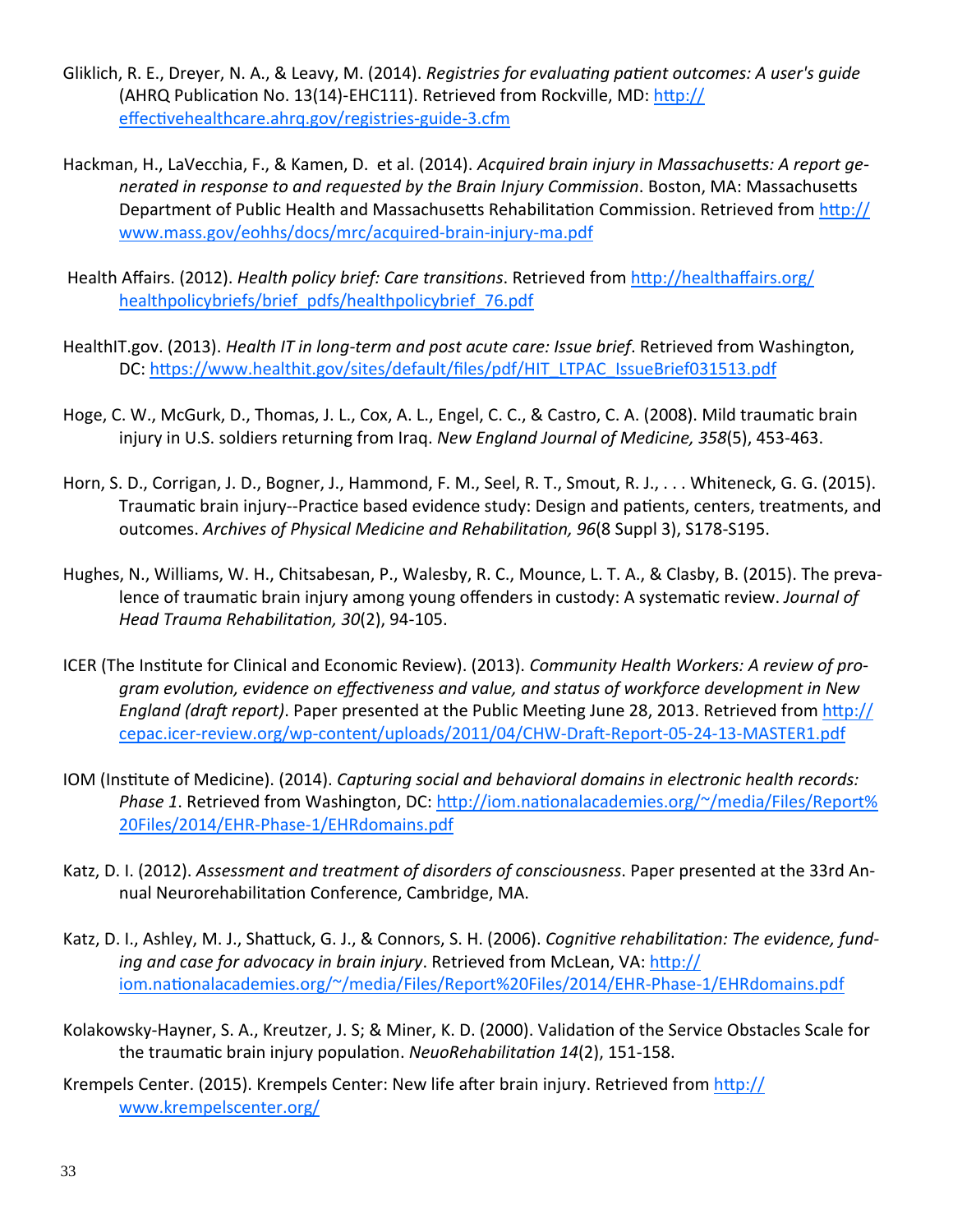Gliklich, R. E., Dreyer, N. A., & Leavy, M. (2014). *Registries for evaluating patient outcomes: A user's guide* (AHRQ Publication No. 13(14)-EHC111). Retrieved from Rockville, MD: http://effectivehealthcare.ahrq.gov/registries-guide-3.cfm

Hackman, H., LaVecchia, F., & Kamen, D. et al. (2014). *Acquired brain injury in Massachusetts: A report generated in response to and requested by the Brain Injury Commission*. Boston, MA: Massachusetts Department of Public Health and Massachusetts Rehabilitation Commission. Retrieved from http://www.mass.gov/eohhs/docs/mrc/acquired-brain-injury-ma.pdf

Health Affairs. (2012). *Health policy brief: Care transitions*. Retrieved from http://healthaffairs.org/healthpolicybriefs/brief_pdfs/healthpolicybrief_76.pdf

HealthIT.gov. (2013). *Health IT in long-term and post acute care: Issue brief*. Retrieved from Washington, DC: https://www.healthit.gov/sites/default/files/pdf/HIT_LTPAC_IssueBrief031513.pdf

Hoge, C. W., McGurk, D., Thomas, J. L., Cox, A. L., Engel, C. C., & Castro, C. A. (2008). Mild traumatic brain injury in U.S. soldiers returning from Iraq. *New England Journal of Medicine, 358*(5), 453-463.

Horn, S. D., Corrigan, J. D., Bogner, J., Hammond, F. M., Seel, R. T., Smout, R. J., . . . Whiteneck, G. G. (2015). Traumatic brain injury--Practice based evidence study: Design and patients, centers, treatments, and outcomes. *Archives of Physical Medicine and Rehabilitation, 96*(8 Suppl 3), S178-S195.

Hughes, N., Williams, W. H., Chitsabesan, P., Walesby, R. C., Mounce, L. T. A., & Clasby, B. (2015). The prevalence of traumatic brain injury among young offenders in custody: A systematic review. *Journal of Head Trauma Rehabilitation, 30*(2), 94-105.

ICER (The Institute for Clinical and Economic Review). (2013). *Community Health Workers: A review of program evolution, evidence on effectiveness and value, and status of workforce development in New England (draft report)*. Paper presented at the Public Meeting June 28, 2013. Retrieved from http://cepac.icer-review.org/wp-content/uploads/2011/04/CHW-Draft-Report-05-24-13-MASTER1.pdf

IOM (Institute of Medicine). (2014). *Capturing social and behavioral domains in electronic health records: Phase 1*. Retrieved from Washington, DC: http://iom.nationalacademies.org/~/media/Files/Report%20Files/2014/EHR-Phase-1/EHRdomains.pdf

Katz, D. I. (2012). *Assessment and treatment of disorders of consciousness*. Paper presented at the 33rd Annual Neurorehabilitation Conference, Cambridge, MA.

Katz, D. I., Ashley, M. J., Shattuck, G. J., & Connors, S. H. (2006). *Cognitive rehabilitation: The evidence, funding and case for advocacy in brain injury*. Retrieved from McLean, VA: http://iom.nationalacademies.org/~/media/Files/Report%20Files/2014/EHR-Phase-1/EHRdomains.pdf

Kolakowsky-Hayner, S. A., Kreutzer, J. S; & Miner, K. D. (2000). Validation of the Service Obstacles Scale for the traumatic brain injury population. *NeuoRehabilitation 14*(2), 151-158.

Krempels Center. (2015). Krempels Center: New life after brain injury. Retrieved from http://www.krempelscenter.org/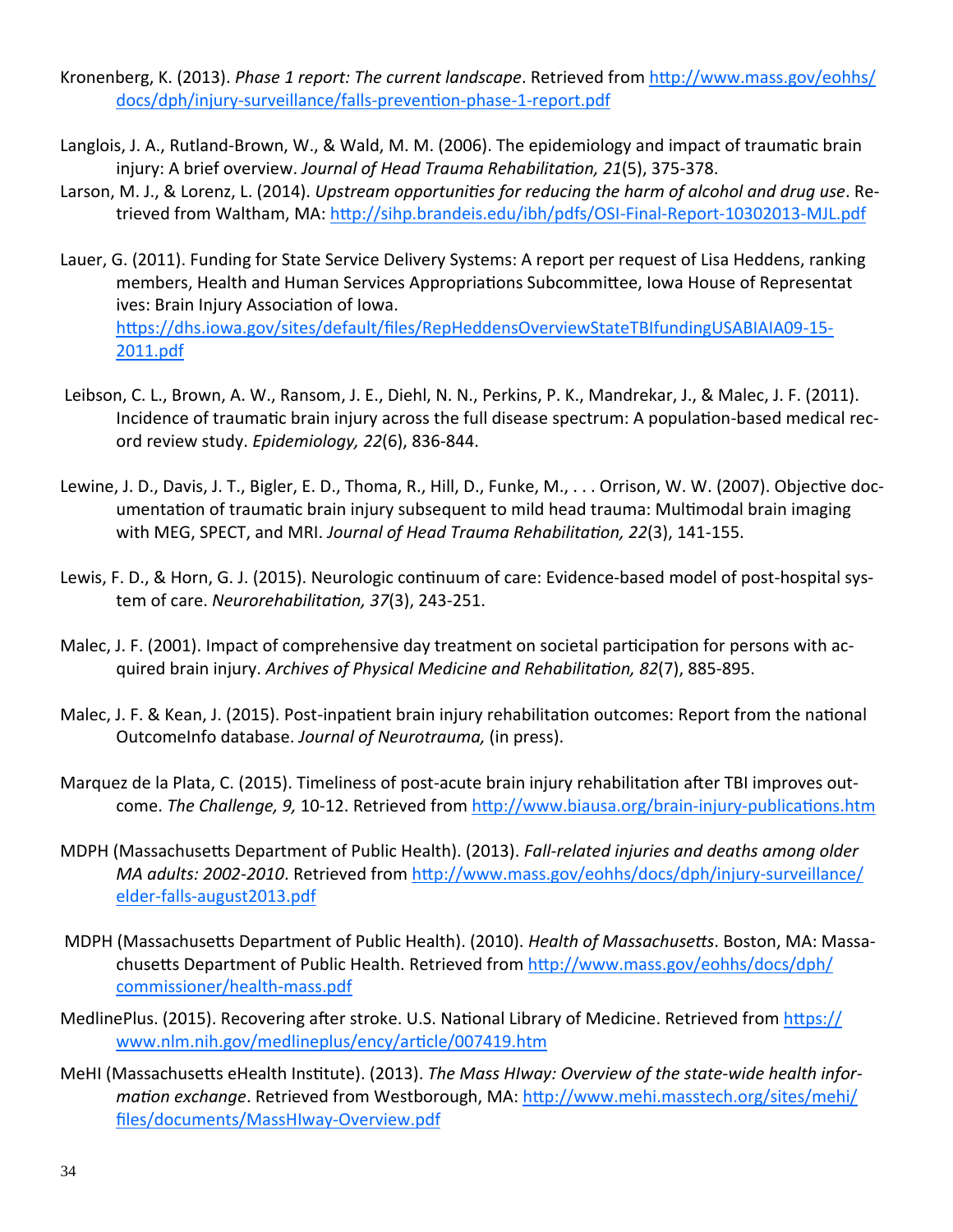Kronenberg, K. (2013). *Phase 1 report: The current landscape*. Retrieved from http://www.mass.gov/eohhs/docs/dph/injury-surveillance/falls-prevention-phase-1-report.pdf

Langlois, J. A., Rutland-Brown, W., & Wald, M. M. (2006). The epidemiology and impact of traumatic brain injury: A brief overview. *Journal of Head Trauma Rehabilitation, 21*(5), 375-378.

Larson, M. J., & Lorenz, L. (2014). *Upstream opportunities for reducing the harm of alcohol and drug use*. Retrieved from Waltham, MA: http://sihp.brandeis.edu/ibh/pdfs/OSI-Final-Report-10302013-MJL.pdf

Lauer, G. (2011). Funding for State Service Delivery Systems: A report per request of Lisa Heddens, ranking members, Health and Human Services Appropriations Subcommittee, Iowa House of Representat ives: Brain Injury Association of Iowa. https://dhs.iowa.gov/sites/default/files/RepHeddensOverviewStateTBIfundingUSABIAIA09-15-2011.pdf

Leibson, C. L., Brown, A. W., Ransom, J. E., Diehl, N. N., Perkins, P. K., Mandrekar, J., & Malec, J. F. (2011). Incidence of traumatic brain injury across the full disease spectrum: A population-based medical record review study. *Epidemiology, 22*(6), 836-844.

Lewine, J. D., Davis, J. T., Bigler, E. D., Thoma, R., Hill, D., Funke, M., . . . Orrison, W. W. (2007). Objective documentation of traumatic brain injury subsequent to mild head trauma: Multimodal brain imaging with MEG, SPECT, and MRI. *Journal of Head Trauma Rehabilitation, 22*(3), 141-155.

Lewis, F. D., & Horn, G. J. (2015). Neurologic continuum of care: Evidence-based model of post-hospital system of care. *Neurorehabilitation, 37*(3), 243-251.

Malec, J. F. (2001). Impact of comprehensive day treatment on societal participation for persons with acquired brain injury. *Archives of Physical Medicine and Rehabilitation, 82*(7), 885-895.

Malec, J. F. & Kean, J. (2015). Post-inpatient brain injury rehabilitation outcomes: Report from the national OutcomeInfo database. *Journal of Neurotrauma,* (in press).

Marquez de la Plata, C. (2015). Timeliness of post-acute brain injury rehabilitation after TBI improves outcome. *The Challenge, 9,* 10-12. Retrieved from http://www.biausa.org/brain-injury-publications.htm

MDPH (Massachusetts Department of Public Health). (2013). *Fall-related injuries and deaths among older MA adults: 2002-2010*. Retrieved from http://www.mass.gov/eohhs/docs/dph/injury-surveillance/elder-falls-august2013.pdf

MDPH (Massachusetts Department of Public Health). (2010). *Health of Massachusetts*. Boston, MA: Massachusetts Department of Public Health. Retrieved from http://www.mass.gov/eohhs/docs/dph/commissioner/health-mass.pdf

MedlinePlus. (2015). Recovering after stroke. U.S. National Library of Medicine. Retrieved from https://www.nlm.nih.gov/medlineplus/ency/article/007419.htm

MeHI (Massachusetts eHealth Institute). (2013). *The Mass HIway: Overview of the state-wide health information exchange*. Retrieved from Westborough, MA: http://www.mehi.masstech.org/sites/mehi/files/documents/MassHIway-Overview.pdf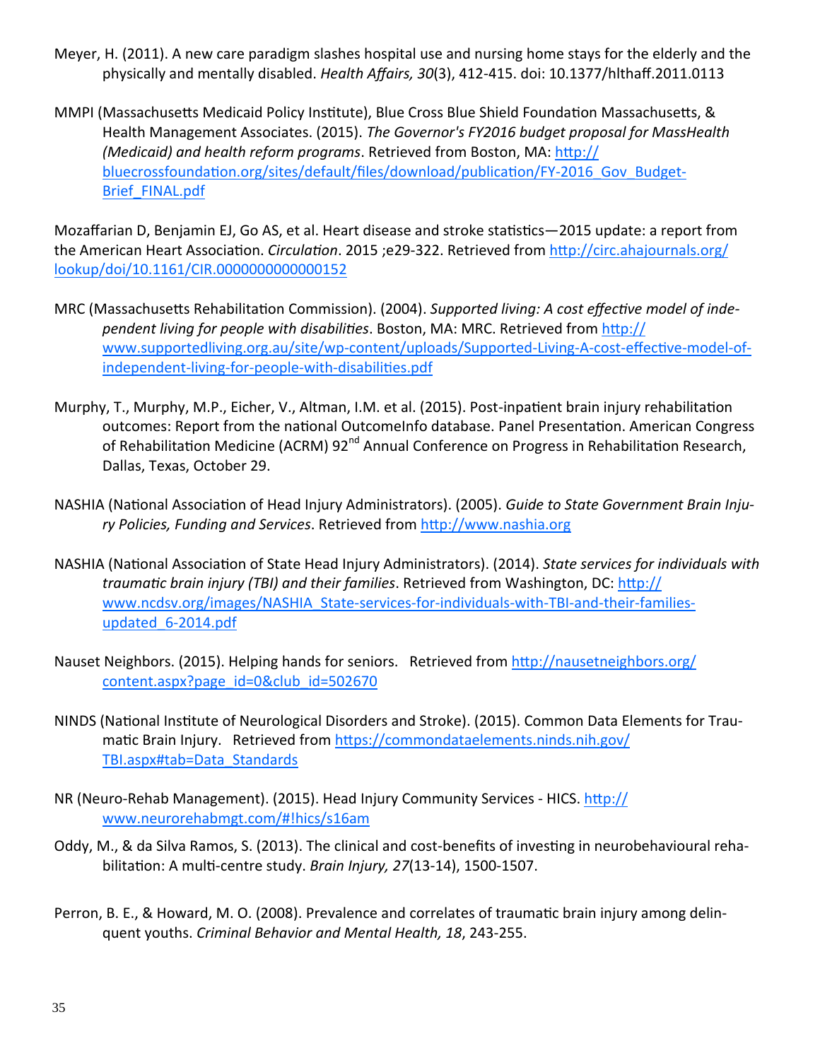Meyer, H. (2011). A new care paradigm slashes hospital use and nursing home stays for the elderly and the physically and mentally disabled. *Health Affairs, 30*(3), 412-415. doi: 10.1377/hlthaff.2011.0113

MMPI (Massachusetts Medicaid Policy Institute), Blue Cross Blue Shield Foundation Massachusetts, & Health Management Associates. (2015). *The Governor's FY2016 budget proposal for MassHealth (Medicaid) and health reform programs*. Retrieved from Boston, MA: http://bluecrossfoundation.org/sites/default/files/download/publication/FY-2016_Gov_Budget-Brief_FINAL.pdf

Mozaffarian D, Benjamin EJ, Go AS, et al. Heart disease and stroke statistics—2015 update: a report from the American Heart Association. *Circulation*. 2015 ;e29-322. Retrieved from http://circ.ahajournals.org/lookup/doi/10.1161/CIR.0000000000000152

MRC (Massachusetts Rehabilitation Commission). (2004). *Supported living: A cost effective model of independent living for people with disabilities*. Boston, MA: MRC. Retrieved from http://www.supportedliving.org.au/site/wp-content/uploads/Supported-Living-A-cost-effective-model-of-independent-living-for-people-with-disabilities.pdf

Murphy, T., Murphy, M.P., Eicher, V., Altman, I.M. et al. (2015). Post-inpatient brain injury rehabilitation outcomes: Report from the national OutcomeInfo database. Panel Presentation. American Congress of Rehabilitation Medicine (ACRM) 92nd Annual Conference on Progress in Rehabilitation Research, Dallas, Texas, October 29.

NASHIA (National Association of Head Injury Administrators). (2005). *Guide to State Government Brain Injury Policies, Funding and Services*. Retrieved from http://www.nashia.org

NASHIA (National Association of State Head Injury Administrators). (2014). *State services for individuals with traumatic brain injury (TBI) and their families*. Retrieved from Washington, DC: http://www.ncdsv.org/images/NASHIA_State-services-for-individuals-with-TBI-and-their-families-updated_6-2014.pdf

Nauset Neighbors. (2015). Helping hands for seniors. Retrieved from http://nausetneighbors.org/content.aspx?page_id=0&club_id=502670

NINDS (National Institute of Neurological Disorders and Stroke). (2015). Common Data Elements for Traumatic Brain Injury. Retrieved from https://commondataelements.ninds.nih.gov/TBI.aspx#tab=Data_Standards

NR (Neuro-Rehab Management). (2015). Head Injury Community Services - HICS. http://www.neurorehabmgt.com/#!hics/s16am

Oddy, M., & da Silva Ramos, S. (2013). The clinical and cost-benefits of investing in neurobehavioural rehabilitation: A multi-centre study. *Brain Injury, 27*(13-14), 1500-1507.

Perron, B. E., & Howard, M. O. (2008). Prevalence and correlates of traumatic brain injury among delinquent youths. *Criminal Behavior and Mental Health, 18*, 243-255.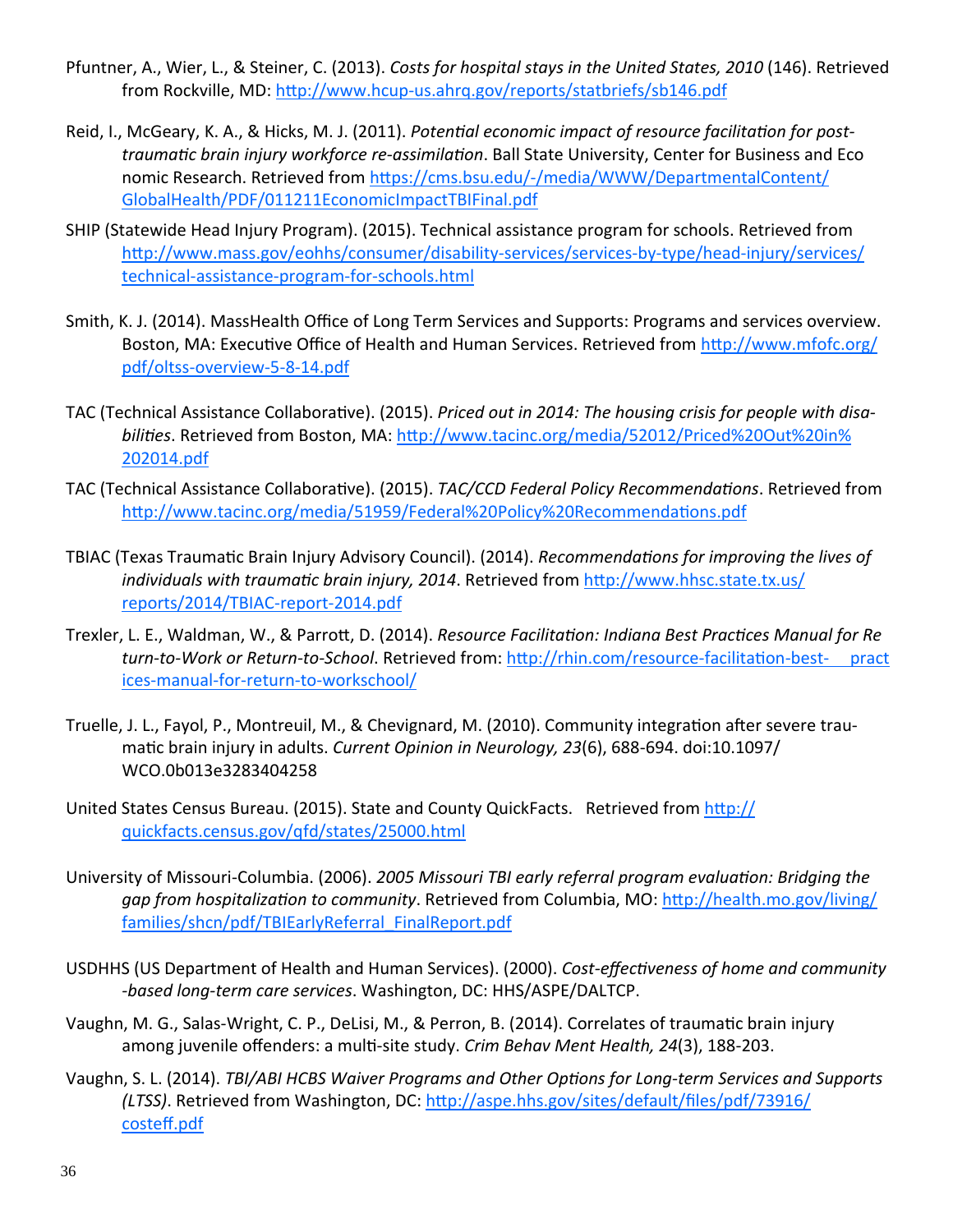Pfuntner, A., Wier, L., & Steiner, C. (2013). *Costs for hospital stays in the United States, 2010* (146). Retrieved from Rockville, MD: http://www.hcup-us.ahrq.gov/reports/statbriefs/sb146.pdf

Reid, I., McGeary, K. A., & Hicks, M. J. (2011). *Potential economic impact of resource facilitation for post-traumatic brain injury workforce re-assimilation*. Ball State University, Center for Business and Eco nomic Research. Retrieved from https://cms.bsu.edu/-/media/WWW/DepartmentalContent/GlobalHealth/PDF/011211EconomicImpactTBIFinal.pdf

SHIP (Statewide Head Injury Program). (2015). Technical assistance program for schools. Retrieved from http://www.mass.gov/eohhs/consumer/disability-services/services-by-type/head-injury/services/technical-assistance-program-for-schools.html

Smith, K. J. (2014). MassHealth Office of Long Term Services and Supports: Programs and services overview. Boston, MA: Executive Office of Health and Human Services. Retrieved from http://www.mfofc.org/pdf/oltss-overview-5-8-14.pdf

TAC (Technical Assistance Collaborative). (2015). *Priced out in 2014: The housing crisis for people with disabilities*. Retrieved from Boston, MA: http://www.tacinc.org/media/52012/Priced%20Out%20in%202014.pdf

TAC (Technical Assistance Collaborative). (2015). *TAC/CCD Federal Policy Recommendations*. Retrieved from http://www.tacinc.org/media/51959/Federal%20Policy%20Recommendations.pdf

TBIAC (Texas Traumatic Brain Injury Advisory Council). (2014). *Recommendations for improving the lives of individuals with traumatic brain injury, 2014*. Retrieved from http://www.hhsc.state.tx.us/reports/2014/TBIAC-report-2014.pdf

Trexler, L. E., Waldman, W., & Parrott, D. (2014). *Resource Facilitation: Indiana Best Practices Manual for Re turn-to-Work or Return-to-School*. Retrieved from: http://rhin.com/resource-facilitation-best- practices-manual-for-return-to-workschool/

Truelle, J. L., Fayol, P., Montreuil, M., & Chevignard, M. (2010). Community integration after severe traumatic brain injury in adults. *Current Opinion in Neurology, 23*(6), 688-694. doi:10.1097/WCO.0b013e3283404258

United States Census Bureau. (2015). State and County QuickFacts. Retrieved from http://quickfacts.census.gov/qfd/states/25000.html

University of Missouri-Columbia. (2006). *2005 Missouri TBI early referral program evaluation: Bridging the gap from hospitalization to community*. Retrieved from Columbia, MO: http://health.mo.gov/living/families/shcn/pdf/TBIEarlyReferral_FinalReport.pdf

USDHHS (US Department of Health and Human Services). (2000). *Cost-effectiveness of home and community -based long-term care services*. Washington, DC: HHS/ASPE/DALTCP.

Vaughn, M. G., Salas-Wright, C. P., DeLisi, M., & Perron, B. (2014). Correlates of traumatic brain injury among juvenile offenders: a multi-site study. *Crim Behav Ment Health, 24*(3), 188-203.

Vaughn, S. L. (2014). *TBI/ABI HCBS Waiver Programs and Other Options for Long-term Services and Supports (LTSS)*. Retrieved from Washington, DC: http://aspe.hhs.gov/sites/default/files/pdf/73916/costeff.pdf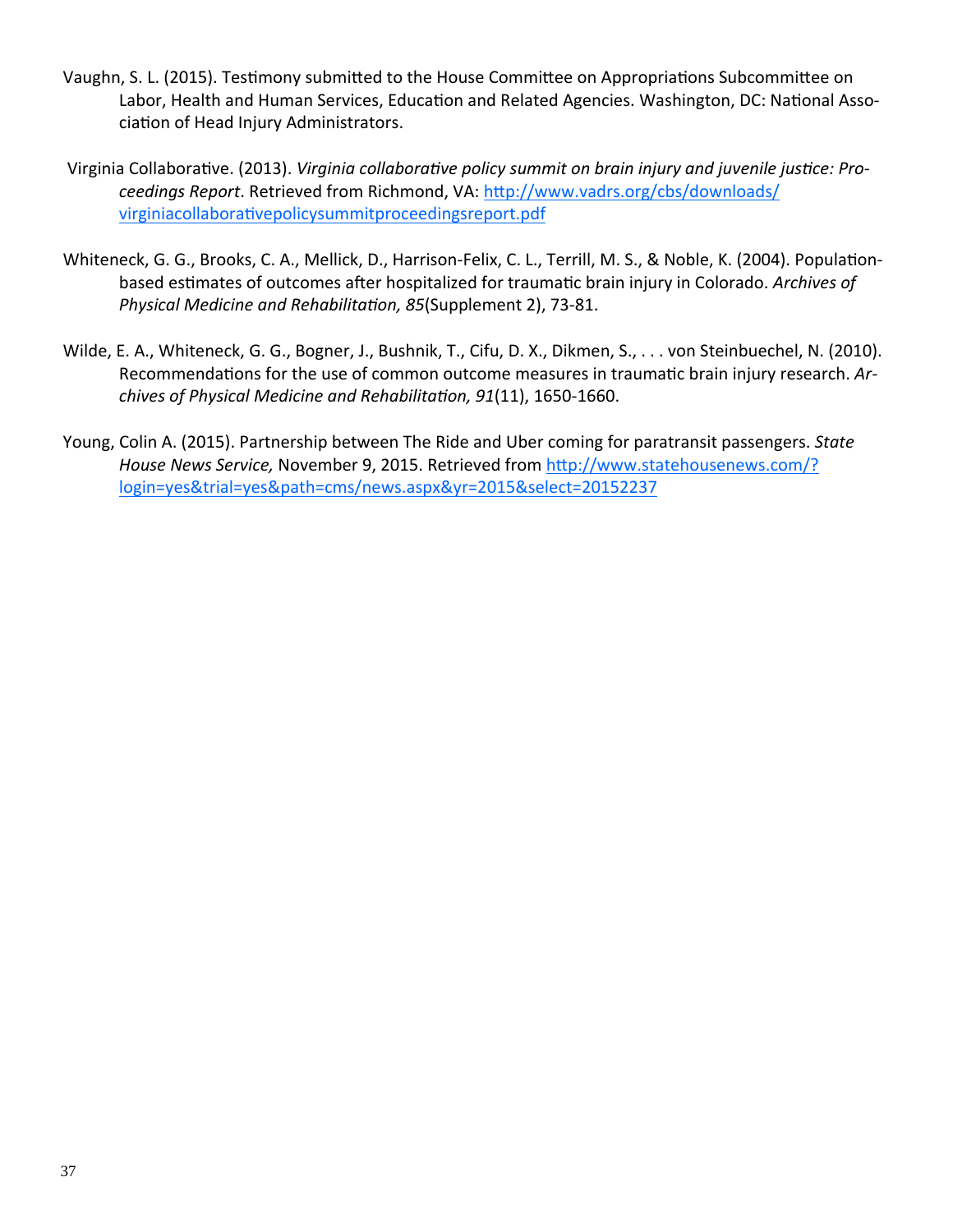Vaughn, S. L. (2015). Testimony submitted to the House Committee on Appropriations Subcommittee on Labor, Health and Human Services, Education and Related Agencies. Washington, DC: National Association of Head Injury Administrators.

Virginia Collaborative. (2013). *Virginia collaborative policy summit on brain injury and juvenile justice: Proceedings Report*. Retrieved from Richmond, VA: [http://www.vadrs.org/cbs/downloads/virginiacollaborativepolicysummitproceedingsreport.pdf](http://www.vadrs.org/cbs/downloads/virginiacollaborativepolicysummitproceedingsreport.pdf)

Whiteneck, G. G., Brooks, C. A., Mellick, D., Harrison-Felix, C. L., Terrill, M. S., & Noble, K. (2004). Population-based estimates of outcomes after hospitalized for traumatic brain injury in Colorado. *Archives of Physical Medicine and Rehabilitation, 85*(Supplement 2), 73-81.

Wilde, E. A., Whiteneck, G. G., Bogner, J., Bushnik, T., Cifu, D. X., Dikmen, S., . . . von Steinbuechel, N. (2010). Recommendations for the use of common outcome measures in traumatic brain injury research. *Archives of Physical Medicine and Rehabilitation, 91*(11), 1650-1660.

Young, Colin A. (2015). Partnership between The Ride and Uber coming for paratransit passengers. *State House News Service,* November 9, 2015. Retrieved from [http://www.statehousenews.com/?login=yes&trial=yes&path=cms/news.aspx&yr=2015&select=20152237](http://www.statehousenews.com/?login=yes&trial=yes&path=cms/news.aspx&yr=2015&select=20152237)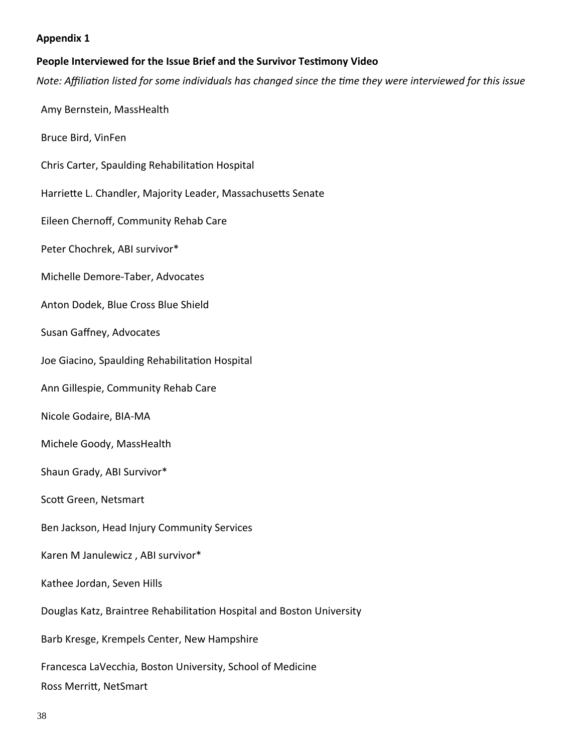**Appendix 1**

**People Interviewed for the Issue Brief and the Survivor Testimony Video**

*Note: Affiliation listed for some individuals has changed since the time they were interviewed for this issue*

Amy Bernstein, MassHealth

Bruce Bird, VinFen

Chris Carter, Spaulding Rehabilitation Hospital

Harriette L. Chandler, Majority Leader, Massachusetts Senate

Eileen Chernoff, Community Rehab Care

Peter Chochrek, ABI survivor*

Michelle Demore-Taber, Advocates

Anton Dodek, Blue Cross Blue Shield

Susan Gaffney, Advocates

Joe Giacino, Spaulding Rehabilitation Hospital

Ann Gillespie, Community Rehab Care

Nicole Godaire, BIA-MA

Michele Goody, MassHealth

Shaun Grady, ABI Survivor*

Scott Green, Netsmart

Ben Jackson, Head Injury Community Services

Karen M Janulewicz , ABI survivor*

Kathee Jordan, Seven Hills

Douglas Katz, Braintree Rehabilitation Hospital and Boston University

Barb Kresge, Krempels Center, New Hampshire

Francesca LaVecchia, Boston University, School of Medicine

Ross Merritt, NetSmart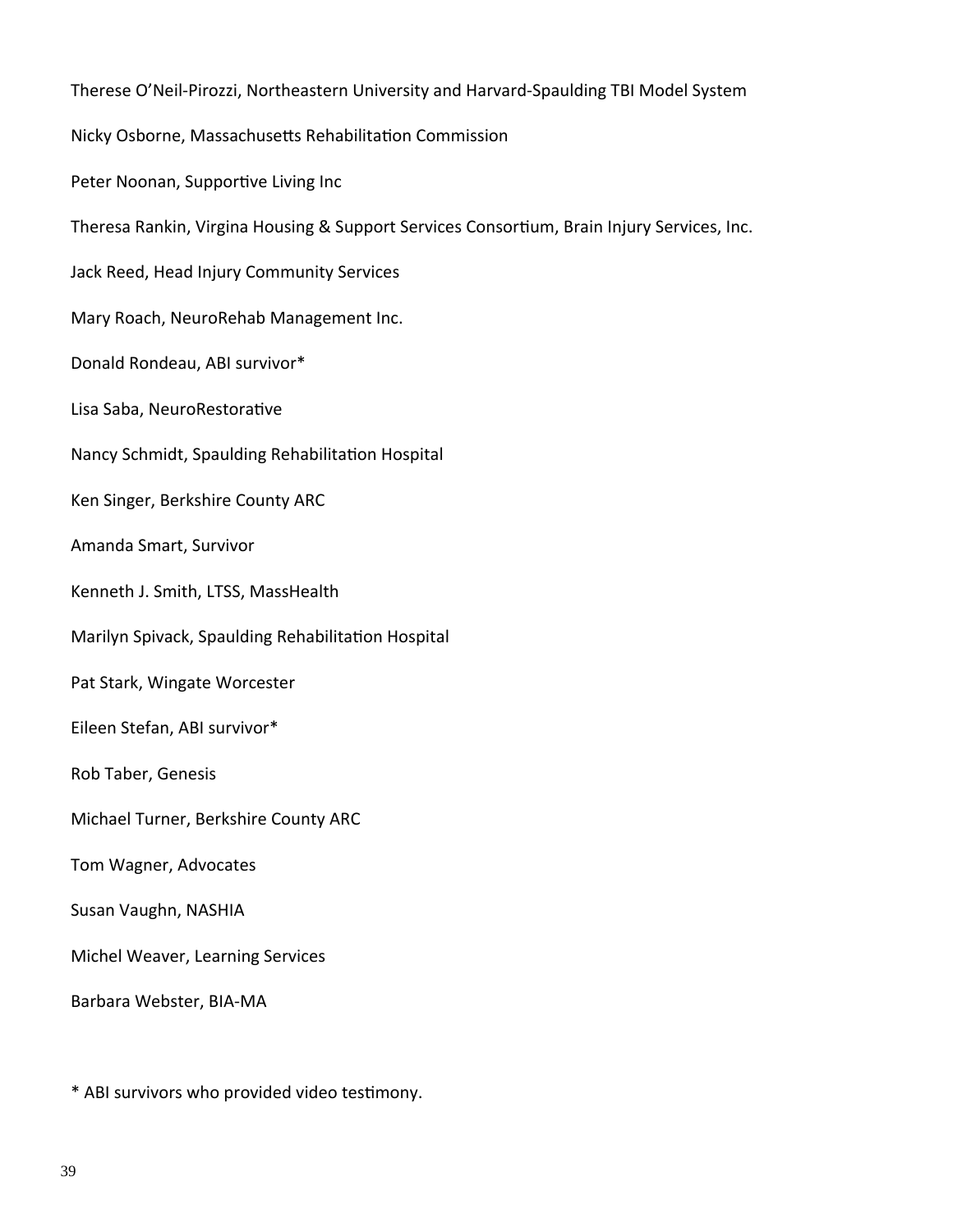Therese O'Neil-Pirozzi, Northeastern University and Harvard-Spaulding TBI Model System

Nicky Osborne, Massachusetts Rehabilitation Commission

Peter Noonan, Supportive Living Inc

Theresa Rankin, Virgina Housing & Support Services Consortium, Brain Injury Services, Inc.

Jack Reed, Head Injury Community Services

Mary Roach, NeuroRehab Management Inc.

Donald Rondeau, ABI survivor*

Lisa Saba, NeuroRestorative

Nancy Schmidt, Spaulding Rehabilitation Hospital

Ken Singer, Berkshire County ARC

Amanda Smart, Survivor

Kenneth J. Smith, LTSS, MassHealth

Marilyn Spivack, Spaulding Rehabilitation Hospital

Pat Stark, Wingate Worcester

Eileen Stefan, ABI survivor*

Rob Taber, Genesis

Michael Turner, Berkshire County ARC

Tom Wagner, Advocates

Susan Vaughn, NASHIA

Michel Weaver, Learning Services

Barbara Webster, BIA-MA

* ABI survivors who provided video testimony.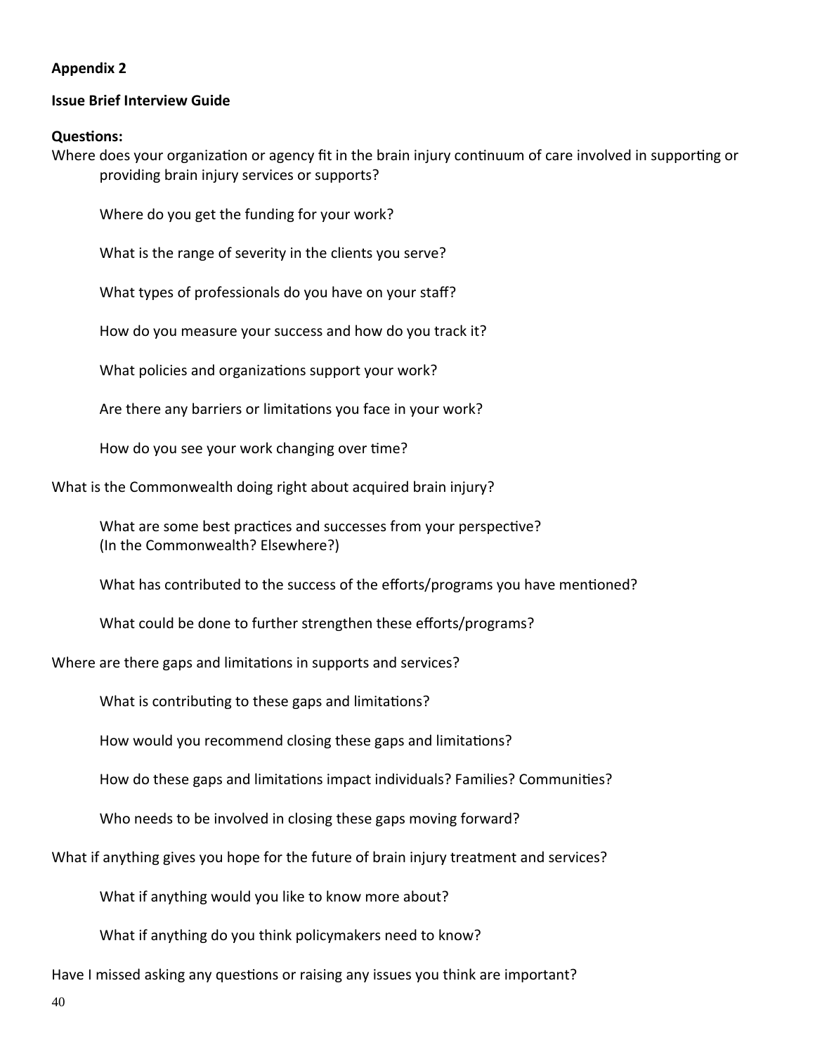**Appendix 2**

**Issue Brief Interview Guide**

**Questions:**

Where does your organization or agency fit in the brain injury continuum of care involved in supporting or providing brain injury services or supports?

- Where do you get the funding for your work?
- What is the range of severity in the clients you serve?
- What types of professionals do you have on your staff?
- How do you measure your success and how do you track it?
- What policies and organizations support your work?
- Are there any barriers or limitations you face in your work?
- How do you see your work changing over time?

What is the Commonwealth doing right about acquired brain injury?

- What are some best practices and successes from your perspective? (In the Commonwealth? Elsewhere?)
- What has contributed to the success of the efforts/programs you have mentioned?
- What could be done to further strengthen these efforts/programs?

Where are there gaps and limitations in supports and services?

- What is contributing to these gaps and limitations?
- How would you recommend closing these gaps and limitations?
- How do these gaps and limitations impact individuals? Families? Communities?
- Who needs to be involved in closing these gaps moving forward?

What if anything gives you hope for the future of brain injury treatment and services?

- What if anything would you like to know more about?
- What if anything do you think policymakers need to know?

Have I missed asking any questions or raising any issues you think are important?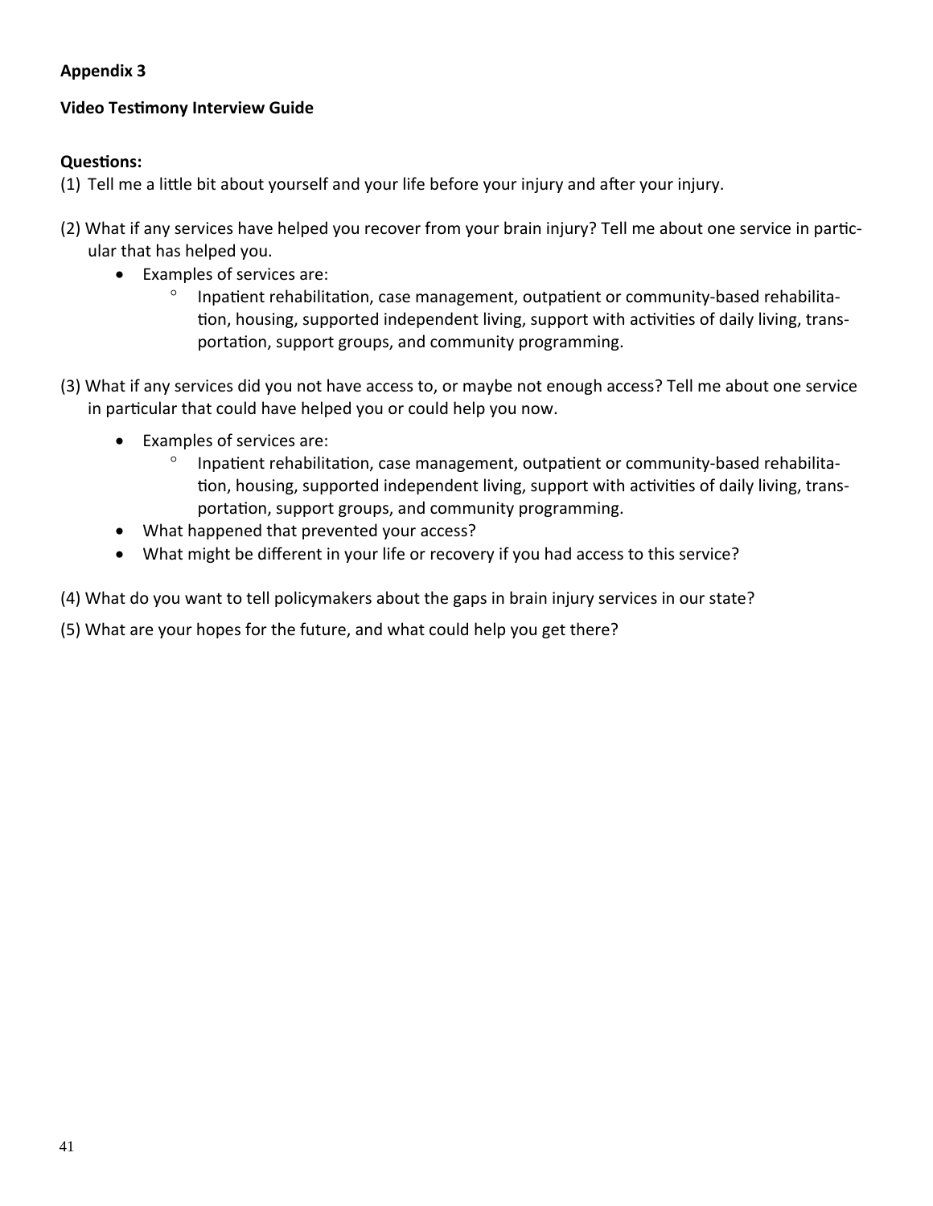**Appendix 3**

**Video Testimony Interview Guide**

**Questions:**

(1) Tell me a little bit about yourself and your life before your injury and after your injury.

(2) What if any services have helped you recover from your brain injury? Tell me about one service in particular that has helped you.

- Examples of services are:
    - Inpatient rehabilitation, case management, outpatient or community-based rehabilitation, housing, supported independent living, support with activities of daily living, transportation, support groups, and community programming.

(3) What if any services did you not have access to, or maybe not enough access? Tell me about one service in particular that could have helped you or could help you now.

- Examples of services are:
    - Inpatient rehabilitation, case management, outpatient or community-based rehabilitation, housing, supported independent living, support with activities of daily living, transportation, support groups, and community programming.
- What happened that prevented your access?
- What might be different in your life or recovery if you had access to this service?

(4) What do you want to tell policymakers about the gaps in brain injury services in our state?

(5) What are your hopes for the future, and what could help you get there?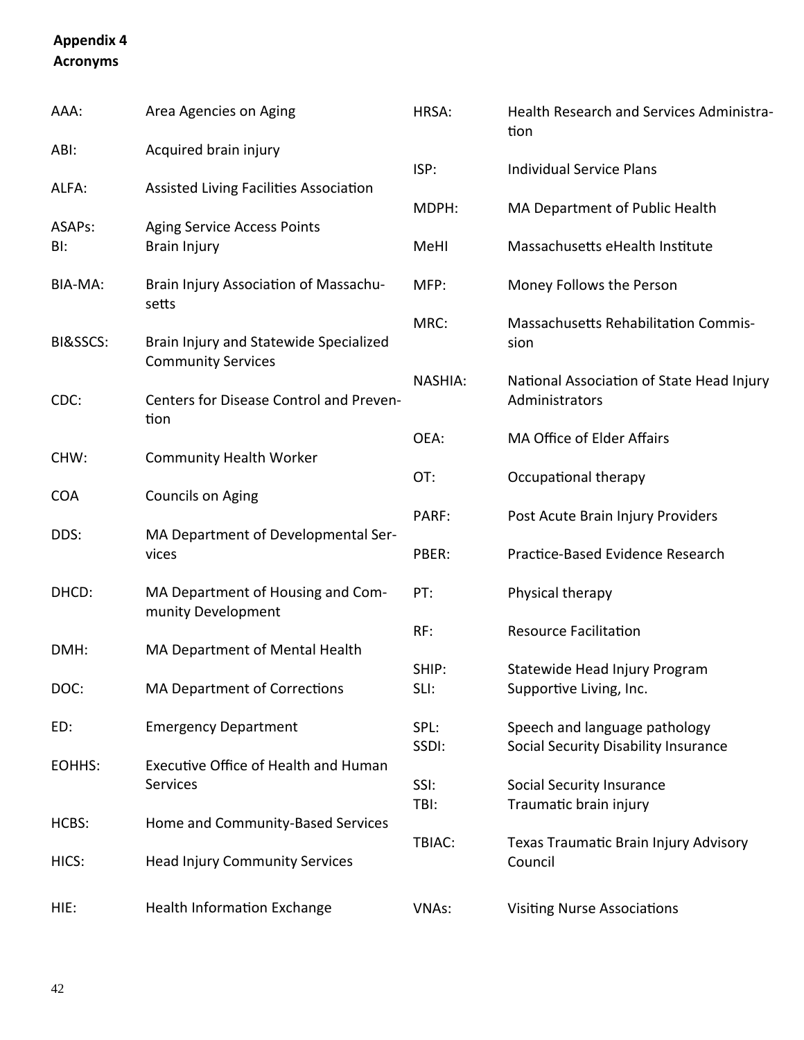**Appendix 4**
**Acronyms**

| | |
|---|---|
| AAA: | Area Agencies on Aging |
| ABI: | Acquired brain injury |
| ALFA: | Assisted Living Facilities Association |
| ASAPs: | Aging Service Access Points |
| BI: | Brain Injury |
| BIA-MA: | Brain Injury Association of Massachusetts |
| BI&SSCS: | Brain Injury and Statewide Specialized Community Services |
| CDC: | Centers for Disease Control and Prevention |
| CHW: | Community Health Worker |
| COA | Councils on Aging |
| DDS: | MA Department of Developmental Services |
| DHCD: | MA Department of Housing and Community Development |
| DMH: | MA Department of Mental Health |
| DOC: | MA Department of Corrections |
| ED: | Emergency Department |
| EOHHS: | Executive Office of Health and Human Services |
| HCBS: | Home and Community-Based Services |
| HICS: | Head Injury Community Services |
| HIE: | Health Information Exchange |
| HRSA: | Health Research and Services Administration |
| ISP: | Individual Service Plans |
| MDPH: | MA Department of Public Health |
| MeHI | Massachusetts eHealth Institute |
| MFP: | Money Follows the Person |
| MRC: | Massachusetts Rehabilitation Commission |
| NASHIA: | National Association of State Head Injury Administrators |
| OEA: | MA Office of Elder Affairs |
| OT: | Occupational therapy |
| PARF: | Post Acute Brain Injury Providers |
| PBER: | Practice-Based Evidence Research |
| PT: | Physical therapy |
| RF: | Resource Facilitation |
| SHIP: | Statewide Head Injury Program |
| SLI: | Supportive Living, Inc. |
| SPL: | Speech and language pathology |
| SSDI: | Social Security Disability Insurance |
| SSI: | Social Security Insurance |
| TBI: | Traumatic brain injury |
| TBIAC: | Texas Traumatic Brain Injury Advisory Council |
| VNAs: | Visiting Nurse Associations |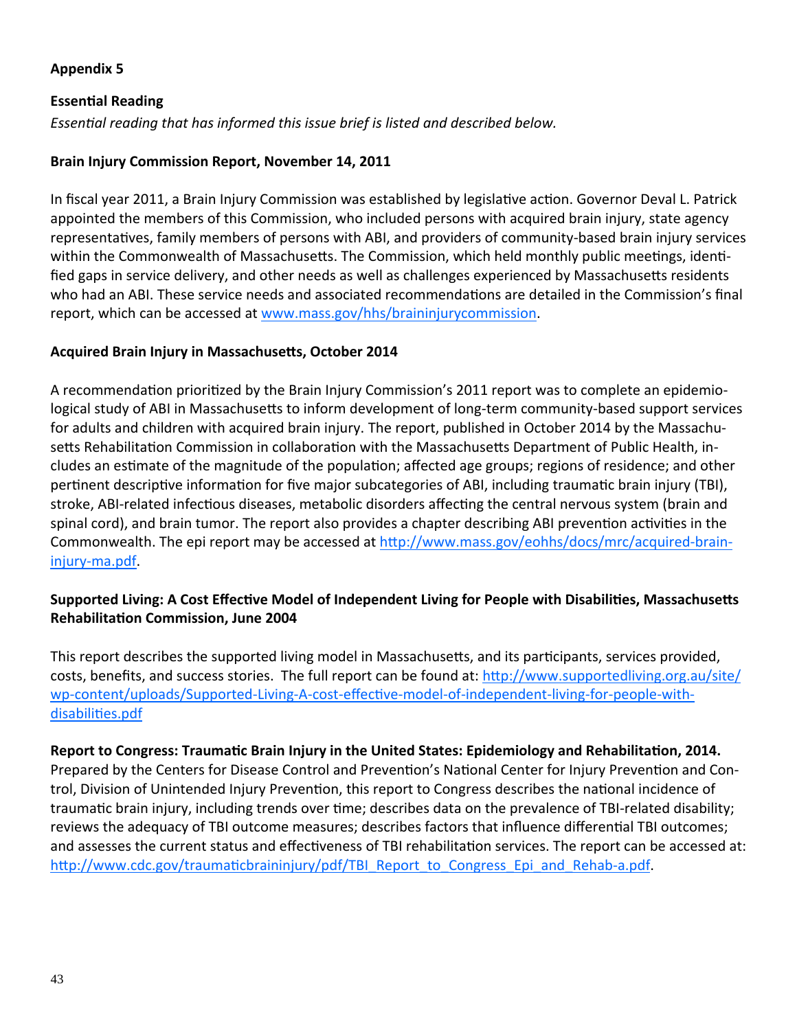## Appendix 5

### Essential Reading

*Essential reading that has informed this issue brief is listed and described below.*

**Brain Injury Commission Report, November 14, 2011**

In fiscal year 2011, a Brain Injury Commission was established by legislative action. Governor Deval L. Patrick appointed the members of this Commission, who included persons with acquired brain injury, state agency representatives, family members of persons with ABI, and providers of community-based brain injury services within the Commonwealth of Massachusetts. The Commission, which held monthly public meetings, identified gaps in service delivery, and other needs as well as challenges experienced by Massachusetts residents who had an ABI. These service needs and associated recommendations are detailed in the Commission's final report, which can be accessed at [www.mass.gov/hhs/braininjurycommission](www.mass.gov/hhs/braininjurycommission).

**Acquired Brain Injury in Massachusetts, October 2014**

A recommendation prioritized by the Brain Injury Commission's 2011 report was to complete an epidemiological study of ABI in Massachusetts to inform development of long-term community-based support services for adults and children with acquired brain injury. The report, published in October 2014 by the Massachusetts Rehabilitation Commission in collaboration with the Massachusetts Department of Public Health, includes an estimate of the magnitude of the population; affected age groups; regions of residence; and other pertinent descriptive information for five major subcategories of ABI, including traumatic brain injury (TBI), stroke, ABI-related infectious diseases, metabolic disorders affecting the central nervous system (brain and spinal cord), and brain tumor. The report also provides a chapter describing ABI prevention activities in the Commonwealth. The epi report may be accessed at [http://www.mass.gov/eohhs/docs/mrc/acquired-brain-injury-ma.pdf](http://www.mass.gov/eohhs/docs/mrc/acquired-brain-injury-ma.pdf).

**Supported Living: A Cost Effective Model of Independent Living for People with Disabilities, Massachusetts Rehabilitation Commission, June 2004**

This report describes the supported living model in Massachusetts, and its participants, services provided, costs, benefits, and success stories. The full report can be found at: [http://www.supportedliving.org.au/site/wp-content/uploads/Supported-Living-A-cost-effective-model-of-independent-living-for-people-with-disabilities.pdf](http://www.supportedliving.org.au/site/wp-content/uploads/Supported-Living-A-cost-effective-model-of-independent-living-for-people-with-disabilities.pdf)

**Report to Congress: Traumatic Brain Injury in the United States: Epidemiology and Rehabilitation, 2014.** Prepared by the Centers for Disease Control and Prevention's National Center for Injury Prevention and Control, Division of Unintended Injury Prevention, this report to Congress describes the national incidence of traumatic brain injury, including trends over time; describes data on the prevalence of TBI-related disability; reviews the adequacy of TBI outcome measures; describes factors that influence differential TBI outcomes; and assesses the current status and effectiveness of TBI rehabilitation services. The report can be accessed at: [http://www.cdc.gov/traumaticbraininjury/pdf/TBI_Report_to_Congress_Epi_and_Rehab-a.pdf](http://www.cdc.gov/traumaticbraininjury/pdf/TBI_Report_to_Congress_Epi_and_Rehab-a.pdf).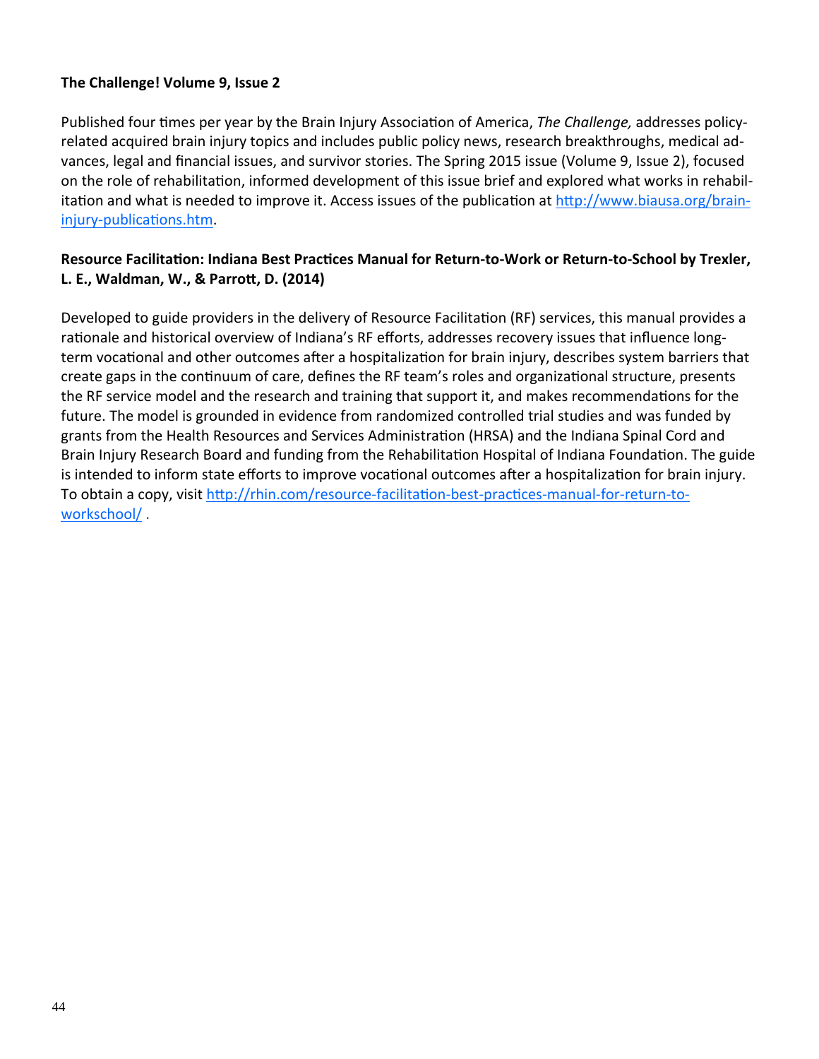**The Challenge! Volume 9, Issue 2**

Published four times per year by the Brain Injury Association of America, *The Challenge,* addresses policy-related acquired brain injury topics and includes public policy news, research breakthroughs, medical advances, legal and financial issues, and survivor stories. The Spring 2015 issue (Volume 9, Issue 2), focused on the role of rehabilitation, informed development of this issue brief and explored what works in rehabilitation and what is needed to improve it. Access issues of the publication at [http://www.biausa.org/brain-injury-publications.htm](http://www.biausa.org/brain-injury-publications.htm).

**Resource Facilitation: Indiana Best Practices Manual for Return-to-Work or Return-to-School by Trexler, L. E., Waldman, W., & Parrott, D. (2014)**

Developed to guide providers in the delivery of Resource Facilitation (RF) services, this manual provides a rationale and historical overview of Indiana's RF efforts, addresses recovery issues that influence long-term vocational and other outcomes after a hospitalization for brain injury, describes system barriers that create gaps in the continuum of care, defines the RF team's roles and organizational structure, presents the RF service model and the research and training that support it, and makes recommendations for the future. The model is grounded in evidence from randomized controlled trial studies and was funded by grants from the Health Resources and Services Administration (HRSA) and the Indiana Spinal Cord and Brain Injury Research Board and funding from the Rehabilitation Hospital of Indiana Foundation. The guide is intended to inform state efforts to improve vocational outcomes after a hospitalization for brain injury. To obtain a copy, visit [http://rhin.com/resource-facilitation-best-practices-manual-for-return-to-workschool/](http://rhin.com/resource-facilitation-best-practices-manual-for-return-to-workschool/) .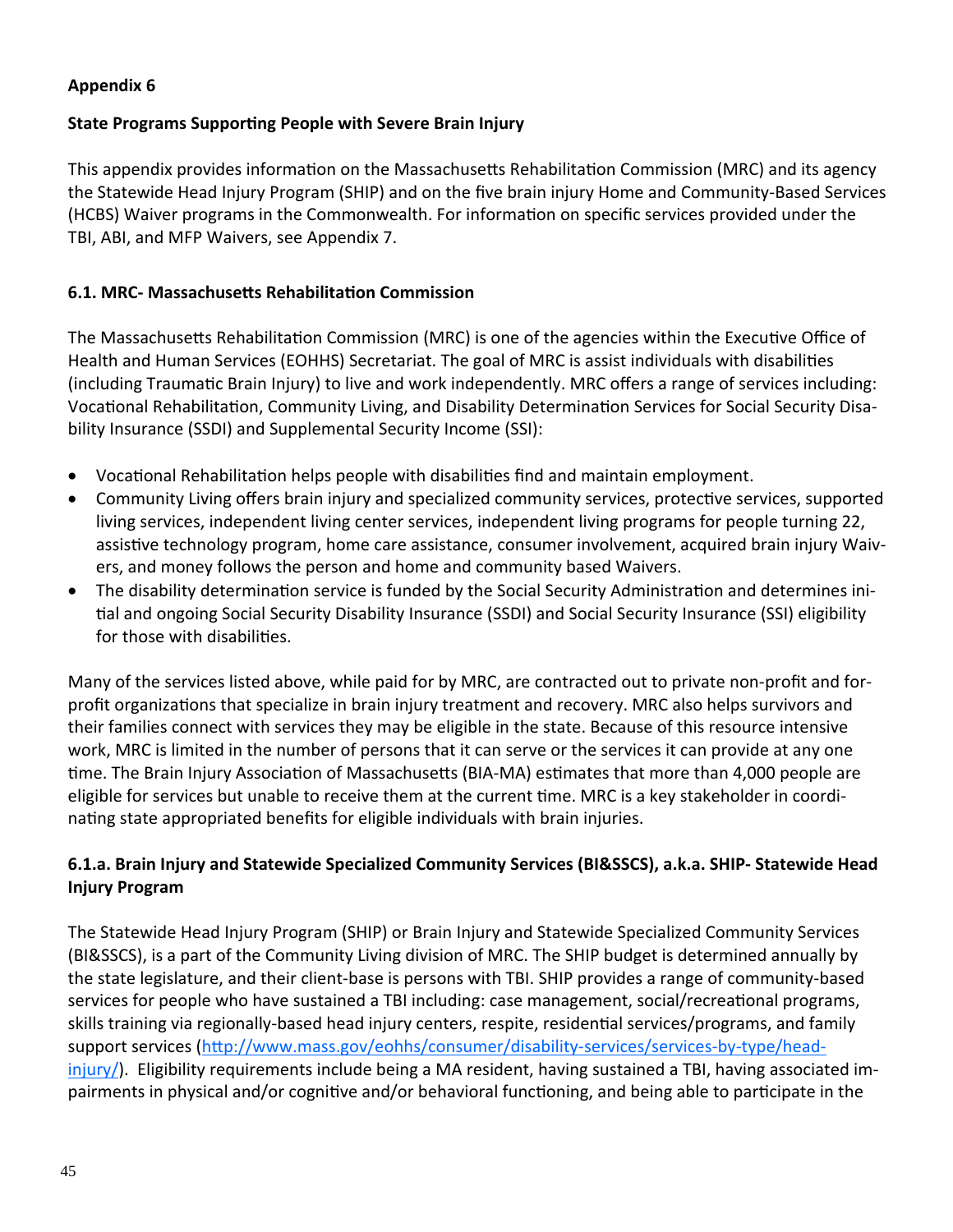**Appendix 6**

**State Programs Supporting People with Severe Brain Injury**

This appendix provides information on the Massachusetts Rehabilitation Commission (MRC) and its agency the Statewide Head Injury Program (SHIP) and on the five brain injury Home and Community-Based Services (HCBS) Waiver programs in the Commonwealth. For information on specific services provided under the TBI, ABI, and MFP Waivers, see Appendix 7.

**6.1. MRC- Massachusetts Rehabilitation Commission**

The Massachusetts Rehabilitation Commission (MRC) is one of the agencies within the Executive Office of Health and Human Services (EOHHS) Secretariat. The goal of MRC is assist individuals with disabilities (including Traumatic Brain Injury) to live and work independently. MRC offers a range of services including: Vocational Rehabilitation, Community Living, and Disability Determination Services for Social Security Disability Insurance (SSDI) and Supplemental Security Income (SSI):

- Vocational Rehabilitation helps people with disabilities find and maintain employment.
- Community Living offers brain injury and specialized community services, protective services, supported living services, independent living center services, independent living programs for people turning 22, assistive technology program, home care assistance, consumer involvement, acquired brain injury Waivers, and money follows the person and home and community based Waivers.
- The disability determination service is funded by the Social Security Administration and determines initial and ongoing Social Security Disability Insurance (SSDI) and Social Security Insurance (SSI) eligibility for those with disabilities.

Many of the services listed above, while paid for by MRC, are contracted out to private non-profit and for-profit organizations that specialize in brain injury treatment and recovery. MRC also helps survivors and their families connect with services they may be eligible in the state. Because of this resource intensive work, MRC is limited in the number of persons that it can serve or the services it can provide at any one time. The Brain Injury Association of Massachusetts (BIA-MA) estimates that more than 4,000 people are eligible for services but unable to receive them at the current time. MRC is a key stakeholder in coordinating state appropriated benefits for eligible individuals with brain injuries.

**6.1.a. Brain Injury and Statewide Specialized Community Services (BI&SSCS), a.k.a. SHIP- Statewide Head Injury Program**

The Statewide Head Injury Program (SHIP) or Brain Injury and Statewide Specialized Community Services (BI&SSCS), is a part of the Community Living division of MRC. The SHIP budget is determined annually by the state legislature, and their client-base is persons with TBI. SHIP provides a range of community-based services for people who have sustained a TBI including: case management, social/recreational programs, skills training via regionally-based head injury centers, respite, residential services/programs, and family support services (http://www.mass.gov/eohhs/consumer/disability-services/services-by-type/head-injury/). Eligibility requirements include being a MA resident, having sustained a TBI, having associated impairments in physical and/or cognitive and/or behavioral functioning, and being able to participate in the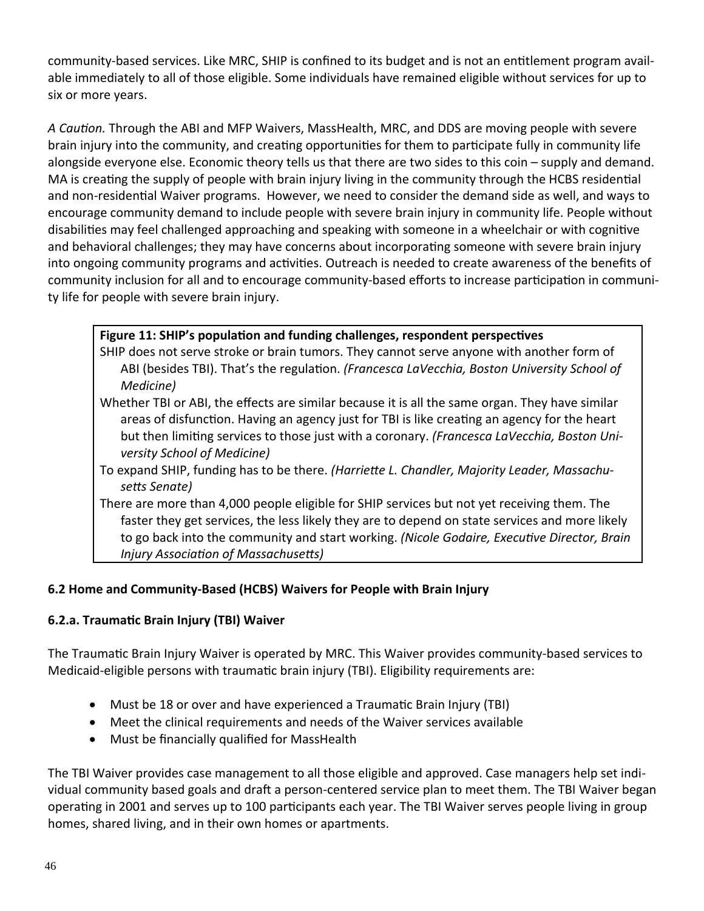community-based services. Like MRC, SHIP is confined to its budget and is not an entitlement program available immediately to all of those eligible. Some individuals have remained eligible without services for up to six or more years.

*A Caution.* Through the ABI and MFP Waivers, MassHealth, MRC, and DDS are moving people with severe brain injury into the community, and creating opportunities for them to participate fully in community life alongside everyone else. Economic theory tells us that there are two sides to this coin – supply and demand. MA is creating the supply of people with brain injury living in the community through the HCBS residential and non-residential Waiver programs. However, we need to consider the demand side as well, and ways to encourage community demand to include people with severe brain injury in community life. People without disabilities may feel challenged approaching and speaking with someone in a wheelchair or with cognitive and behavioral challenges; they may have concerns about incorporating someone with severe brain injury into ongoing community programs and activities. Outreach is needed to create awareness of the benefits of community inclusion for all and to encourage community-based efforts to increase participation in community life for people with severe brain injury.

**Figure 11: SHIP's population and funding challenges, respondent perspectives**

SHIP does not serve stroke or brain tumors. They cannot serve anyone with another form of ABI (besides TBI). That's the regulation. *(Francesca LaVecchia, Boston University School of Medicine)*

Whether TBI or ABI, the effects are similar because it is all the same organ. They have similar areas of disfunction. Having an agency just for TBI is like creating an agency for the heart but then limiting services to those just with a coronary. *(Francesca LaVecchia, Boston University School of Medicine)*

To expand SHIP, funding has to be there. *(Harriette L. Chandler, Majority Leader, Massachusetts Senate)*

There are more than 4,000 people eligible for SHIP services but not yet receiving them. The faster they get services, the less likely they are to depend on state services and more likely to go back into the community and start working. *(Nicole Godaire, Executive Director, Brain Injury Association of Massachusetts)*

### 6.2 Home and Community-Based (HCBS) Waivers for People with Brain Injury

#### 6.2.a. Traumatic Brain Injury (TBI) Waiver

The Traumatic Brain Injury Waiver is operated by MRC. This Waiver provides community-based services to Medicaid-eligible persons with traumatic brain injury (TBI). Eligibility requirements are:

- Must be 18 or over and have experienced a Traumatic Brain Injury (TBI)
- Meet the clinical requirements and needs of the Waiver services available
- Must be financially qualified for MassHealth

The TBI Waiver provides case management to all those eligible and approved. Case managers help set individual community based goals and draft a person-centered service plan to meet them. The TBI Waiver began operating in 2001 and serves up to 100 participants each year. The TBI Waiver serves people living in group homes, shared living, and in their own homes or apartments.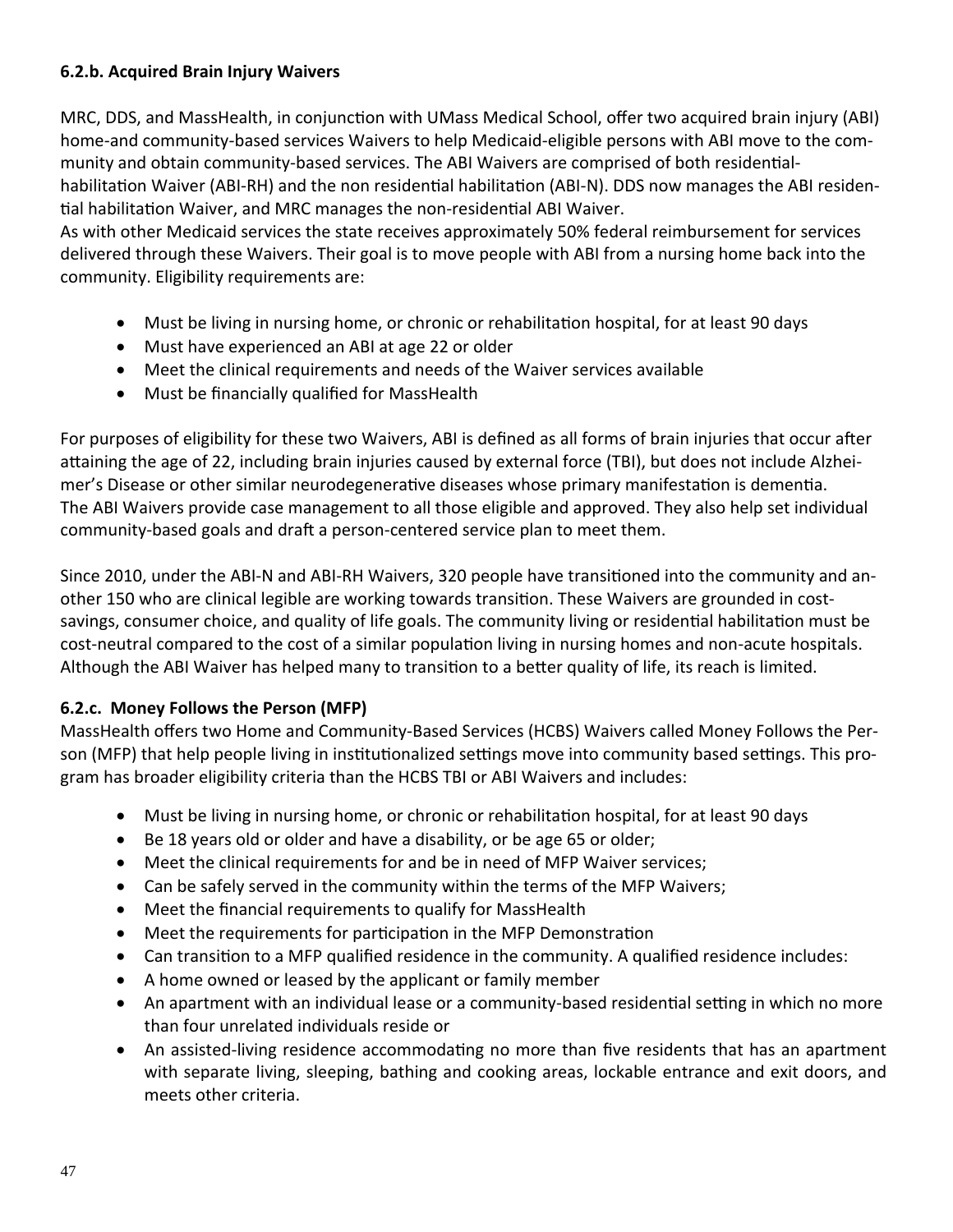#### 6.2.b. Acquired Brain Injury Waivers

MRC, DDS, and MassHealth, in conjunction with UMass Medical School, offer two acquired brain injury (ABI) home-and community-based services Waivers to help Medicaid-eligible persons with ABI move to the community and obtain community-based services. The ABI Waivers are comprised of both residential-habilitation Waiver (ABI-RH) and the non residential habilitation (ABI-N). DDS now manages the ABI residential habilitation Waiver, and MRC manages the non-residential ABI Waiver.
As with other Medicaid services the state receives approximately 50% federal reimbursement for services delivered through these Waivers. Their goal is to move people with ABI from a nursing home back into the community. Eligibility requirements are:

- Must be living in nursing home, or chronic or rehabilitation hospital, for at least 90 days
- Must have experienced an ABI at age 22 or older
- Meet the clinical requirements and needs of the Waiver services available
- Must be financially qualified for MassHealth

For purposes of eligibility for these two Waivers, ABI is defined as all forms of brain injuries that occur after attaining the age of 22, including brain injuries caused by external force (TBI), but does not include Alzheimer's Disease or other similar neurodegenerative diseases whose primary manifestation is dementia.
The ABI Waivers provide case management to all those eligible and approved. They also help set individual community-based goals and draft a person-centered service plan to meet them.

Since 2010, under the ABI-N and ABI-RH Waivers, 320 people have transitioned into the community and another 150 who are clinical legible are working towards transition. These Waivers are grounded in cost-savings, consumer choice, and quality of life goals. The community living or residential habilitation must be cost-neutral compared to the cost of a similar population living in nursing homes and non-acute hospitals. Although the ABI Waiver has helped many to transition to a better quality of life, its reach is limited.

#### 6.2.c. Money Follows the Person (MFP)

MassHealth offers two Home and Community-Based Services (HCBS) Waivers called Money Follows the Person (MFP) that help people living in institutionalized settings move into community based settings. This program has broader eligibility criteria than the HCBS TBI or ABI Waivers and includes:

- Must be living in nursing home, or chronic or rehabilitation hospital, for at least 90 days
- Be 18 years old or older and have a disability, or be age 65 or older;
- Meet the clinical requirements for and be in need of MFP Waiver services;
- Can be safely served in the community within the terms of the MFP Waivers;
- Meet the financial requirements to qualify for MassHealth
- Meet the requirements for participation in the MFP Demonstration
- Can transition to a MFP qualified residence in the community. A qualified residence includes:
- A home owned or leased by the applicant or family member
- An apartment with an individual lease or a community-based residential setting in which no more than four unrelated individuals reside or
- An assisted-living residence accommodating no more than five residents that has an apartment with separate living, sleeping, bathing and cooking areas, lockable entrance and exit doors, and meets other criteria.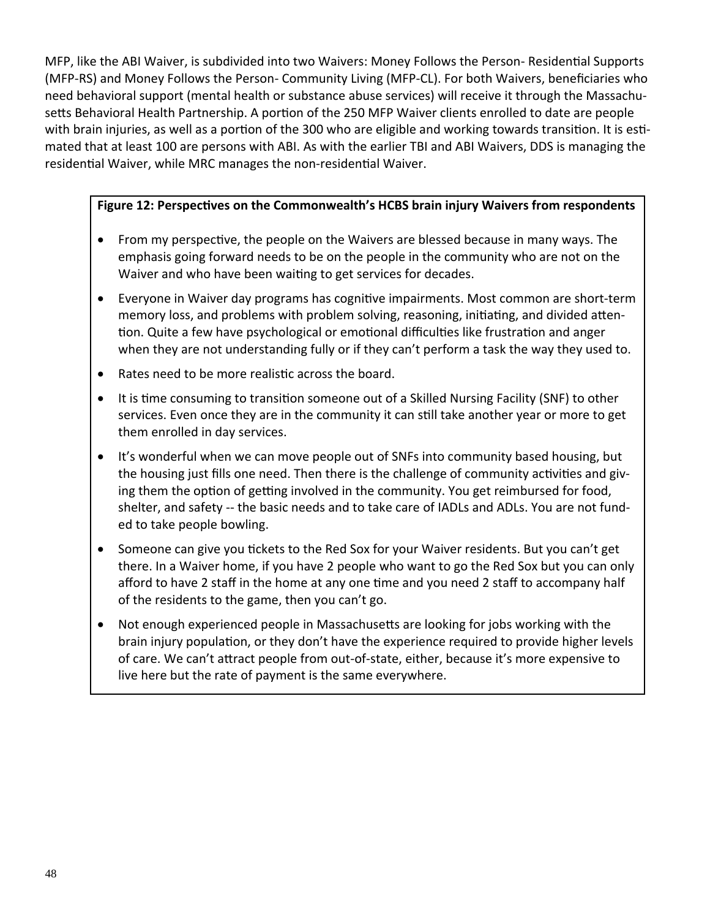MFP, like the ABI Waiver, is subdivided into two Waivers: Money Follows the Person- Residential Supports (MFP-RS) and Money Follows the Person- Community Living (MFP-CL). For both Waivers, beneficiaries who need behavioral support (mental health or substance abuse services) will receive it through the Massachusetts Behavioral Health Partnership. A portion of the 250 MFP Waiver clients enrolled to date are people with brain injuries, as well as a portion of the 300 who are eligible and working towards transition. It is estimated that at least 100 are persons with ABI. As with the earlier TBI and ABI Waivers, DDS is managing the residential Waiver, while MRC manages the non-residential Waiver.

**Figure 12: Perspectives on the Commonwealth's HCBS brain injury Waivers from respondents**

- From my perspective, the people on the Waivers are blessed because in many ways. The emphasis going forward needs to be on the people in the community who are not on the Waiver and who have been waiting to get services for decades.
- Everyone in Waiver day programs has cognitive impairments. Most common are short-term memory loss, and problems with problem solving, reasoning, initiating, and divided attention. Quite a few have psychological or emotional difficulties like frustration and anger when they are not understanding fully or if they can't perform a task the way they used to.
- Rates need to be more realistic across the board.
- It is time consuming to transition someone out of a Skilled Nursing Facility (SNF) to other services. Even once they are in the community it can still take another year or more to get them enrolled in day services.
- It's wonderful when we can move people out of SNFs into community based housing, but the housing just fills one need. Then there is the challenge of community activities and giving them the option of getting involved in the community. You get reimbursed for food, shelter, and safety -- the basic needs and to take care of IADLs and ADLs. You are not funded to take people bowling.
- Someone can give you tickets to the Red Sox for your Waiver residents. But you can't get there. In a Waiver home, if you have 2 people who want to go the Red Sox but you can only afford to have 2 staff in the home at any one time and you need 2 staff to accompany half of the residents to the game, then you can't go.
- Not enough experienced people in Massachusetts are looking for jobs working with the brain injury population, or they don't have the experience required to provide higher levels of care. We can't attract people from out-of-state, either, because it's more expensive to live here but the rate of payment is the same everywhere.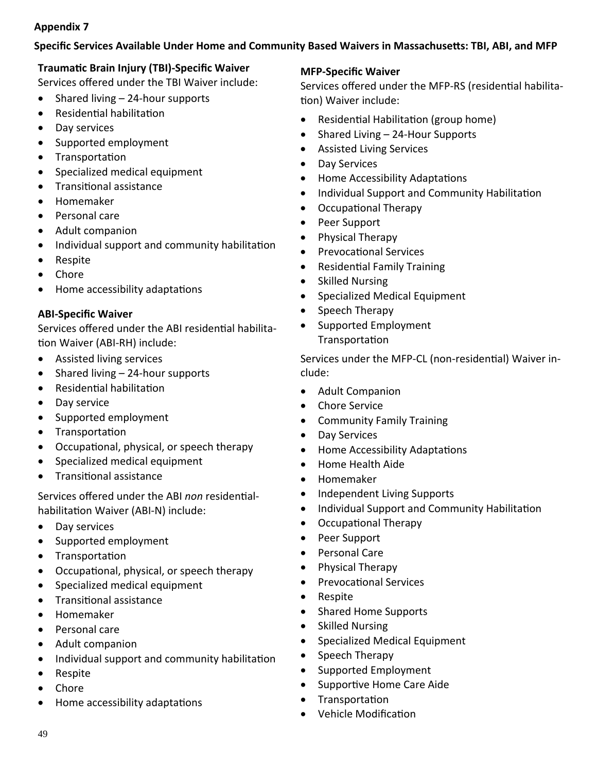**Appendix 7**

**Specific Services Available Under Home and Community Based Waivers in Massachusetts: TBI, ABI, and MFP**

**Traumatic Brain Injury (TBI)-Specific Waiver**

Services offered under the TBI Waiver include:

- Shared living – 24-hour supports
- Residential habilitation
- Day services
- Supported employment
- Transportation
- Specialized medical equipment
- Transitional assistance
- Homemaker
- Personal care
- Adult companion
- Individual support and community habilitation
- Respite
- Chore
- Home accessibility adaptations

**ABI-Specific Waiver**

Services offered under the ABI residential habilitation Waiver (ABI-RH) include:

- Assisted living services
- Shared living – 24-hour supports
- Residential habilitation
- Day service
- Supported employment
- Transportation
- Occupational, physical, or speech therapy
- Specialized medical equipment
- Transitional assistance

Services offered under the ABI *non* residential-habilitation Waiver (ABI-N) include:

- Day services
- Supported employment
- Transportation
- Occupational, physical, or speech therapy
- Specialized medical equipment
- Transitional assistance
- Homemaker
- Personal care
- Adult companion
- Individual support and community habilitation
- Respite
- Chore
- Home accessibility adaptations

**MFP-Specific Waiver**

Services offered under the MFP-RS (residential habilitation) Waiver include:

- Residential Habilitation (group home)
- Shared Living – 24-Hour Supports
- Assisted Living Services
- Day Services
- Home Accessibility Adaptations
- Individual Support and Community Habilitation
- Occupational Therapy
- Peer Support
- Physical Therapy
- Prevocational Services
- Residential Family Training
- Skilled Nursing
- Specialized Medical Equipment
- Speech Therapy
- Supported Employment
  Transportation

Services under the MFP-CL (non-residential) Waiver include:

- Adult Companion
- Chore Service
- Community Family Training
- Day Services
- Home Accessibility Adaptations
- Home Health Aide
- Homemaker
- Independent Living Supports
- Individual Support and Community Habilitation
- Occupational Therapy
- Peer Support
- Personal Care
- Physical Therapy
- Prevocational Services
- Respite
- Shared Home Supports
- Skilled Nursing
- Specialized Medical Equipment
- Speech Therapy
- Supported Employment
- Supportive Home Care Aide
- Transportation
- Vehicle Modification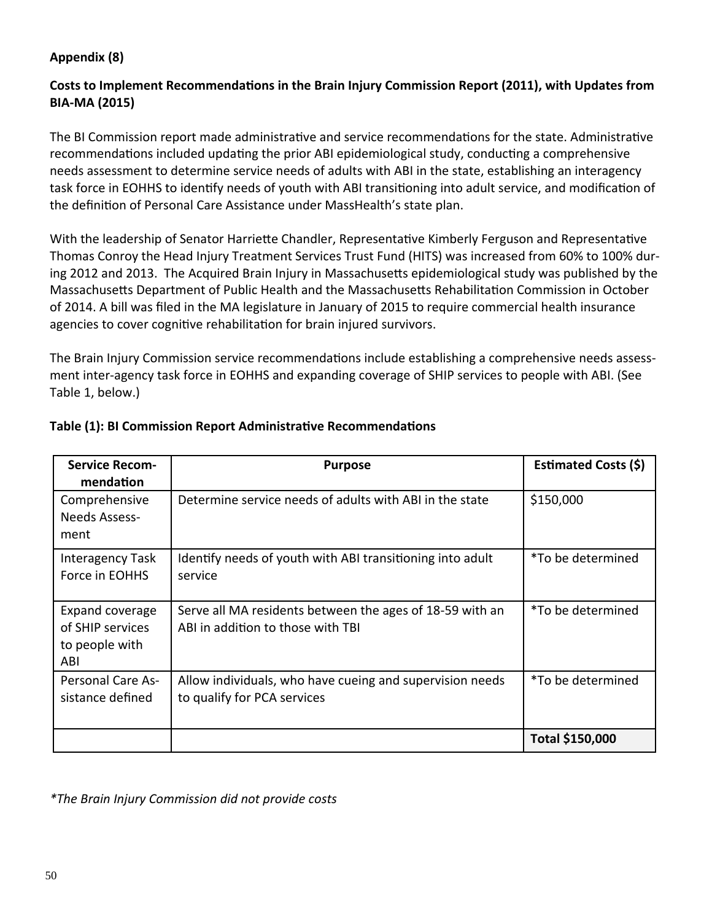**Appendix (8)**

**Costs to Implement Recommendations in the Brain Injury Commission Report (2011), with Updates from BIA-MA (2015)**

The BI Commission report made administrative and service recommendations for the state. Administrative recommendations included updating the prior ABI epidemiological study, conducting a comprehensive needs assessment to determine service needs of adults with ABI in the state, establishing an interagency task force in EOHHS to identify needs of youth with ABI transitioning into adult service, and modification of the definition of Personal Care Assistance under MassHealth's state plan.

With the leadership of Senator Harriette Chandler, Representative Kimberly Ferguson and Representative Thomas Conroy the Head Injury Treatment Services Trust Fund (HITS) was increased from 60% to 100% during 2012 and 2013. The Acquired Brain Injury in Massachusetts epidemiological study was published by the Massachusetts Department of Public Health and the Massachusetts Rehabilitation Commission in October of 2014. A bill was filed in the MA legislature in January of 2015 to require commercial health insurance agencies to cover cognitive rehabilitation for brain injured survivors.

The Brain Injury Commission service recommendations include establishing a comprehensive needs assessment inter-agency task force in EOHHS and expanding coverage of SHIP services to people with ABI. (See Table 1, below.)

**Table (1): BI Commission Report Administrative Recommendations**

| Service Recommendation | Purpose | Estimated Costs ($) |
|---|---|---|
| Comprehensive Needs Assessment | Determine service needs of adults with ABI in the state | $150,000 |
| Interagency Task Force in EOHHS | Identify needs of youth with ABI transitioning into adult service | *To be determined |
| Expand coverage of SHIP services to people with ABI | Serve all MA residents between the ages of 18-59 with an ABI in addition to those with TBI | *To be determined |
| Personal Care Assistance defined | Allow individuals, who have cueing and supervision needs to qualify for PCA services | *To be determined |
| | | **Total $150,000** |

*\*The Brain Injury Commission did not provide costs*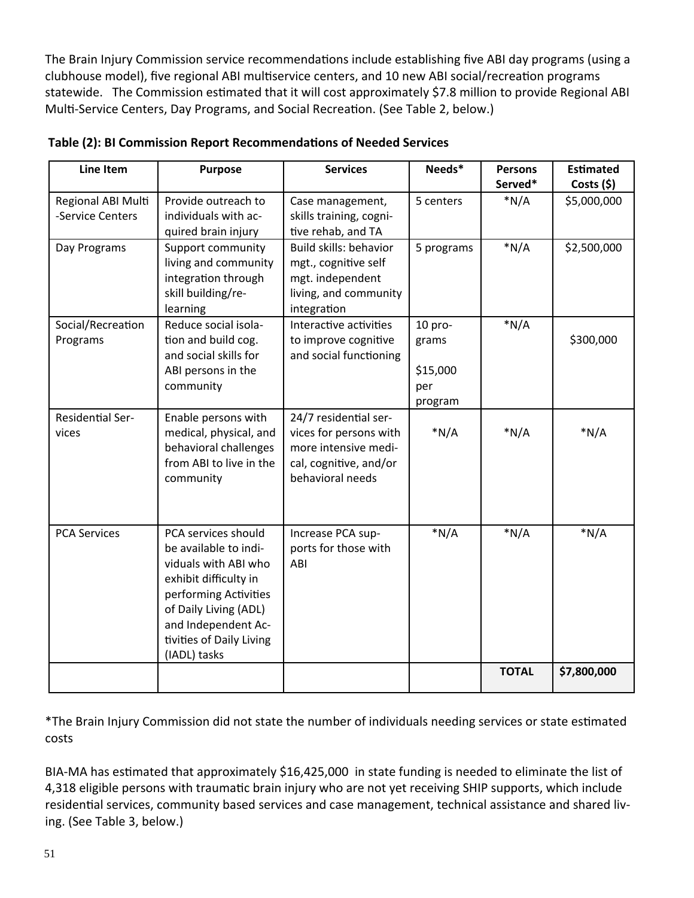The Brain Injury Commission service recommendations include establishing five ABI day programs (using a clubhouse model), five regional ABI multiservice centers, and 10 new ABI social/recreation programs statewide. The Commission estimated that it will cost approximately $7.8 million to provide Regional ABI Multi-Service Centers, Day Programs, and Social Recreation. (See Table 2, below.)

**Table (2): BI Commission Report Recommendations of Needed Services**

| Line Item | Purpose | Services | Needs* | Persons Served* | Estimated Costs ($) |
|---|---|---|---|---|---|
| Regional ABI Multi-Service Centers | Provide outreach to individuals with acquired brain injury | Case management, skills training, cognitive rehab, and TA | 5 centers | *N/A | $5,000,000 |
| Day Programs | Support community living and community integration through skill building/re-learning | Build skills: behavior mgt., cognitive self mgt. independent living, and community integration | 5 programs | *N/A | $2,500,000 |
| Social/Recreation Programs | Reduce social isolation and build cog. and social skills for ABI persons in the community | Interactive activities to improve cognitive and social functioning | 10 programs $15,000 per program | *N/A | $300,000 |
| Residential Services | Enable persons with medical, physical, and behavioral challenges from ABI to live in the community | 24/7 residential services for persons with more intensive medical, cognitive, and/or behavioral needs | *N/A | *N/A | *N/A |
| PCA Services | PCA services should be available to individuals with ABI who exhibit difficulty in performing Activities of Daily Living (ADL) and Independent Activities of Daily Living (IADL) tasks | Increase PCA supports for those with ABI | *N/A | *N/A | *N/A |
| | | | | **TOTAL** | **$7,800,000** |

*The Brain Injury Commission did not state the number of individuals needing services or state estimated costs

BIA-MA has estimated that approximately $16,425,000 in state funding is needed to eliminate the list of 4,318 eligible persons with traumatic brain injury who are not yet receiving SHIP supports, which include residential services, community based services and case management, technical assistance and shared living. (See Table 3, below.)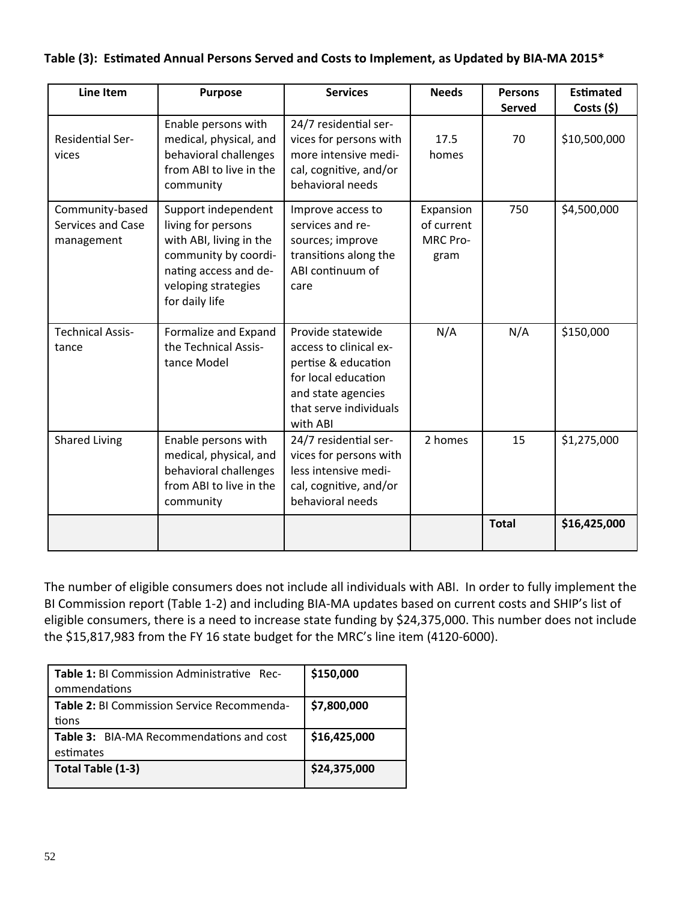**Table (3): Estimated Annual Persons Served and Costs to Implement, as Updated by BIA-MA 2015***

| Line Item | Purpose | Services | Needs | Persons Served | Estimated Costs ($) |
|---|---|---|---|---|---|
| Residential Services | Enable persons with medical, physical, and behavioral challenges from ABI to live in the community | 24/7 residential services for persons with more intensive medical, cognitive, and/or behavioral needs | 17.5 homes | 70 | $10,500,000 |
| Community-based Services and Case management | Support independent living for persons with ABI, living in the community by coordinating access and developing strategies for daily life | Improve access to services and resources; improve transitions along the ABI continuum of care | Expansion of current MRC Program | 750 | $4,500,000 |
| Technical Assistance | Formalize and Expand the Technical Assistance Model | Provide statewide access to clinical expertise & education for local education and state agencies that serve individuals with ABI | N/A | N/A | $150,000 |
| Shared Living | Enable persons with medical, physical, and behavioral challenges from ABI to live in the community | 24/7 residential services for persons with less intensive medical, cognitive, and/or behavioral needs | 2 homes | 15 | $1,275,000 |
| | | | | **Total** | **$16,425,000** |

The number of eligible consumers does not include all individuals with ABI. In order to fully implement the BI Commission report (Table 1-2) and including BIA-MA updates based on current costs and SHIP's list of eligible consumers, there is a need to increase state funding by $24,375,000. This number does not include the $15,817,983 from the FY 16 state budget for the MRC's line item (4120-6000).

| | |
|---|---|
| **Table 1:** BI Commission Administrative Recommendations | **$150,000** |
| **Table 2:** BI Commission Service Recommendations | **$7,800,000** |
| **Table 3:** BIA-MA Recommendations and cost estimates | **$16,425,000** |
| **Total Table (1-3)** | **$24,375,000** |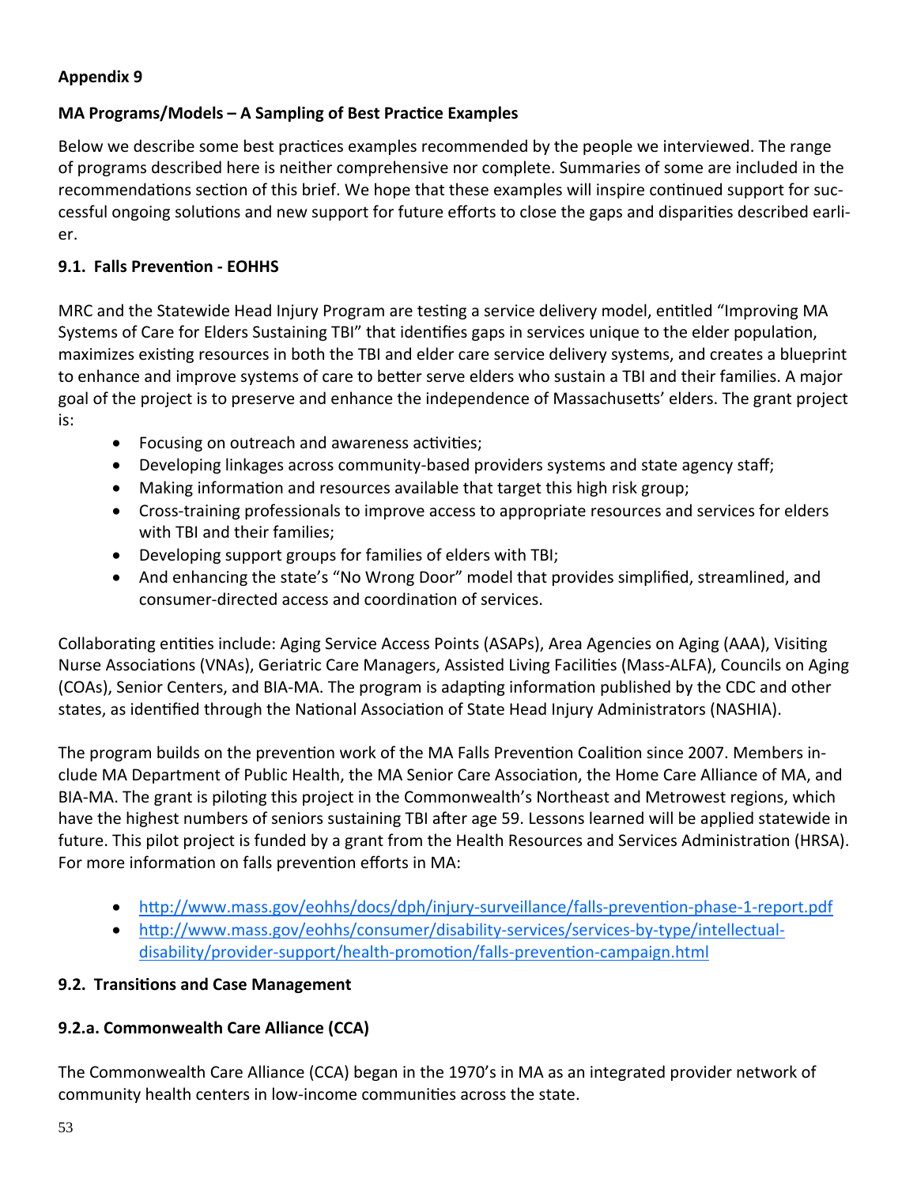**Appendix 9**

**MA Programs/Models – A Sampling of Best Practice Examples**

Below we describe some best practices examples recommended by the people we interviewed. The range of programs described here is neither comprehensive nor complete. Summaries of some are included in the recommendations section of this brief. We hope that these examples will inspire continued support for successful ongoing solutions and new support for future efforts to close the gaps and disparities described earlier.

**9.1. Falls Prevention - EOHHS**

MRC and the Statewide Head Injury Program are testing a service delivery model, entitled "Improving MA Systems of Care for Elders Sustaining TBI" that identifies gaps in services unique to the elder population, maximizes existing resources in both the TBI and elder care service delivery systems, and creates a blueprint to enhance and improve systems of care to better serve elders who sustain a TBI and their families. A major goal of the project is to preserve and enhance the independence of Massachusetts' elders. The grant project is:

- Focusing on outreach and awareness activities;
- Developing linkages across community-based providers systems and state agency staff;
- Making information and resources available that target this high risk group;
- Cross-training professionals to improve access to appropriate resources and services for elders with TBI and their families;
- Developing support groups for families of elders with TBI;
- And enhancing the state's "No Wrong Door" model that provides simplified, streamlined, and consumer-directed access and coordination of services.

Collaborating entities include: Aging Service Access Points (ASAPs), Area Agencies on Aging (AAA), Visiting Nurse Associations (VNAs), Geriatric Care Managers, Assisted Living Facilities (Mass-ALFA), Councils on Aging (COAs), Senior Centers, and BIA-MA. The program is adapting information published by the CDC and other states, as identified through the National Association of State Head Injury Administrators (NASHIA).

The program builds on the prevention work of the MA Falls Prevention Coalition since 2007. Members include MA Department of Public Health, the MA Senior Care Association, the Home Care Alliance of MA, and BIA-MA. The grant is piloting this project in the Commonwealth's Northeast and Metrowest regions, which have the highest numbers of seniors sustaining TBI after age 59. Lessons learned will be applied statewide in future. This pilot project is funded by a grant from the Health Resources and Services Administration (HRSA). For more information on falls prevention efforts in MA:

- http://www.mass.gov/eohhs/docs/dph/injury-surveillance/falls-prevention-phase-1-report.pdf
- http://www.mass.gov/eohhs/consumer/disability-services/services-by-type/intellectual-disability/provider-support/health-promotion/falls-prevention-campaign.html

**9.2. Transitions and Case Management**

**9.2.a. Commonwealth Care Alliance (CCA)**

The Commonwealth Care Alliance (CCA) began in the 1970's in MA as an integrated provider network of community health centers in low-income communities across the state.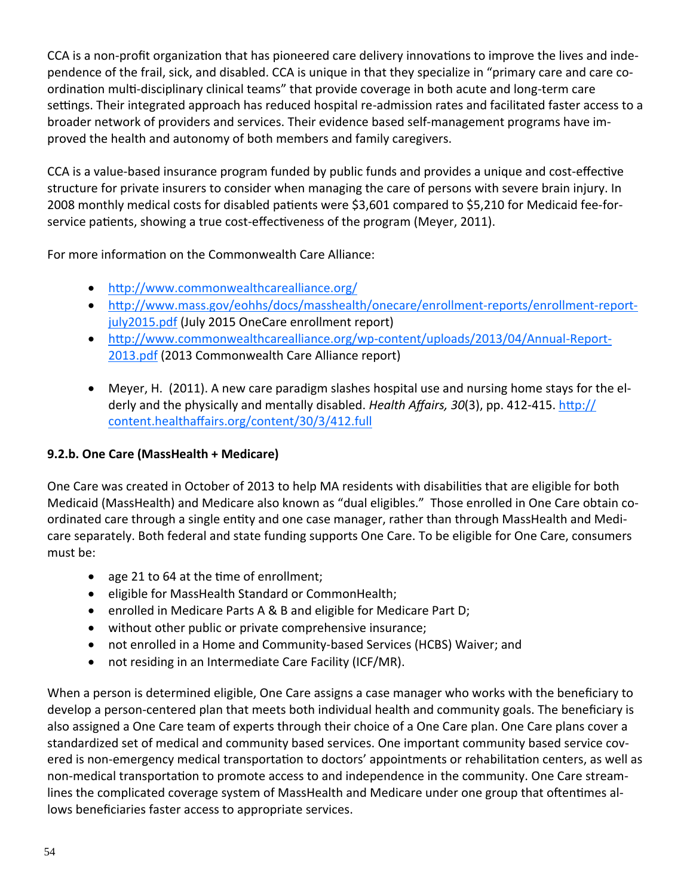CCA is a non-profit organization that has pioneered care delivery innovations to improve the lives and independence of the frail, sick, and disabled. CCA is unique in that they specialize in "primary care and care coordination multi-disciplinary clinical teams" that provide coverage in both acute and long-term care settings. Their integrated approach has reduced hospital re-admission rates and facilitated faster access to a broader network of providers and services. Their evidence based self-management programs have improved the health and autonomy of both members and family caregivers.

CCA is a value-based insurance program funded by public funds and provides a unique and cost-effective structure for private insurers to consider when managing the care of persons with severe brain injury. In 2008 monthly medical costs for disabled patients were $3,601 compared to $5,210 for Medicaid fee-for-service patients, showing a true cost-effectiveness of the program (Meyer, 2011).

For more information on the Commonwealth Care Alliance:

- http://www.commonwealthcarealliance.org/
- http://www.mass.gov/eohhs/docs/masshealth/onecare/enrollment-reports/enrollment-report-july2015.pdf (July 2015 OneCare enrollment report)
- http://www.commonwealthcarealliance.org/wp-content/uploads/2013/04/Annual-Report-2013.pdf (2013 Commonwealth Care Alliance report)

- Meyer, H. (2011). A new care paradigm slashes hospital use and nursing home stays for the elderly and the physically and mentally disabled. *Health Affairs, 30*(3), pp. 412-415. http://content.healthaffairs.org/content/30/3/412.full

**9.2.b. One Care (MassHealth + Medicare)**

One Care was created in October of 2013 to help MA residents with disabilities that are eligible for both Medicaid (MassHealth) and Medicare also known as "dual eligibles." Those enrolled in One Care obtain coordinated care through a single entity and one case manager, rather than through MassHealth and Medicare separately. Both federal and state funding supports One Care. To be eligible for One Care, consumers must be:

- age 21 to 64 at the time of enrollment;
- eligible for MassHealth Standard or CommonHealth;
- enrolled in Medicare Parts A & B and eligible for Medicare Part D;
- without other public or private comprehensive insurance;
- not enrolled in a Home and Community-based Services (HCBS) Waiver; and
- not residing in an Intermediate Care Facility (ICF/MR).

When a person is determined eligible, One Care assigns a case manager who works with the beneficiary to develop a person-centered plan that meets both individual health and community goals. The beneficiary is also assigned a One Care team of experts through their choice of a One Care plan. One Care plans cover a standardized set of medical and community based services. One important community based service covered is non-emergency medical transportation to doctors' appointments or rehabilitation centers, as well as non-medical transportation to promote access to and independence in the community. One Care streamlines the complicated coverage system of MassHealth and Medicare under one group that oftentimes allows beneficiaries faster access to appropriate services.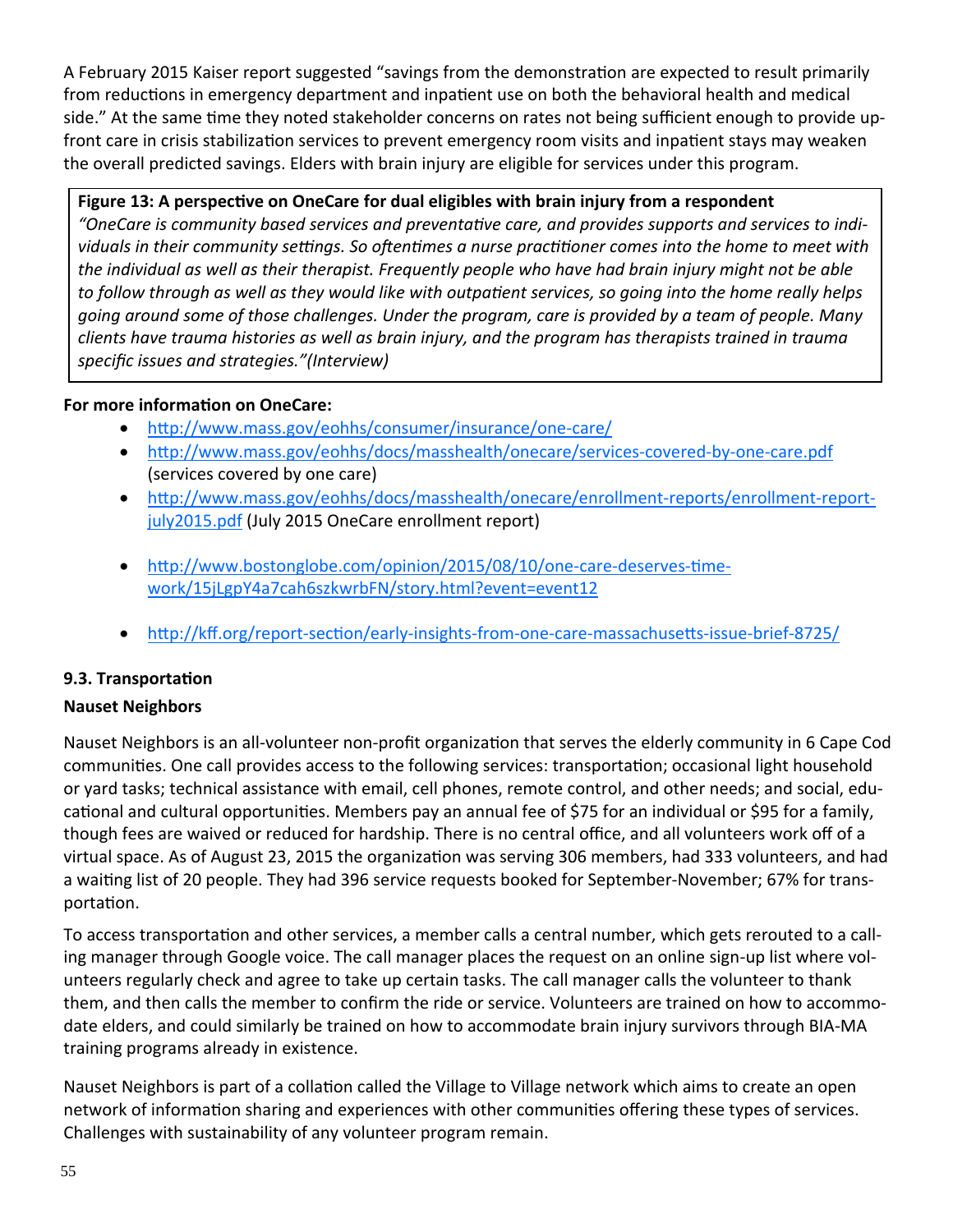A February 2015 Kaiser report suggested "savings from the demonstration are expected to result primarily from reductions in emergency department and inpatient use on both the behavioral health and medical side." At the same time they noted stakeholder concerns on rates not being sufficient enough to provide up-front care in crisis stabilization services to prevent emergency room visits and inpatient stays may weaken the overall predicted savings. Elders with brain injury are eligible for services under this program.

**Figure 13: A perspective on OneCare for dual eligibles with brain injury from a respondent**

*"OneCare is community based services and preventative care, and provides supports and services to individuals in their community settings. So oftentimes a nurse practitioner comes into the home to meet with the individual as well as their therapist. Frequently people who have had brain injury might not be able to follow through as well as they would like with outpatient services, so going into the home really helps going around some of those challenges. Under the program, care is provided by a team of people. Many clients have trauma histories as well as brain injury, and the program has therapists trained in trauma specific issues and strategies."(Interview)*

**For more information on OneCare:**

- http://www.mass.gov/eohhs/consumer/insurance/one-care/
- http://www.mass.gov/eohhs/docs/masshealth/onecare/services-covered-by-one-care.pdf (services covered by one care)
- http://www.mass.gov/eohhs/docs/masshealth/onecare/enrollment-reports/enrollment-report-july2015.pdf (July 2015 OneCare enrollment report)
- http://www.bostonglobe.com/opinion/2015/08/10/one-care-deserves-time-work/15jLgpY4a7cah6szkwrbFN/story.html?event=event12
- http://kff.org/report-section/early-insights-from-one-care-massachusetts-issue-brief-8725/

### 9.3. Transportation

#### Nauset Neighbors

Nauset Neighbors is an all-volunteer non-profit organization that serves the elderly community in 6 Cape Cod communities. One call provides access to the following services: transportation; occasional light household or yard tasks; technical assistance with email, cell phones, remote control, and other needs; and social, educational and cultural opportunities. Members pay an annual fee of $75 for an individual or $95 for a family, though fees are waived or reduced for hardship. There is no central office, and all volunteers work off of a virtual space. As of August 23, 2015 the organization was serving 306 members, had 333 volunteers, and had a waiting list of 20 people. They had 396 service requests booked for September-November; 67% for transportation.

To access transportation and other services, a member calls a central number, which gets rerouted to a calling manager through Google voice. The call manager places the request on an online sign-up list where volunteers regularly check and agree to take up certain tasks. The call manager calls the volunteer to thank them, and then calls the member to confirm the ride or service. Volunteers are trained on how to accommodate elders, and could similarly be trained on how to accommodate brain injury survivors through BIA-MA training programs already in existence.

Nauset Neighbors is part of a collation called the Village to Village network which aims to create an open network of information sharing and experiences with other communities offering these types of services. Challenges with sustainability of any volunteer program remain.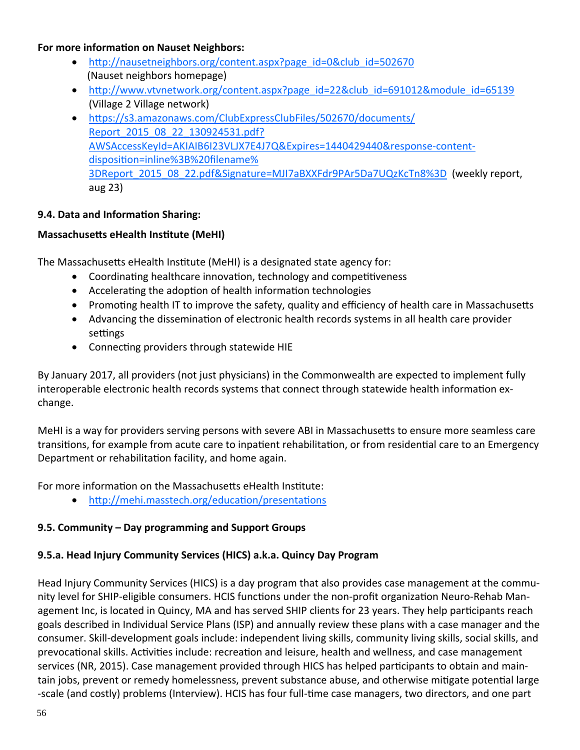**For more information on Nauset Neighbors:**

- http://nausetneighbors.org/content.aspx?page_id=0&club_id=502670 (Nauset neighbors homepage)
- http://www.vtvnetwork.org/content.aspx?page_id=22&club_id=691012&module_id=65139 (Village 2 Village network)
- https://s3.amazonaws.com/ClubExpressClubFiles/502670/documents/Report_2015_08_22_130924531.pdf?AWSAccessKeyId=AKIAIB6I23VLJX7E4J7Q&Expires=1440429440&response-content-disposition=inline%3B%20filename%3DReport_2015_08_22.pdf&Signature=MJI7aBXXFdr9PAr5Da7UQzKcTn8%3D (weekly report, aug 23)

**9.4. Data and Information Sharing:**

**Massachusetts eHealth Institute (MeHI)**

The Massachusetts eHealth Institute (MeHI) is a designated state agency for:

- Coordinating healthcare innovation, technology and competitiveness
- Accelerating the adoption of health information technologies
- Promoting health IT to improve the safety, quality and efficiency of health care in Massachusetts
- Advancing the dissemination of electronic health records systems in all health care provider settings
- Connecting providers through statewide HIE

By January 2017, all providers (not just physicians) in the Commonwealth are expected to implement fully interoperable electronic health records systems that connect through statewide health information exchange.

MeHI is a way for providers serving persons with severe ABI in Massachusetts to ensure more seamless care transitions, for example from acute care to inpatient rehabilitation, or from residential care to an Emergency Department or rehabilitation facility, and home again.

For more information on the Massachusetts eHealth Institute:

- http://mehi.masstech.org/education/presentations

**9.5. Community – Day programming and Support Groups**

**9.5.a. Head Injury Community Services (HICS) a.k.a. Quincy Day Program**

Head Injury Community Services (HICS) is a day program that also provides case management at the community level for SHIP-eligible consumers. HCIS functions under the non-profit organization Neuro-Rehab Management Inc, is located in Quincy, MA and has served SHIP clients for 23 years. They help participants reach goals described in Individual Service Plans (ISP) and annually review these plans with a case manager and the consumer. Skill-development goals include: independent living skills, community living skills, social skills, and prevocational skills. Activities include: recreation and leisure, health and wellness, and case management services (NR, 2015). Case management provided through HICS has helped participants to obtain and maintain jobs, prevent or remedy homelessness, prevent substance abuse, and otherwise mitigate potential large-scale (and costly) problems (Interview). HCIS has four full-time case managers, two directors, and one part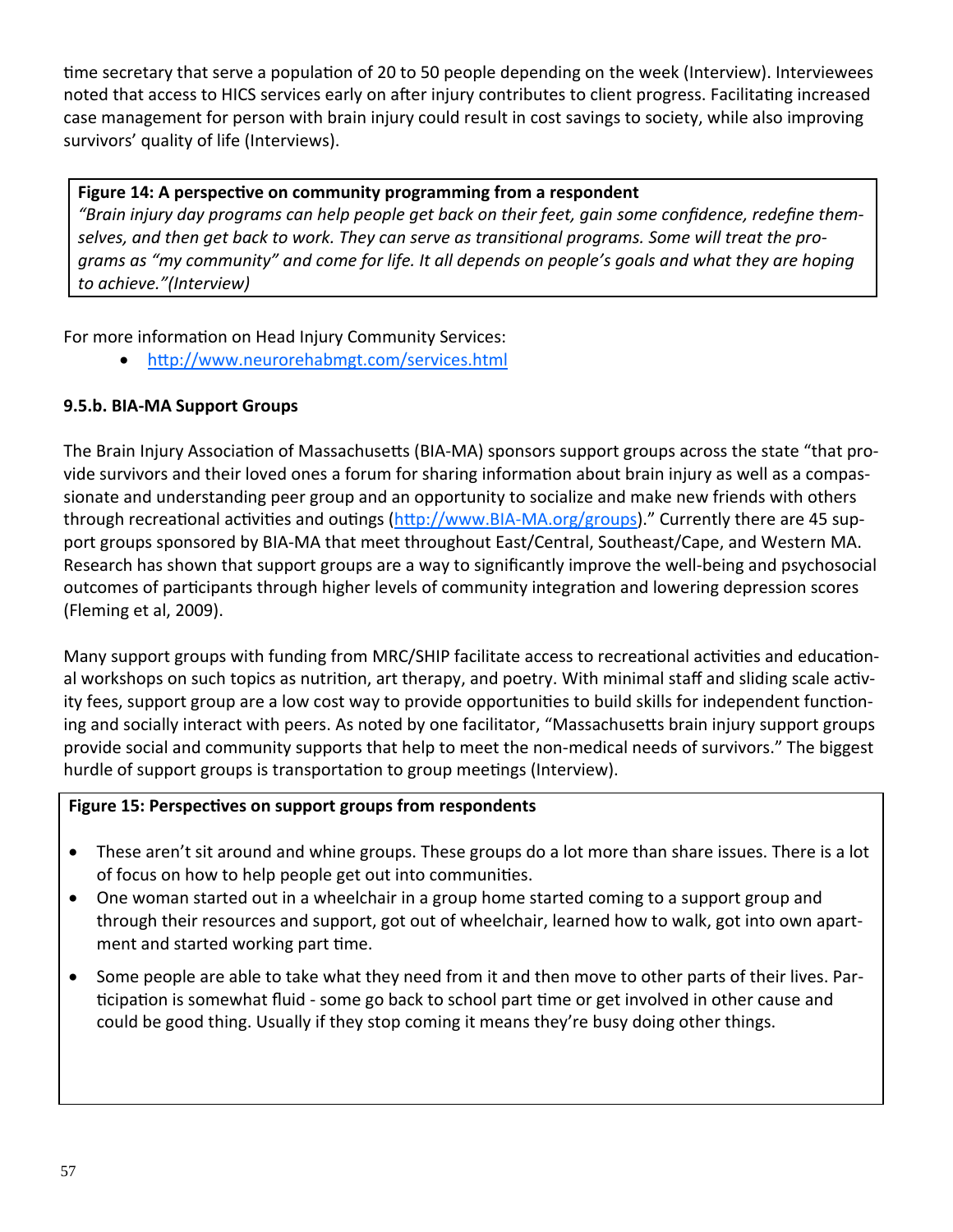time secretary that serve a population of 20 to 50 people depending on the week (Interview). Interviewees noted that access to HICS services early on after injury contributes to client progress. Facilitating increased case management for person with brain injury could result in cost savings to society, while also improving survivors' quality of life (Interviews).

> **Figure 14: A perspective on community programming from a respondent**
> *"Brain injury day programs can help people get back on their feet, gain some confidence, redefine themselves, and then get back to work. They can serve as transitional programs. Some will treat the programs as "my community" and come for life. It all depends on people's goals and what they are hoping to achieve."(Interview)*

For more information on Head Injury Community Services:

- http://www.neurorehabmgt.com/services.html

### 9.5.b. BIA-MA Support Groups

The Brain Injury Association of Massachusetts (BIA-MA) sponsors support groups across the state "that provide survivors and their loved ones a forum for sharing information about brain injury as well as a compassionate and understanding peer group and an opportunity to socialize and make new friends with others through recreational activities and outings (http://www.BIA-MA.org/groups)." Currently there are 45 support groups sponsored by BIA-MA that meet throughout East/Central, Southeast/Cape, and Western MA. Research has shown that support groups are a way to significantly improve the well-being and psychosocial outcomes of participants through higher levels of community integration and lowering depression scores (Fleming et al, 2009).

Many support groups with funding from MRC/SHIP facilitate access to recreational activities and educational workshops on such topics as nutrition, art therapy, and poetry. With minimal staff and sliding scale activity fees, support group are a low cost way to provide opportunities to build skills for independent functioning and socially interact with peers. As noted by one facilitator, "Massachusetts brain injury support groups provide social and community supports that help to meet the non-medical needs of survivors." The biggest hurdle of support groups is transportation to group meetings (Interview).

> **Figure 15: Perspectives on support groups from respondents**
>
> - These aren't sit around and whine groups. These groups do a lot more than share issues. There is a lot of focus on how to help people get out into communities.
> - One woman started out in a wheelchair in a group home started coming to a support group and through their resources and support, got out of wheelchair, learned how to walk, got into own apartment and started working part time.
> - Some people are able to take what they need from it and then move to other parts of their lives. Participation is somewhat fluid - some go back to school part time or get involved in other cause and could be good thing. Usually if they stop coming it means they're busy doing other things.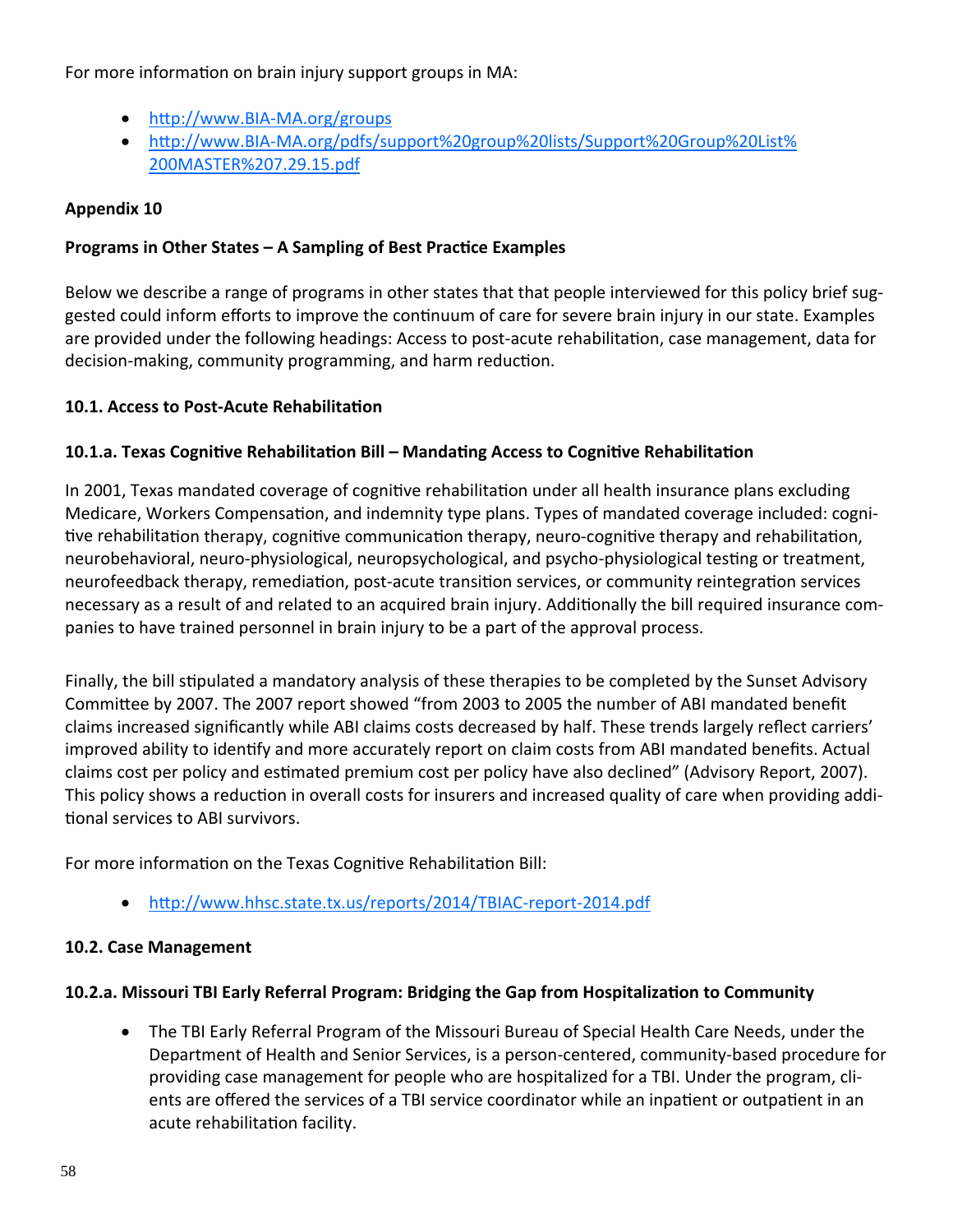For more information on brain injury support groups in MA:

- http://www.BIA-MA.org/groups
- http://www.BIA-MA.org/pdfs/support%20group%20lists/Support%20Group%20List%200MASTER%207.29.15.pdf

**Appendix 10**

**Programs in Other States – A Sampling of Best Practice Examples**

Below we describe a range of programs in other states that that people interviewed for this policy brief suggested could inform efforts to improve the continuum of care for severe brain injury in our state. Examples are provided under the following headings: Access to post-acute rehabilitation, case management, data for decision-making, community programming, and harm reduction.

**10.1. Access to Post-Acute Rehabilitation**

**10.1.a. Texas Cognitive Rehabilitation Bill – Mandating Access to Cognitive Rehabilitation**

In 2001, Texas mandated coverage of cognitive rehabilitation under all health insurance plans excluding Medicare, Workers Compensation, and indemnity type plans. Types of mandated coverage included: cognitive rehabilitation therapy, cognitive communication therapy, neuro-cognitive therapy and rehabilitation, neurobehavioral, neuro-physiological, neuropsychological, and psycho-physiological testing or treatment, neurofeedback therapy, remediation, post-acute transition services, or community reintegration services necessary as a result of and related to an acquired brain injury. Additionally the bill required insurance companies to have trained personnel in brain injury to be a part of the approval process.

Finally, the bill stipulated a mandatory analysis of these therapies to be completed by the Sunset Advisory Committee by 2007. The 2007 report showed "from 2003 to 2005 the number of ABI mandated benefit claims increased significantly while ABI claims costs decreased by half. These trends largely reflect carriers' improved ability to identify and more accurately report on claim costs from ABI mandated benefits. Actual claims cost per policy and estimated premium cost per policy have also declined" (Advisory Report, 2007). This policy shows a reduction in overall costs for insurers and increased quality of care when providing additional services to ABI survivors.

For more information on the Texas Cognitive Rehabilitation Bill:

- http://www.hhsc.state.tx.us/reports/2014/TBIAC-report-2014.pdf

**10.2. Case Management**

**10.2.a. Missouri TBI Early Referral Program: Bridging the Gap from Hospitalization to Community**

- The TBI Early Referral Program of the Missouri Bureau of Special Health Care Needs, under the Department of Health and Senior Services, is a person-centered, community-based procedure for providing case management for people who are hospitalized for a TBI. Under the program, clients are offered the services of a TBI service coordinator while an inpatient or outpatient in an acute rehabilitation facility.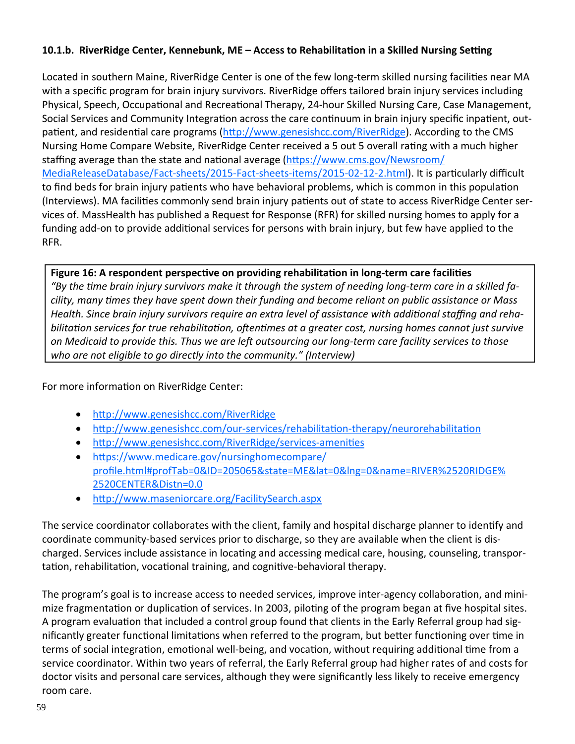### 10.1.b. RiverRidge Center, Kennebunk, ME – Access to Rehabilitation in a Skilled Nursing Setting

Located in southern Maine, RiverRidge Center is one of the few long-term skilled nursing facilities near MA with a specific program for brain injury survivors. RiverRidge offers tailored brain injury services including Physical, Speech, Occupational and Recreational Therapy, 24-hour Skilled Nursing Care, Case Management, Social Services and Community Integration across the care continuum in brain injury specific inpatient, out-patient, and residential care programs (http://www.genesishcc.com/RiverRidge). According to the CMS Nursing Home Compare Website, RiverRidge Center received a 5 out 5 overall rating with a much higher staffing average than the state and national average (https://www.cms.gov/Newsroom/MediaReleaseDatabase/Fact-sheets/2015-Fact-sheets-items/2015-02-12-2.html). It is particularly difficult to find beds for brain injury patients who have behavioral problems, which is common in this population (Interviews). MA facilities commonly send brain injury patients out of state to access RiverRidge Center services of. MassHealth has published a Request for Response (RFR) for skilled nursing homes to apply for a funding add-on to provide additional services for persons with brain injury, but few have applied to the RFR.

**Figure 16: A respondent perspective on providing rehabilitation in long-term care facilities**

*"By the time brain injury survivors make it through the system of needing long-term care in a skilled facility, many times they have spent down their funding and become reliant on public assistance or Mass Health. Since brain injury survivors require an extra level of assistance with additional staffing and rehabilitation services for true rehabilitation, oftentimes at a greater cost, nursing homes cannot just survive on Medicaid to provide this. Thus we are left outsourcing our long-term care facility services to those who are not eligible to go directly into the community." (Interview)*

For more information on RiverRidge Center:

- http://www.genesishcc.com/RiverRidge
- http://www.genesishcc.com/our-services/rehabilitation-therapy/neurorehabilitation
- http://www.genesishcc.com/RiverRidge/services-amenities
- https://www.medicare.gov/nursinghomecompare/profile.html#profTab=0&ID=205065&state=ME&lat=0&lng=0&name=RIVER%2520RIDGE%2520CENTER&Distn=0.0
- http://www.maseniorcare.org/FacilitySearch.aspx

The service coordinator collaborates with the client, family and hospital discharge planner to identify and coordinate community-based services prior to discharge, so they are available when the client is discharged. Services include assistance in locating and accessing medical care, housing, counseling, transportation, rehabilitation, vocational training, and cognitive-behavioral therapy.

The program's goal is to increase access to needed services, improve inter-agency collaboration, and minimize fragmentation or duplication of services. In 2003, piloting of the program began at five hospital sites. A program evaluation that included a control group found that clients in the Early Referral group had significantly greater functional limitations when referred to the program, but better functioning over time in terms of social integration, emotional well-being, and vocation, without requiring additional time from a service coordinator. Within two years of referral, the Early Referral group had higher rates of and costs for doctor visits and personal care services, although they were significantly less likely to receive emergency room care.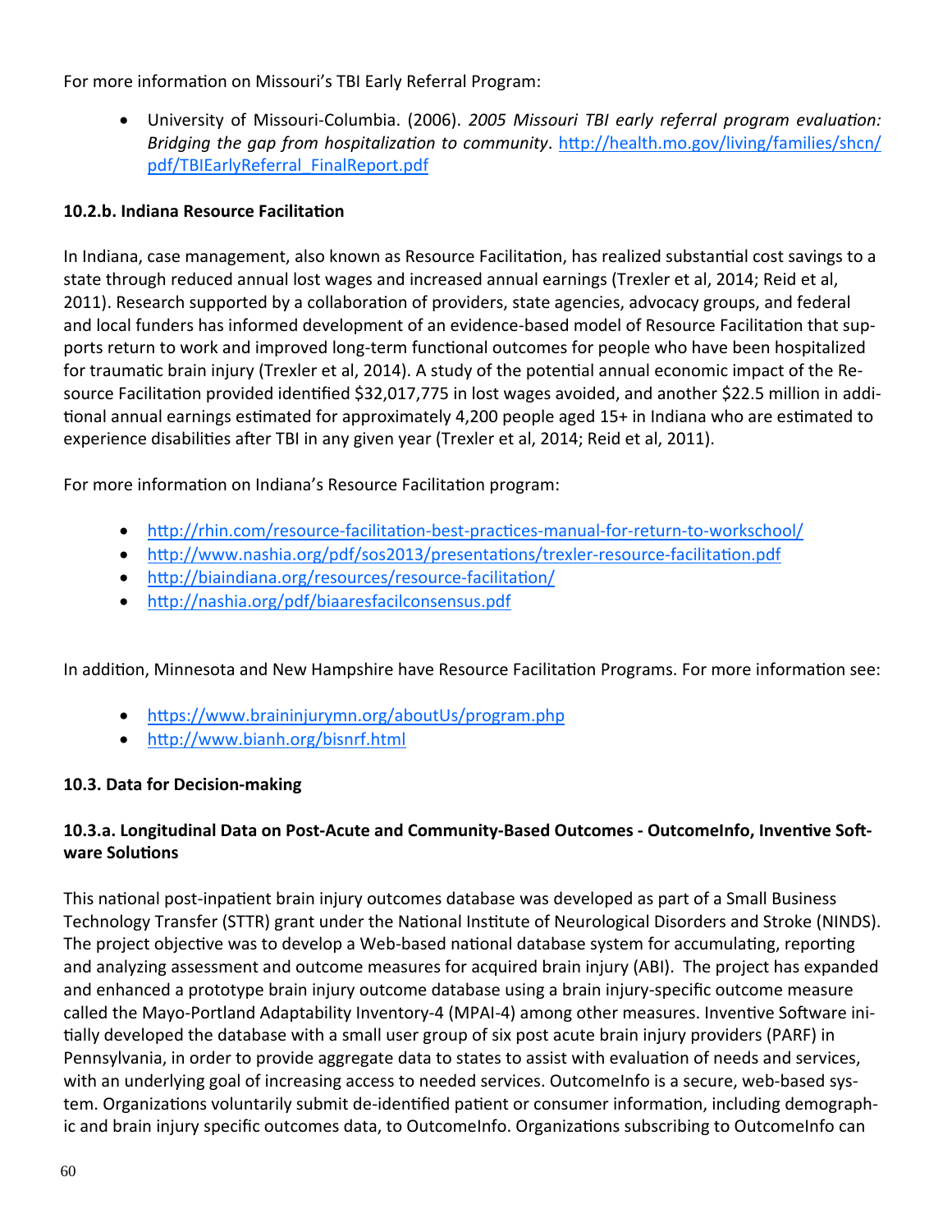For more information on Missouri's TBI Early Referral Program:

- University of Missouri-Columbia. (2006). *2005 Missouri TBI early referral program evaluation: Bridging the gap from hospitalization to community*. http://health.mo.gov/living/families/shcn/pdf/TBIEarlyReferral_FinalReport.pdf

**10.2.b. Indiana Resource Facilitation**

In Indiana, case management, also known as Resource Facilitation, has realized substantial cost savings to a state through reduced annual lost wages and increased annual earnings (Trexler et al, 2014; Reid et al, 2011). Research supported by a collaboration of providers, state agencies, advocacy groups, and federal and local funders has informed development of an evidence-based model of Resource Facilitation that supports return to work and improved long-term functional outcomes for people who have been hospitalized for traumatic brain injury (Trexler et al, 2014). A study of the potential annual economic impact of the Resource Facilitation provided identified $32,017,775 in lost wages avoided, and another $22.5 million in additional annual earnings estimated for approximately 4,200 people aged 15+ in Indiana who are estimated to experience disabilities after TBI in any given year (Trexler et al, 2014; Reid et al, 2011).

For more information on Indiana's Resource Facilitation program:

- http://rhin.com/resource-facilitation-best-practices-manual-for-return-to-workschool/
- http://www.nashia.org/pdf/sos2013/presentations/trexler-resource-facilitation.pdf
- http://biaindiana.org/resources/resource-facilitation/
- http://nashia.org/pdf/biaaresfacilconsensus.pdf

In addition, Minnesota and New Hampshire have Resource Facilitation Programs. For more information see:

- https://www.braininjurymn.org/aboutUs/program.php
- http://www.bianh.org/bisnrf.html

**10.3. Data for Decision-making**

**10.3.a. Longitudinal Data on Post-Acute and Community-Based Outcomes - OutcomeInfo, Inventive Software Solutions**

This national post-inpatient brain injury outcomes database was developed as part of a Small Business Technology Transfer (STTR) grant under the National Institute of Neurological Disorders and Stroke (NINDS). The project objective was to develop a Web-based national database system for accumulating, reporting and analyzing assessment and outcome measures for acquired brain injury (ABI). The project has expanded and enhanced a prototype brain injury outcome database using a brain injury-specific outcome measure called the Mayo-Portland Adaptability Inventory-4 (MPAI-4) among other measures. Inventive Software initially developed the database with a small user group of six post acute brain injury providers (PARF) in Pennsylvania, in order to provide aggregate data to states to assist with evaluation of needs and services, with an underlying goal of increasing access to needed services. OutcomeInfo is a secure, web-based system. Organizations voluntarily submit de-identified patient or consumer information, including demographic and brain injury specific outcomes data, to OutcomeInfo. Organizations subscribing to OutcomeInfo can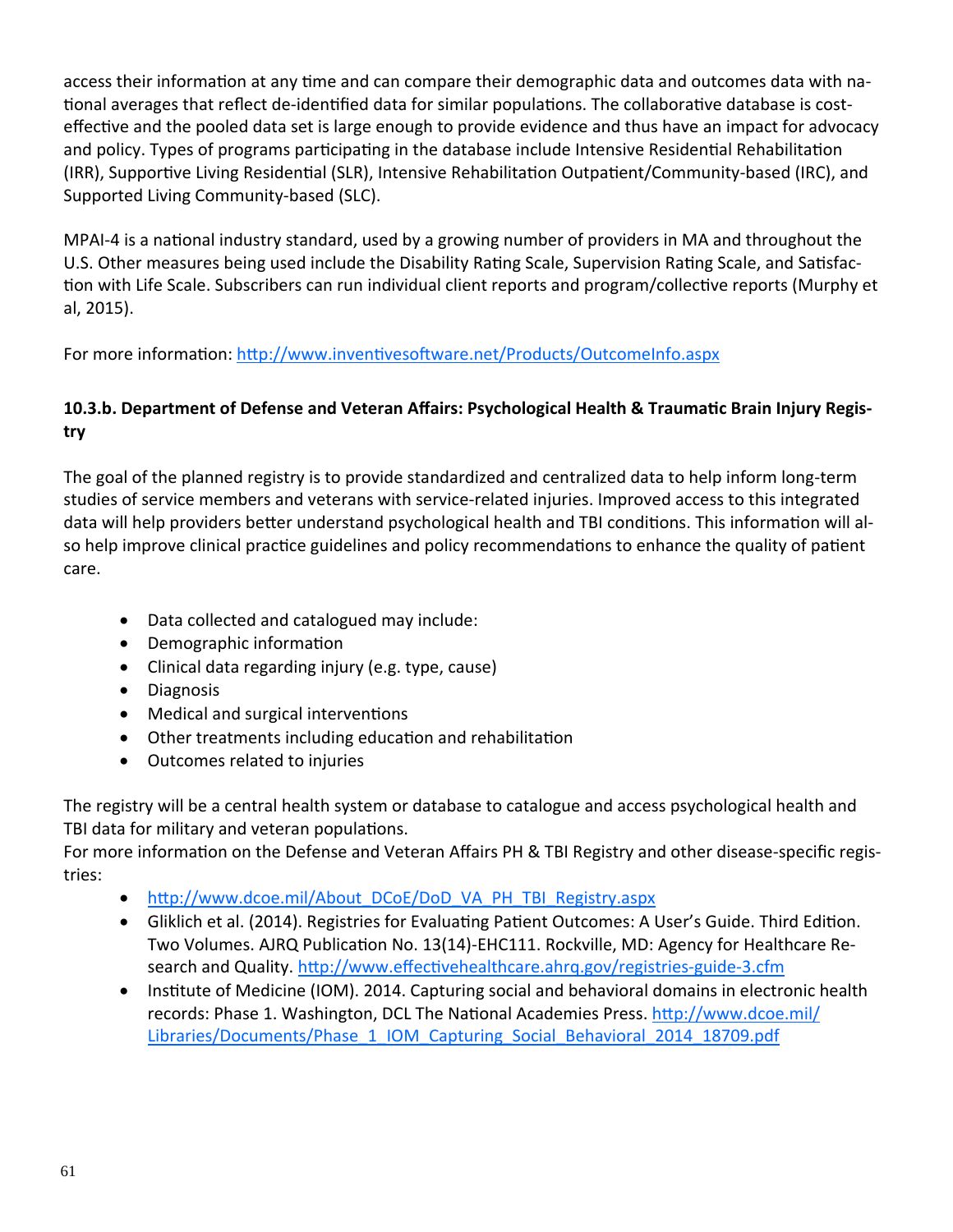access their information at any time and can compare their demographic data and outcomes data with national averages that reflect de-identified data for similar populations. The collaborative database is cost-effective and the pooled data set is large enough to provide evidence and thus have an impact for advocacy and policy. Types of programs participating in the database include Intensive Residential Rehabilitation (IRR), Supportive Living Residential (SLR), Intensive Rehabilitation Outpatient/Community-based (IRC), and Supported Living Community-based (SLC).

MPAI-4 is a national industry standard, used by a growing number of providers in MA and throughout the U.S. Other measures being used include the Disability Rating Scale, Supervision Rating Scale, and Satisfaction with Life Scale. Subscribers can run individual client reports and program/collective reports (Murphy et al, 2015).

For more information: [http://www.inventivesoftware.net/Products/OutcomeInfo.aspx](http://www.inventivesoftware.net/Products/OutcomeInfo.aspx)

### 10.3.b. Department of Defense and Veteran Affairs: Psychological Health & Traumatic Brain Injury Registry

The goal of the planned registry is to provide standardized and centralized data to help inform long-term studies of service members and veterans with service-related injuries. Improved access to this integrated data will help providers better understand psychological health and TBI conditions. This information will also help improve clinical practice guidelines and policy recommendations to enhance the quality of patient care.

- Data collected and catalogued may include:
- Demographic information
- Clinical data regarding injury (e.g. type, cause)
- Diagnosis
- Medical and surgical interventions
- Other treatments including education and rehabilitation
- Outcomes related to injuries

The registry will be a central health system or database to catalogue and access psychological health and TBI data for military and veteran populations.
For more information on the Defense and Veteran Affairs PH & TBI Registry and other disease-specific registries:

- [http://www.dcoe.mil/About_DCoE/DoD_VA_PH_TBI_Registry.aspx](http://www.dcoe.mil/About_DCoE/DoD_VA_PH_TBI_Registry.aspx)
- Gliklich et al. (2014). Registries for Evaluating Patient Outcomes: A User's Guide. Third Edition. Two Volumes. AJRQ Publication No. 13(14)-EHC111. Rockville, MD: Agency for Healthcare Research and Quality. [http://www.effectivehealthcare.ahrq.gov/registries-guide-3.cfm](http://www.effectivehealthcare.ahrq.gov/registries-guide-3.cfm)
- Institute of Medicine (IOM). 2014. Capturing social and behavioral domains in electronic health records: Phase 1. Washington, DCL The National Academies Press. [http://www.dcoe.mil/Libraries/Documents/Phase_1_IOM_Capturing_Social_Behavioral_2014_18709.pdf](http://www.dcoe.mil/Libraries/Documents/Phase_1_IOM_Capturing_Social_Behavioral_2014_18709.pdf)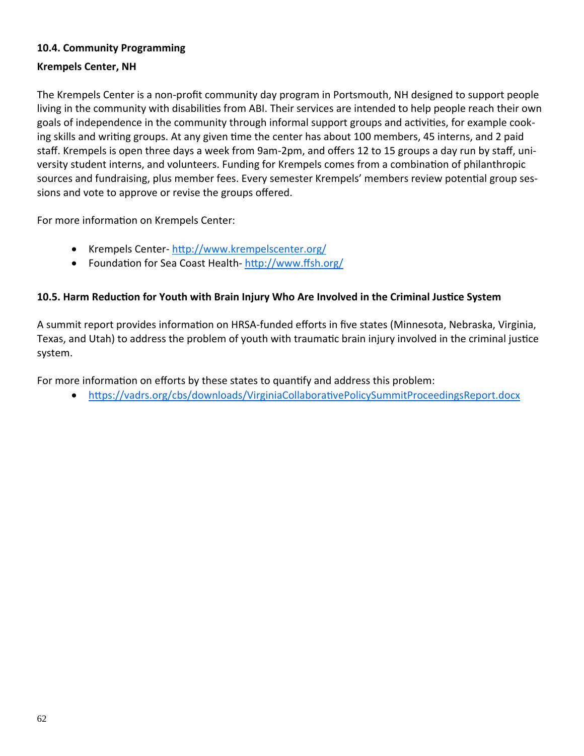### 10.4. Community Programming

**Krempels Center, NH**

The Krempels Center is a non-profit community day program in Portsmouth, NH designed to support people living in the community with disabilities from ABI. Their services are intended to help people reach their own goals of independence in the community through informal support groups and activities, for example cooking skills and writing groups. At any given time the center has about 100 members, 45 interns, and 2 paid staff. Krempels is open three days a week from 9am-2pm, and offers 12 to 15 groups a day run by staff, university student interns, and volunteers. Funding for Krempels comes from a combination of philanthropic sources and fundraising, plus member fees. Every semester Krempels' members review potential group sessions and vote to approve or revise the groups offered.

For more information on Krempels Center:

- Krempels Center- http://www.krempelscenter.org/
- Foundation for Sea Coast Health- http://www.ffsh.org/

### 10.5. Harm Reduction for Youth with Brain Injury Who Are Involved in the Criminal Justice System

A summit report provides information on HRSA-funded efforts in five states (Minnesota, Nebraska, Virginia, Texas, and Utah) to address the problem of youth with traumatic brain injury involved in the criminal justice system.

For more information on efforts by these states to quantify and address this problem:

- https://vadrs.org/cbs/downloads/VirginiaCollaborativePolicySummitProceedingsReport.docx